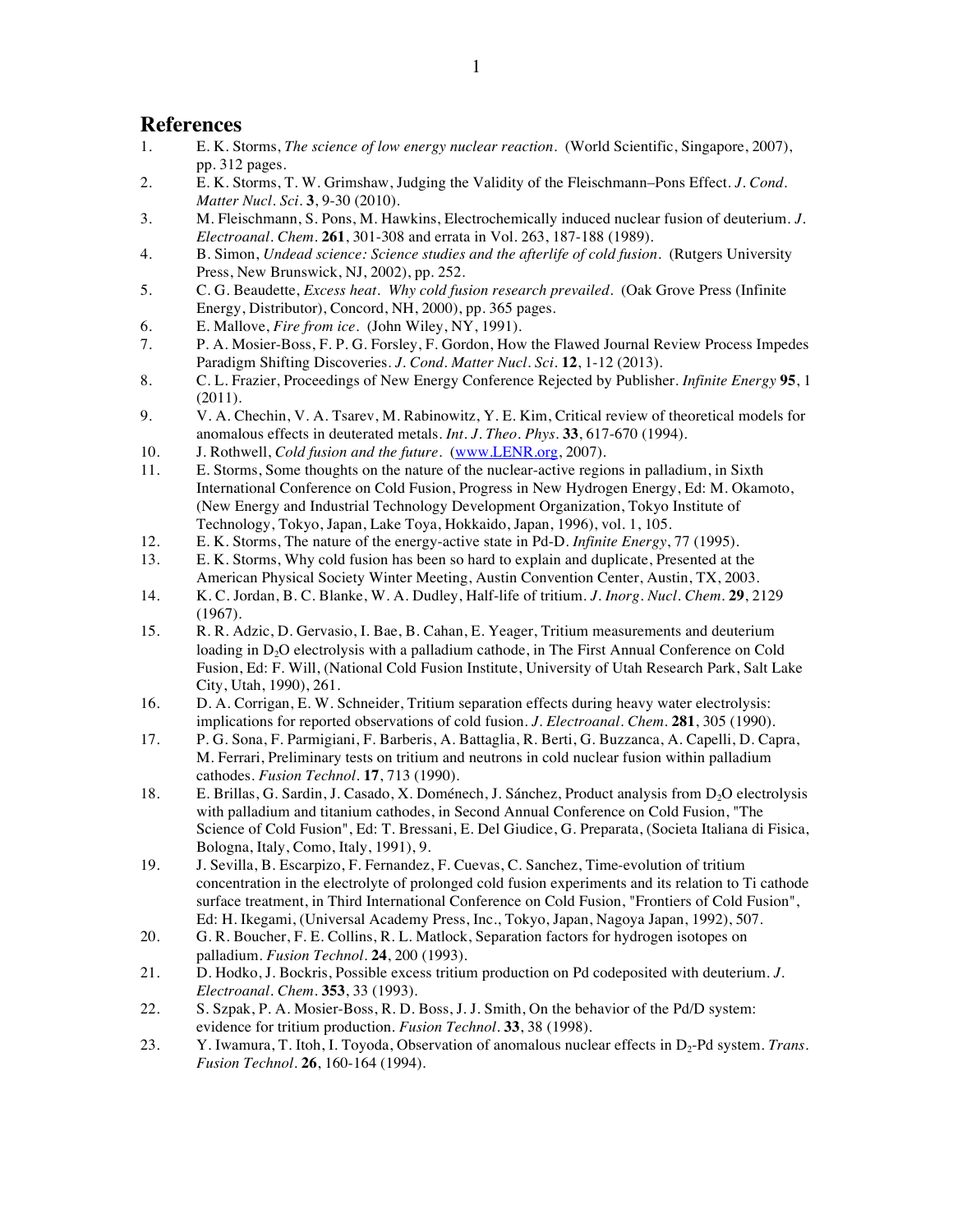# References

1. E. K. Storms, *The science of low energy nuclear reaction*. (World Scientific, Singapore, 2007), pp. 312 pages.
2. E. K. Storms, T. W. Grimshaw, Judging the Validity of the Fleischmann–Pons Effect. *J. Cond. Matter Nucl. Sci.* **3**, 9-30 (2010).
3. M. Fleischmann, S. Pons, M. Hawkins, Electrochemically induced nuclear fusion of deuterium. *J. Electroanal. Chem.* **261**, 301-308 and errata in Vol. 263, 187-188 (1989).
4. B. Simon, *Undead science: Science studies and the afterlife of cold fusion*. (Rutgers University Press, New Brunswick, NJ, 2002), pp. 252.
5. C. G. Beaudette, *Excess heat. Why cold fusion research prevailed*. (Oak Grove Press (Infinite Energy, Distributor), Concord, NH, 2000), pp. 365 pages.
6. E. Mallove, *Fire from ice*. (John Wiley, NY, 1991).
7. P. A. Mosier-Boss, F. P. G. Forsley, F. Gordon, How the Flawed Journal Review Process Impedes Paradigm Shifting Discoveries. *J. Cond. Matter Nucl. Sci.* **12**, 1-12 (2013).
8. C. L. Frazier, Proceedings of New Energy Conference Rejected by Publisher. *Infinite Energy* **95**, 1 (2011).
9. V. A. Chechin, V. A. Tsarev, M. Rabinowitz, Y. E. Kim, Critical review of theoretical models for anomalous effects in deuterated metals. *Int. J. Theo. Phys.* **33**, 617-670 (1994).
10. J. Rothwell, *Cold fusion and the future*. (www.LENR.org, 2007).
11. E. Storms, Some thoughts on the nature of the nuclear-active regions in palladium, in Sixth International Conference on Cold Fusion, Progress in New Hydrogen Energy, Ed: M. Okamoto, (New Energy and Industrial Technology Development Organization, Tokyo Institute of Technology, Tokyo, Japan, Lake Toya, Hokkaido, Japan, 1996), vol. 1, 105.
12. E. K. Storms, The nature of the energy-active state in Pd-D. *Infinite Energy*, 77 (1995).
13. E. K. Storms, Why cold fusion has been so hard to explain and duplicate, Presented at the American Physical Society Winter Meeting, Austin Convention Center, Austin, TX, 2003.
14. K. C. Jordan, B. C. Blanke, W. A. Dudley, Half-life of tritium. *J. Inorg. Nucl. Chem.* **29**, 2129 (1967).
15. R. R. Adzic, D. Gervasio, I. Bae, B. Cahan, E. Yeager, Tritium measurements and deuterium loading in $D_2O$ electrolysis with a palladium cathode, in The First Annual Conference on Cold Fusion, Ed: F. Will, (National Cold Fusion Institute, University of Utah Research Park, Salt Lake City, Utah, 1990), 261.
16. D. A. Corrigan, E. W. Schneider, Tritium separation effects during heavy water electrolysis: implications for reported observations of cold fusion. *J. Electroanal. Chem.* **281**, 305 (1990).
17. P. G. Sona, F. Parmigiani, F. Barberis, A. Battaglia, R. Berti, G. Buzzanca, A. Capelli, D. Capra, M. Ferrari, Preliminary tests on tritium and neutrons in cold nuclear fusion within palladium cathodes. *Fusion Technol.* **17**, 713 (1990).
18. E. Brillas, G. Sardin, J. Casado, X. Doménech, J. Sánchez, Product analysis from $D_2O$ electrolysis with palladium and titanium cathodes, in Second Annual Conference on Cold Fusion, "The Science of Cold Fusion", Ed: T. Bressani, E. Del Giudice, G. Preparata, (Societa Italiana di Fisica, Bologna, Italy, Como, Italy, 1991), 9.
19. J. Sevilla, B. Escarpizo, F. Fernandez, F. Cuevas, C. Sanchez, Time-evolution of tritium concentration in the electrolyte of prolonged cold fusion experiments and its relation to Ti cathode surface treatment, in Third International Conference on Cold Fusion, "Frontiers of Cold Fusion", Ed: H. Ikegami, (Universal Academy Press, Inc., Tokyo, Japan, Nagoya Japan, 1992), 507.
20. G. R. Boucher, F. E. Collins, R. L. Matlock, Separation factors for hydrogen isotopes on palladium. *Fusion Technol.* **24**, 200 (1993).
21. D. Hodko, J. Bockris, Possible excess tritium production on Pd codeposited with deuterium. *J. Electroanal. Chem.* **353**, 33 (1993).
22. S. Szpak, P. A. Mosier-Boss, R. D. Boss, J. J. Smith, On the behavior of the Pd/D system: evidence for tritium production. *Fusion Technol.* **33**, 38 (1998).
23. Y. Iwamura, T. Itoh, I. Toyoda, Observation of anomalous nuclear effects in $D_2$-Pd system. *Trans. Fusion Technol.* **26**, 160-164 (1994).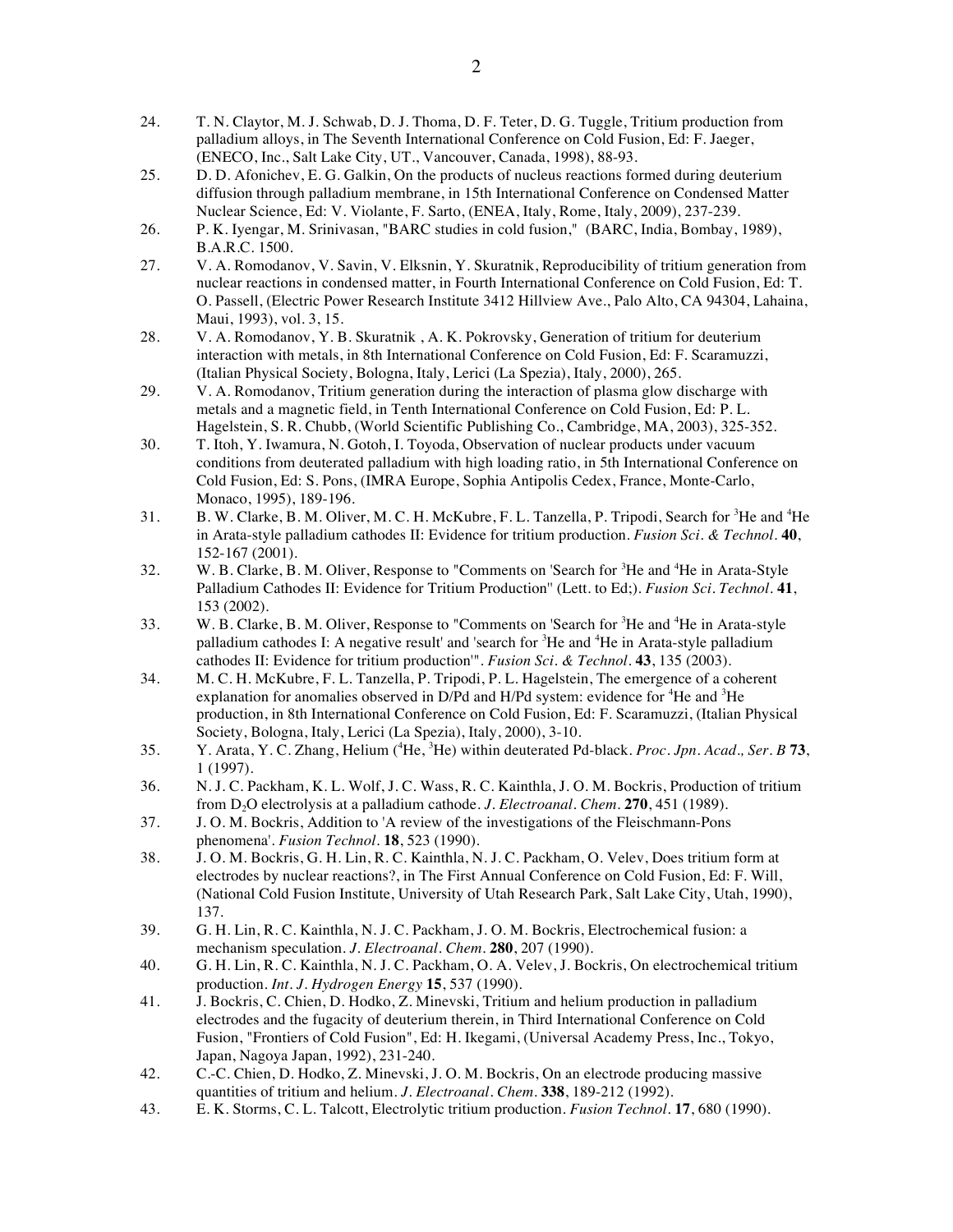24. T. N. Claytor, M. J. Schwab, D. J. Thoma, D. F. Teter, D. G. Tuggle, Tritium production from palladium alloys, in The Seventh International Conference on Cold Fusion, Ed: F. Jaeger, (ENECO, Inc., Salt Lake City, UT., Vancouver, Canada, 1998), 88-93.
25. D. D. Afonichev, E. G. Galkin, On the products of nucleus reactions formed during deuterium diffusion through palladium membrane, in 15th International Conference on Condensed Matter Nuclear Science, Ed: V. Violante, F. Sarto, (ENEA, Italy, Rome, Italy, 2009), 237-239.
26. P. K. Iyengar, M. Srinivasan, "BARC studies in cold fusion," (BARC, India, Bombay, 1989), B.A.R.C. 1500.
27. V. A. Romodanov, V. Savin, V. Elksnin, Y. Skuratnik, Reproducibility of tritium generation from nuclear reactions in condensed matter, in Fourth International Conference on Cold Fusion, Ed: T. O. Passell, (Electric Power Research Institute 3412 Hillview Ave., Palo Alto, CA 94304, Lahaina, Maui, 1993), vol. 3, 15.
28. V. A. Romodanov, Y. B. Skuratnik , A. K. Pokrovsky, Generation of tritium for deuterium interaction with metals, in 8th International Conference on Cold Fusion, Ed: F. Scaramuzzi, (Italian Physical Society, Bologna, Italy, Lerici (La Spezia), Italy, 2000), 265.
29. V. A. Romodanov, Tritium generation during the interaction of plasma glow discharge with metals and a magnetic field, in Tenth International Conference on Cold Fusion, Ed: P. L. Hagelstein, S. R. Chubb, (World Scientific Publishing Co., Cambridge, MA, 2003), 325-352.
30. T. Itoh, Y. Iwamura, N. Gotoh, I. Toyoda, Observation of nuclear products under vacuum conditions from deuterated palladium with high loading ratio, in 5th International Conference on Cold Fusion, Ed: S. Pons, (IMRA Europe, Sophia Antipolis Cedex, France, Monte-Carlo, Monaco, 1995), 189-196.
31. B. W. Clarke, B. M. Oliver, M. C. H. McKubre, F. L. Tanzella, P. Tripodi, Search for $^{3}$He and $^{4}$He in Arata-style palladium cathodes II: Evidence for tritium production. *Fusion Sci. & Technol.* **40**, 152-167 (2001).
32. W. B. Clarke, B. M. Oliver, Response to "Comments on 'Search for $^{3}$He and $^{4}$He in Arata-Style Palladium Cathodes II: Evidence for Tritium Production" (Lett. to Ed;). *Fusion Sci. Technol.* **41**, 153 (2002).
33. W. B. Clarke, B. M. Oliver, Response to "Comments on 'Search for $^{3}$He and $^{4}$He in Arata-style palladium cathodes I: A negative result' and 'search for $^{3}$He and $^{4}$He in Arata-style palladium cathodes II: Evidence for tritium production'". *Fusion Sci. & Technol.* **43**, 135 (2003).
34. M. C. H. McKubre, F. L. Tanzella, P. Tripodi, P. L. Hagelstein, The emergence of a coherent explanation for anomalies observed in D/Pd and H/Pd system: evidence for $^{4}$He and $^{3}$He production, in 8th International Conference on Cold Fusion, Ed: F. Scaramuzzi, (Italian Physical Society, Bologna, Italy, Lerici (La Spezia), Italy, 2000), 3-10.
35. Y. Arata, Y. C. Zhang, Helium ($^{4}$He, $^{3}$He) within deuterated Pd-black. *Proc. Jpn. Acad., Ser. B* **73**, 1 (1997).
36. N. J. C. Packham, K. L. Wolf, J. C. Wass, R. C. Kainthla, J. O. M. Bockris, Production of tritium from $D_2O$ electrolysis at a palladium cathode. *J. Electroanal. Chem.* **270**, 451 (1989).
37. J. O. M. Bockris, Addition to 'A review of the investigations of the Fleischmann-Pons phenomena'. *Fusion Technol.* **18**, 523 (1990).
38. J. O. M. Bockris, G. H. Lin, R. C. Kainthla, N. J. C. Packham, O. Velev, Does tritium form at electrodes by nuclear reactions?, in The First Annual Conference on Cold Fusion, Ed: F. Will, (National Cold Fusion Institute, University of Utah Research Park, Salt Lake City, Utah, 1990), 137.
39. G. H. Lin, R. C. Kainthla, N. J. C. Packham, J. O. M. Bockris, Electrochemical fusion: a mechanism speculation. *J. Electroanal. Chem.* **280**, 207 (1990).
40. G. H. Lin, R. C. Kainthla, N. J. C. Packham, O. A. Velev, J. Bockris, On electrochemical tritium production. *Int. J. Hydrogen Energy* **15**, 537 (1990).
41. J. Bockris, C. Chien, D. Hodko, Z. Minevski, Tritium and helium production in palladium electrodes and the fugacity of deuterium therein, in Third International Conference on Cold Fusion, "Frontiers of Cold Fusion", Ed: H. Ikegami, (Universal Academy Press, Inc., Tokyo, Japan, Nagoya Japan, 1992), 231-240.
42. C.-C. Chien, D. Hodko, Z. Minevski, J. O. M. Bockris, On an electrode producing massive quantities of tritium and helium. *J. Electroanal. Chem.* **338**, 189-212 (1992).
43. E. K. Storms, C. L. Talcott, Electrolytic tritium production. *Fusion Technol.* **17**, 680 (1990).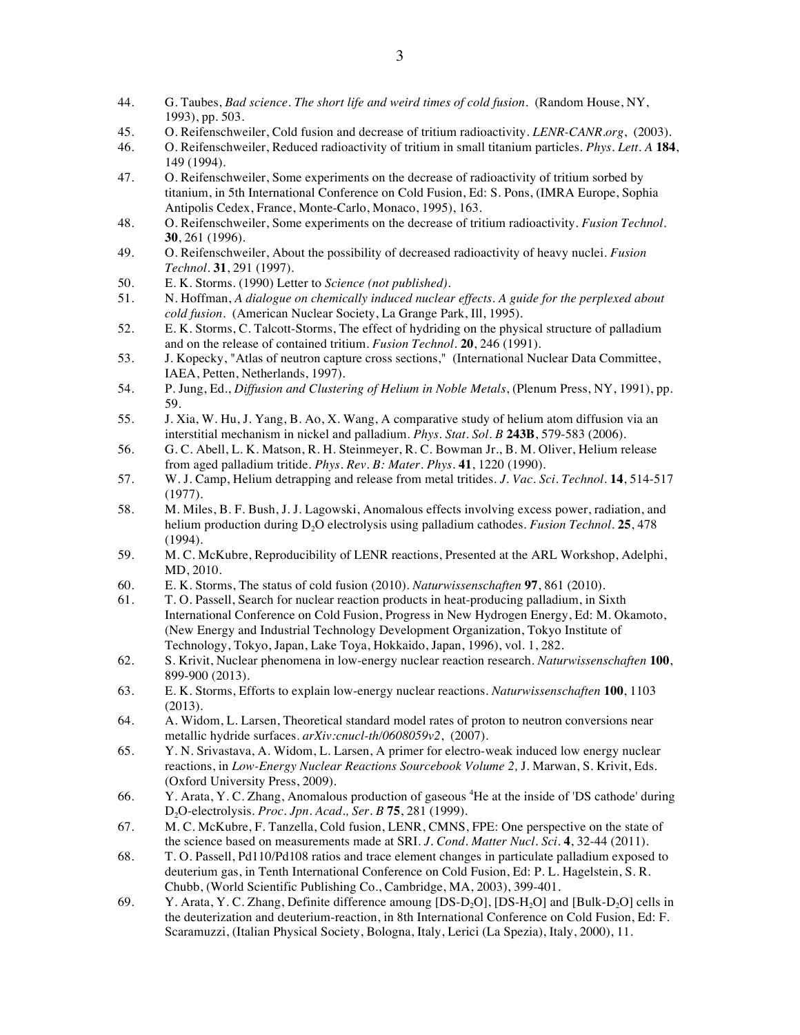44. G. Taubes, *Bad science. The short life and weird times of cold fusion.* (Random House, NY, 1993), pp. 503.
45. O. Reifenschweiler, Cold fusion and decrease of tritium radioactivity. *LENR-CANR.org*, (2003).
46. O. Reifenschweiler, Reduced radioactivity of tritium in small titanium particles. *Phys. Lett. A* **184**, 149 (1994).
47. O. Reifenschweiler, Some experiments on the decrease of radioactivity of tritium sorbed by titanium, in 5th International Conference on Cold Fusion, Ed: S. Pons, (IMRA Europe, Sophia Antipolis Cedex, France, Monte-Carlo, Monaco, 1995), 163.
48. O. Reifenschweiler, Some experiments on the decrease of tritium radioactivity. *Fusion Technol.* **30**, 261 (1996).
49. O. Reifenschweiler, About the possibility of decreased radioactivity of heavy nuclei. *Fusion Technol.* **31**, 291 (1997).
50. E. K. Storms. (1990) Letter to *Science (not published)*.
51. N. Hoffman, *A dialogue on chemically induced nuclear effects. A guide for the perplexed about cold fusion.* (American Nuclear Society, La Grange Park, Ill, 1995).
52. E. K. Storms, C. Talcott-Storms, The effect of hydriding on the physical structure of palladium and on the release of contained tritium. *Fusion Technol.* **20**, 246 (1991).
53. J. Kopecky, "Atlas of neutron capture cross sections," (International Nuclear Data Committee, IAEA, Petten, Netherlands, 1997).
54. P. Jung, Ed., *Diffusion and Clustering of Helium in Noble Metals*, (Plenum Press, NY, 1991), pp. 59.
55. J. Xia, W. Hu, J. Yang, B. Ao, X. Wang, A comparative study of helium atom diffusion via an interstitial mechanism in nickel and palladium. *Phys. Stat. Sol. B* **243B**, 579-583 (2006).
56. G. C. Abell, L. K. Matson, R. H. Steinmeyer, R. C. Bowman Jr., B. M. Oliver, Helium release from aged palladium tritide. *Phys. Rev. B: Mater. Phys.* **41**, 1220 (1990).
57. W. J. Camp, Helium detrapping and release from metal tritides. *J. Vac. Sci. Technol.* **14**, 514-517 (1977).
58. M. Miles, B. F. Bush, J. J. Lagowski, Anomalous effects involving excess power, radiation, and helium production during $D_2O$ electrolysis using palladium cathodes. *Fusion Technol.* **25**, 478 (1994).
59. M. C. McKubre, Reproducibility of LENR reactions, Presented at the ARL Workshop, Adelphi, MD, 2010.
60. E. K. Storms, The status of cold fusion (2010). *Naturwissenschaften* **97**, 861 (2010).
61. T. O. Passell, Search for nuclear reaction products in heat-producing palladium, in Sixth International Conference on Cold Fusion, Progress in New Hydrogen Energy, Ed: M. Okamoto, (New Energy and Industrial Technology Development Organization, Tokyo Institute of Technology, Tokyo, Japan, Lake Toya, Hokkaido, Japan, 1996), vol. 1, 282.
62. S. Krivit, Nuclear phenomena in low-energy nuclear reaction research. *Naturwissenschaften* **100**, 899-900 (2013).
63. E. K. Storms, Efforts to explain low-energy nuclear reactions. *Naturwissenschaften* **100**, 1103 (2013).
64. A. Widom, L. Larsen, Theoretical standard model rates of proton to neutron conversions near metallic hydride surfaces. *arXiv:cnucl-th/0608059v2*, (2007).
65. Y. N. Srivastava, A. Widom, L. Larsen, A primer for electro-weak induced low energy nuclear reactions, in *Low-Energy Nuclear Reactions Sourcebook Volume 2,* J. Marwan, S. Krivit, Eds. (Oxford University Press, 2009).
66. Y. Arata, Y. C. Zhang, Anomalous production of gaseous $^4$He at the inside of 'DS cathode' during $D_2O$-electrolysis. *Proc. Jpn. Acad., Ser. B* **75**, 281 (1999).
67. M. C. McKubre, F. Tanzella, Cold fusion, LENR, CMNS, FPE: One perspective on the state of the science based on measurements made at SRI. *J. Cond. Matter Nucl. Sci.* **4**, 32-44 (2011).
68. T. O. Passell, Pd110/Pd108 ratios and trace element changes in particulate palladium exposed to deuterium gas, in Tenth International Conference on Cold Fusion, Ed: P. L. Hagelstein, S. R. Chubb, (World Scientific Publishing Co., Cambridge, MA, 2003), 399-401.
69. Y. Arata, Y. C. Zhang, Definite difference amoung [DS-$D_2O$], [DS-$H_2O$] and [Bulk-$D_2O$] cells in the deuterization and deuterium-reaction, in 8th International Conference on Cold Fusion, Ed: F. Scaramuzzi, (Italian Physical Society, Bologna, Italy, Lerici (La Spezia), Italy, 2000), 11.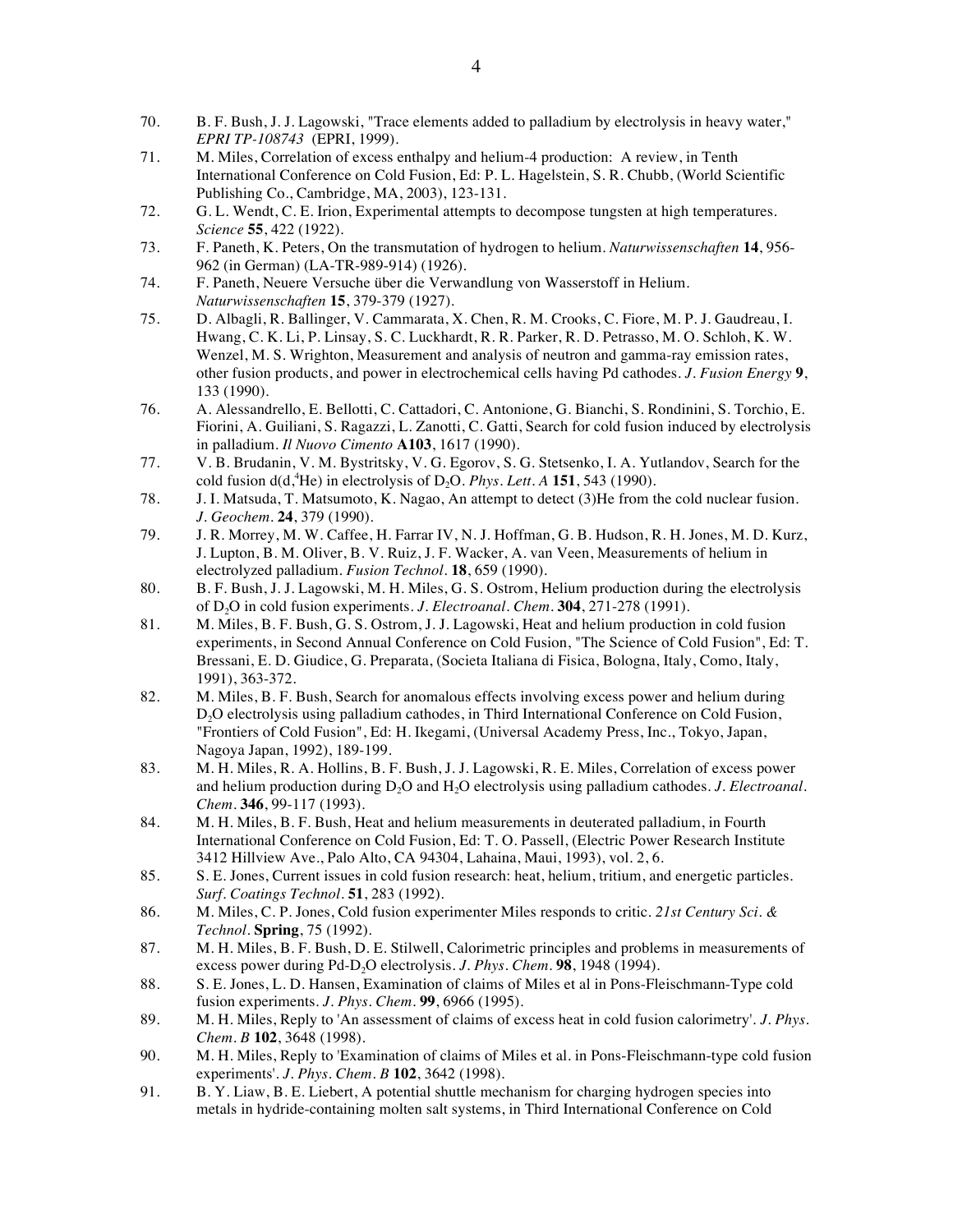70. B. F. Bush, J. J. Lagowski, "Trace elements added to palladium by electrolysis in heavy water," *EPRI TP-108743* (EPRI, 1999).
71. M. Miles, Correlation of excess enthalpy and helium-4 production: A review, in Tenth International Conference on Cold Fusion, Ed: P. L. Hagelstein, S. R. Chubb, (World Scientific Publishing Co., Cambridge, MA, 2003), 123-131.
72. G. L. Wendt, C. E. Irion, Experimental attempts to decompose tungsten at high temperatures. *Science* **55**, 422 (1922).
73. F. Paneth, K. Peters, On the transmutation of hydrogen to helium. *Naturwissenschaften* **14**, 956-962 (in German) (LA-TR-989-914) (1926).
74. F. Paneth, Neuere Versuche über die Verwandlung von Wasserstoff in Helium. *Naturwissenschaften* **15**, 379-379 (1927).
75. D. Albagli, R. Ballinger, V. Cammarata, X. Chen, R. M. Crooks, C. Fiore, M. P. J. Gaudreau, I. Hwang, C. K. Li, P. Linsay, S. C. Luckhardt, R. R. Parker, R. D. Petrasso, M. O. Schloh, K. W. Wenzel, M. S. Wrighton, Measurement and analysis of neutron and gamma-ray emission rates, other fusion products, and power in electrochemical cells having Pd cathodes. *J. Fusion Energy* **9**, 133 (1990).
76. A. Alessandrello, E. Bellotti, C. Cattadori, C. Antonione, G. Bianchi, S. Rondinini, S. Torchio, E. Fiorini, A. Guiliani, S. Ragazzi, L. Zanotti, C. Gatti, Search for cold fusion induced by electrolysis in palladium. *Il Nuovo Cimento* **A103**, 1617 (1990).
77. V. B. Brudanin, V. M. Bystritsky, V. G. Egorov, S. G. Stetsenko, I. A. Yutlandov, Search for the cold fusion d(d,$^4$He) in electrolysis of $D_2O$. *Phys. Lett. A* **151**, 543 (1990).
78. J. I. Matsuda, T. Matsumoto, K. Nagao, An attempt to detect (3)He from the cold nuclear fusion. *J. Geochem.* **24**, 379 (1990).
79. J. R. Morrey, M. W. Caffee, H. Farrar IV, N. J. Hoffman, G. B. Hudson, R. H. Jones, M. D. Kurz, J. Lupton, B. M. Oliver, B. V. Ruiz, J. F. Wacker, A. van Veen, Measurements of helium in electrolyzed palladium. *Fusion Technol.* **18**, 659 (1990).
80. B. F. Bush, J. J. Lagowski, M. H. Miles, G. S. Ostrom, Helium production during the electrolysis of $D_2O$ in cold fusion experiments. *J. Electroanal. Chem.* **304**, 271-278 (1991).
81. M. Miles, B. F. Bush, G. S. Ostrom, J. J. Lagowski, Heat and helium production in cold fusion experiments, in Second Annual Conference on Cold Fusion, "The Science of Cold Fusion", Ed: T. Bressani, E. D. Giudice, G. Preparata, (Societa Italiana di Fisica, Bologna, Italy, Como, Italy, 1991), 363-372.
82. M. Miles, B. F. Bush, Search for anomalous effects involving excess power and helium during $D_2O$ electrolysis using palladium cathodes, in Third International Conference on Cold Fusion, "Frontiers of Cold Fusion", Ed: H. Ikegami, (Universal Academy Press, Inc., Tokyo, Japan, Nagoya Japan, 1992), 189-199.
83. M. H. Miles, R. A. Hollins, B. F. Bush, J. J. Lagowski, R. E. Miles, Correlation of excess power and helium production during $D_2O$ and $H_2O$ electrolysis using palladium cathodes. *J. Electroanal. Chem.* **346**, 99-117 (1993).
84. M. H. Miles, B. F. Bush, Heat and helium measurements in deuterated palladium, in Fourth International Conference on Cold Fusion, Ed: T. O. Passell, (Electric Power Research Institute 3412 Hillview Ave., Palo Alto, CA 94304, Lahaina, Maui, 1993), vol. 2, 6.
85. S. E. Jones, Current issues in cold fusion research: heat, helium, tritium, and energetic particles. *Surf. Coatings Technol.* **51**, 283 (1992).
86. M. Miles, C. P. Jones, Cold fusion experimenter Miles responds to critic. *21st Century Sci. & Technol.* **Spring**, 75 (1992).
87. M. H. Miles, B. F. Bush, D. E. Stilwell, Calorimetric principles and problems in measurements of excess power during Pd-$D_2O$ electrolysis. *J. Phys. Chem.* **98**, 1948 (1994).
88. S. E. Jones, L. D. Hansen, Examination of claims of Miles et al in Pons-Fleischmann-Type cold fusion experiments. *J. Phys. Chem.* **99**, 6966 (1995).
89. M. H. Miles, Reply to 'An assessment of claims of excess heat in cold fusion calorimetry'. *J. Phys. Chem. B* **102**, 3648 (1998).
90. M. H. Miles, Reply to 'Examination of claims of Miles et al. in Pons-Fleischmann-type cold fusion experiments'. *J. Phys. Chem. B* **102**, 3642 (1998).
91. B. Y. Liaw, B. E. Liebert, A potential shuttle mechanism for charging hydrogen species into metals in hydride-containing molten salt systems, in Third International Conference on Cold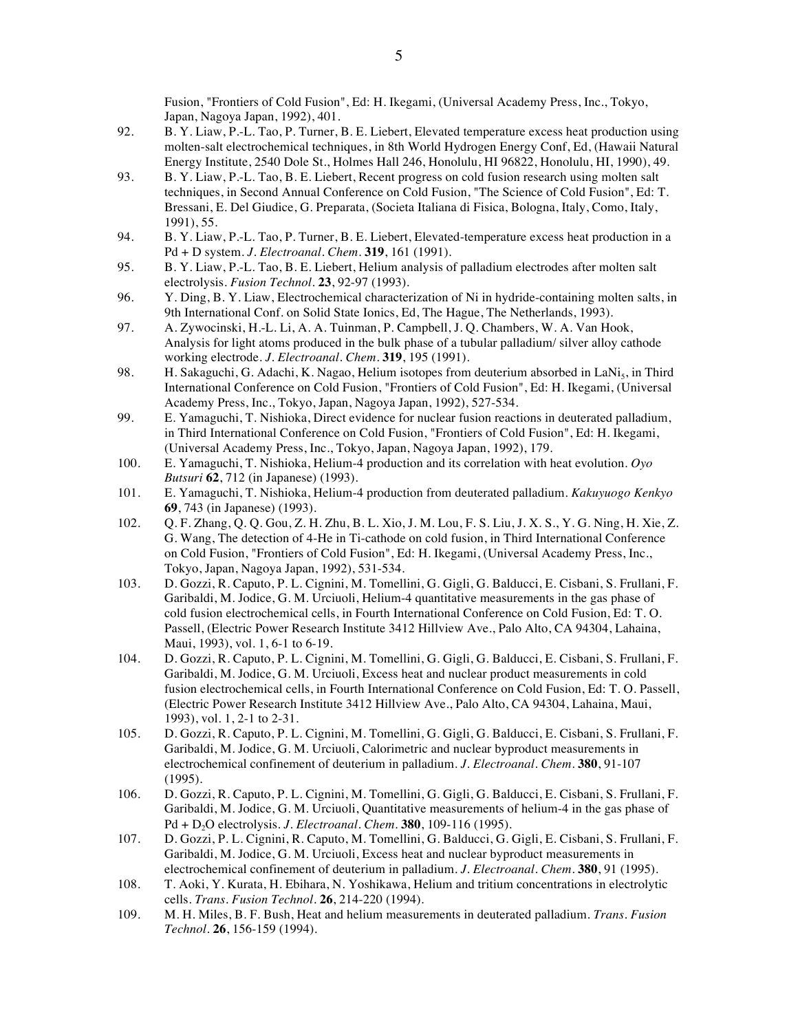Fusion, "Frontiers of Cold Fusion", Ed: H. Ikegami, (Universal Academy Press, Inc., Tokyo, Japan, Nagoya Japan, 1992), 401.

92. B. Y. Liaw, P.-L. Tao, P. Turner, B. E. Liebert, Elevated temperature excess heat production using molten-salt electrochemical techniques, in 8th World Hydrogen Energy Conf, Ed, (Hawaii Natural Energy Institute, 2540 Dole St., Holmes Hall 246, Honolulu, HI 96822, Honolulu, HI, 1990), 49.
93. B. Y. Liaw, P.-L. Tao, B. E. Liebert, Recent progress on cold fusion research using molten salt techniques, in Second Annual Conference on Cold Fusion, "The Science of Cold Fusion", Ed: T. Bressani, E. Del Giudice, G. Preparata, (Societa Italiana di Fisica, Bologna, Italy, Como, Italy, 1991), 55.
94. B. Y. Liaw, P.-L. Tao, P. Turner, B. E. Liebert, Elevated-temperature excess heat production in a Pd + D system. *J. Electroanal. Chem.* **319**, 161 (1991).
95. B. Y. Liaw, P.-L. Tao, B. E. Liebert, Helium analysis of palladium electrodes after molten salt electrolysis. *Fusion Technol.* **23**, 92-97 (1993).
96. Y. Ding, B. Y. Liaw, Electrochemical characterization of Ni in hydride-containing molten salts, in 9th International Conf. on Solid State Ionics, Ed, The Hague, The Netherlands, 1993).
97. A. Zywocinski, H.-L. Li, A. A. Tuinman, P. Campbell, J. Q. Chambers, W. A. Van Hook, Analysis for light atoms produced in the bulk phase of a tubular palladium/ silver alloy cathode working electrode. *J. Electroanal. Chem.* **319**, 195 (1991).
98. H. Sakaguchi, G. Adachi, K. Nagao, Helium isotopes from deuterium absorbed in $LaNi_5$, in Third International Conference on Cold Fusion, "Frontiers of Cold Fusion", Ed: H. Ikegami, (Universal Academy Press, Inc., Tokyo, Japan, Nagoya Japan, 1992), 527-534.
99. E. Yamaguchi, T. Nishioka, Direct evidence for nuclear fusion reactions in deuterated palladium, in Third International Conference on Cold Fusion, "Frontiers of Cold Fusion", Ed: H. Ikegami, (Universal Academy Press, Inc., Tokyo, Japan, Nagoya Japan, 1992), 179.
100. E. Yamaguchi, T. Nishioka, Helium-4 production and its correlation with heat evolution. *Oyo Butsuri* **62**, 712 (in Japanese) (1993).
101. E. Yamaguchi, T. Nishioka, Helium-4 production from deuterated palladium. *Kakuyuogo Kenkyo* **69**, 743 (in Japanese) (1993).
102. Q. F. Zhang, Q. Q. Gou, Z. H. Zhu, B. L. Xio, J. M. Lou, F. S. Liu, J. X. S., Y. G. Ning, H. Xie, Z. G. Wang, The detection of 4-He in Ti-cathode on cold fusion, in Third International Conference on Cold Fusion, "Frontiers of Cold Fusion", Ed: H. Ikegami, (Universal Academy Press, Inc., Tokyo, Japan, Nagoya Japan, 1992), 531-534.
103. D. Gozzi, R. Caputo, P. L. Cignini, M. Tomellini, G. Gigli, G. Balducci, E. Cisbani, S. Frullani, F. Garibaldi, M. Jodice, G. M. Urciuoli, Helium-4 quantitative measurements in the gas phase of cold fusion electrochemical cells, in Fourth International Conference on Cold Fusion, Ed: T. O. Passell, (Electric Power Research Institute 3412 Hillview Ave., Palo Alto, CA 94304, Lahaina, Maui, 1993), vol. 1, 6-1 to 6-19.
104. D. Gozzi, R. Caputo, P. L. Cignini, M. Tomellini, G. Gigli, G. Balducci, E. Cisbani, S. Frullani, F. Garibaldi, M. Jodice, G. M. Urciuoli, Excess heat and nuclear product measurements in cold fusion electrochemical cells, in Fourth International Conference on Cold Fusion, Ed: T. O. Passell, (Electric Power Research Institute 3412 Hillview Ave., Palo Alto, CA 94304, Lahaina, Maui, 1993), vol. 1, 2-1 to 2-31.
105. D. Gozzi, R. Caputo, P. L. Cignini, M. Tomellini, G. Gigli, G. Balducci, E. Cisbani, S. Frullani, F. Garibaldi, M. Jodice, G. M. Urciuoli, Calorimetric and nuclear byproduct measurements in electrochemical confinement of deuterium in palladium. *J. Electroanal. Chem.* **380**, 91-107 (1995).
106. D. Gozzi, R. Caputo, P. L. Cignini, M. Tomellini, G. Gigli, G. Balducci, E. Cisbani, S. Frullani, F. Garibaldi, M. Jodice, G. M. Urciuoli, Quantitative measurements of helium-4 in the gas phase of Pd + $D_2O$ electrolysis. *J. Electroanal. Chem.* **380**, 109-116 (1995).
107. D. Gozzi, P. L. Cignini, R. Caputo, M. Tomellini, G. Balducci, G. Gigli, E. Cisbani, S. Frullani, F. Garibaldi, M. Jodice, G. M. Urciuoli, Excess heat and nuclear byproduct measurements in electrochemical confinement of deuterium in palladium. *J. Electroanal. Chem.* **380**, 91 (1995).
108. T. Aoki, Y. Kurata, H. Ebihara, N. Yoshikawa, Helium and tritium concentrations in electrolytic cells. *Trans. Fusion Technol.* **26**, 214-220 (1994).
109. M. H. Miles, B. F. Bush, Heat and helium measurements in deuterated palladium. *Trans. Fusion Technol.* **26**, 156-159 (1994).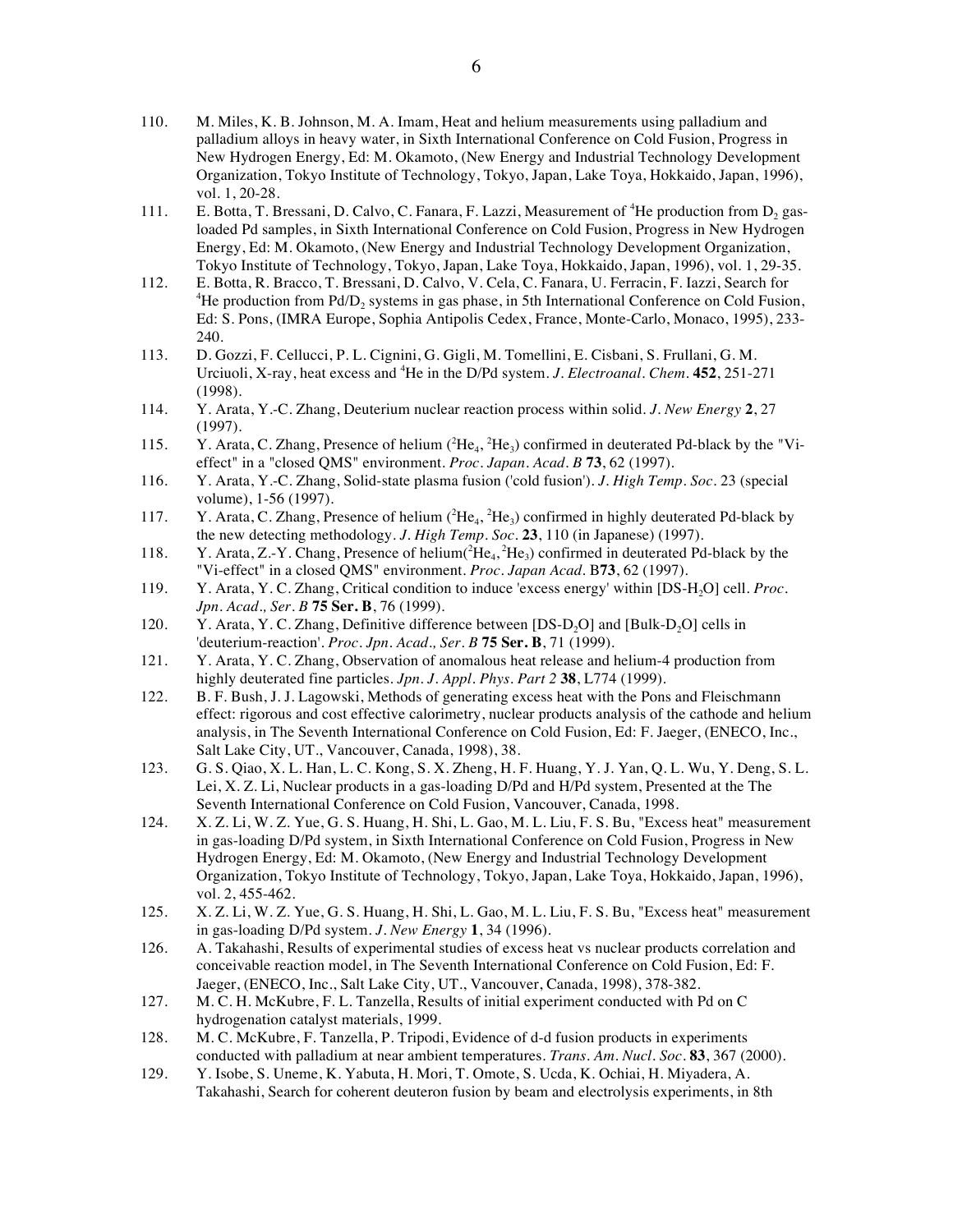110. M. Miles, K. B. Johnson, M. A. Imam, Heat and helium measurements using palladium and palladium alloys in heavy water, in Sixth International Conference on Cold Fusion, Progress in New Hydrogen Energy, Ed: M. Okamoto, (New Energy and Industrial Technology Development Organization, Tokyo Institute of Technology, Tokyo, Japan, Lake Toya, Hokkaido, Japan, 1996), vol. 1, 20-28.

111. E. Botta, T. Bressani, D. Calvo, C. Fanara, F. Lazzi, Measurement of $^4$He production from $D_2$ gas-loaded Pd samples, in Sixth International Conference on Cold Fusion, Progress in New Hydrogen Energy, Ed: M. Okamoto, (New Energy and Industrial Technology Development Organization, Tokyo Institute of Technology, Tokyo, Japan, Lake Toya, Hokkaido, Japan, 1996), vol. 1, 29-35.

112. E. Botta, R. Bracco, T. Bressani, D. Calvo, V. Cela, C. Fanara, U. Ferracin, F. Iazzi, Search for $^4$He production from Pd/$D_2$ systems in gas phase, in 5th International Conference on Cold Fusion, Ed: S. Pons, (IMRA Europe, Sophia Antipolis Cedex, France, Monte-Carlo, Monaco, 1995), 233-240.

113. D. Gozzi, F. Cellucci, P. L. Cignini, G. Gigli, M. Tomellini, E. Cisbani, S. Frullani, G. M. Urciuoli, X-ray, heat excess and $^4$He in the D/Pd system. *J. Electroanal. Chem.* **452**, 251-271 (1998).

114. Y. Arata, Y.-C. Zhang, Deuterium nuclear reaction process within solid. *J. New Energy* **2**, 27 (1997).

115. Y. Arata, C. Zhang, Presence of helium ($^2He_4$, $^2He_3$) confirmed in deuterated Pd-black by the "Vi-effect" in a "closed QMS" environment. *Proc. Japan. Acad. B* **73**, 62 (1997).

116. Y. Arata, Y.-C. Zhang, Solid-state plasma fusion ('cold fusion'). *J. High Temp. Soc.* 23 (special volume), 1-56 (1997).

117. Y. Arata, C. Zhang, Presence of helium ($^2He_4$, $^2He_3$) confirmed in highly deuterated Pd-black by the new detecting methodology. *J. High Temp. Soc.* **23**, 110 (in Japanese) (1997).

118. Y. Arata, Z.-Y. Chang, Presence of helium($^2He_4$, $^2He_3$) confirmed in deuterated Pd-black by the "Vi-effect" in a closed QMS" environment. *Proc. Japan Acad.* B**73**, 62 (1997).

119. Y. Arata, Y. C. Zhang, Critical condition to induce 'excess energy' within [DS-$H_2O$] cell. *Proc. Jpn. Acad., Ser. B* **75 Ser. B**, 76 (1999).

120. Y. Arata, Y. C. Zhang, Definitive difference between [DS-$D_2O$] and [Bulk-$D_2O$] cells in 'deuterium-reaction'. *Proc. Jpn. Acad., Ser. B* **75 Ser. B**, 71 (1999).

121. Y. Arata, Y. C. Zhang, Observation of anomalous heat release and helium-4 production from highly deuterated fine particles. *Jpn. J. Appl. Phys. Part 2* **38**, L774 (1999).

122. B. F. Bush, J. J. Lagowski, Methods of generating excess heat with the Pons and Fleischmann effect: rigorous and cost effective calorimetry, nuclear products analysis of the cathode and helium analysis, in The Seventh International Conference on Cold Fusion, Ed: F. Jaeger, (ENECO, Inc., Salt Lake City, UT., Vancouver, Canada, 1998), 38.

123. G. S. Qiao, X. L. Han, L. C. Kong, S. X. Zheng, H. F. Huang, Y. J. Yan, Q. L. Wu, Y. Deng, S. L. Lei, X. Z. Li, Nuclear products in a gas-loading D/Pd and H/Pd system, Presented at the The Seventh International Conference on Cold Fusion, Vancouver, Canada, 1998.

124. X. Z. Li, W. Z. Yue, G. S. Huang, H. Shi, L. Gao, M. L. Liu, F. S. Bu, "Excess heat" measurement in gas-loading D/Pd system, in Sixth International Conference on Cold Fusion, Progress in New Hydrogen Energy, Ed: M. Okamoto, (New Energy and Industrial Technology Development Organization, Tokyo Institute of Technology, Tokyo, Japan, Lake Toya, Hokkaido, Japan, 1996), vol. 2, 455-462.

125. X. Z. Li, W. Z. Yue, G. S. Huang, H. Shi, L. Gao, M. L. Liu, F. S. Bu, "Excess heat" measurement in gas-loading D/Pd system. *J. New Energy* **1**, 34 (1996).

126. A. Takahashi, Results of experimental studies of excess heat vs nuclear products correlation and conceivable reaction model, in The Seventh International Conference on Cold Fusion, Ed: F. Jaeger, (ENECO, Inc., Salt Lake City, UT., Vancouver, Canada, 1998), 378-382.

127. M. C. H. McKubre, F. L. Tanzella, Results of initial experiment conducted with Pd on C hydrogenation catalyst materials, 1999.

128. M. C. McKubre, F. Tanzella, P. Tripodi, Evidence of d-d fusion products in experiments conducted with palladium at near ambient temperatures. *Trans. Am. Nucl. Soc.* **83**, 367 (2000).

129. Y. Isobe, S. Uneme, K. Yabuta, H. Mori, T. Omote, S. Ucda, K. Ochiai, H. Miyadera, A. Takahashi, Search for coherent deuteron fusion by beam and electrolysis experiments, in 8th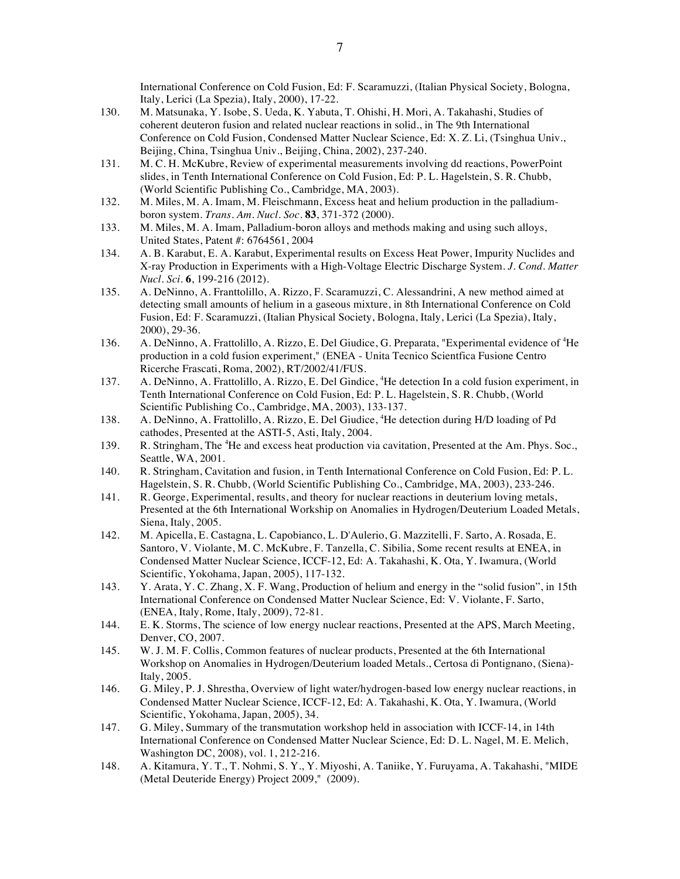International Conference on Cold Fusion, Ed: F. Scaramuzzi, (Italian Physical Society, Bologna, Italy, Lerici (La Spezia), Italy, 2000), 17-22.

130. M. Matsunaka, Y. Isobe, S. Ueda, K. Yabuta, T. Ohishi, H. Mori, A. Takahashi, Studies of coherent deuteron fusion and related nuclear reactions in solid., in The 9th International Conference on Cold Fusion, Condensed Matter Nuclear Science, Ed: X. Z. Li, (Tsinghua Univ., Beijing, China, Tsinghua Univ., Beijing, China, 2002), 237-240.

131. M. C. H. McKubre, Review of experimental measurements involving dd reactions, PowerPoint slides, in Tenth International Conference on Cold Fusion, Ed: P. L. Hagelstein, S. R. Chubb, (World Scientific Publishing Co., Cambridge, MA, 2003).

132. M. Miles, M. A. Imam, M. Fleischmann, Excess heat and helium production in the palladium-boron system. *Trans. Am. Nucl. Soc.* **83**, 371-372 (2000).

133. M. Miles, M. A. Imam, Palladium-boron alloys and methods making and using such alloys, United States, Patent #: 6764561, 2004

134. A. B. Karabut, E. A. Karabut, Experimental results on Excess Heat Power, Impurity Nuclides and X-ray Production in Experiments with a High-Voltage Electric Discharge System. *J. Cond. Matter Nucl. Sci.* **6**, 199-216 (2012).

135. A. DeNinno, A. Franttolillo, A. Rizzo, F. Scaramuzzi, C. Alessandrini, A new method aimed at detecting small amounts of helium in a gaseous mixture, in 8th International Conference on Cold Fusion, Ed: F. Scaramuzzi, (Italian Physical Society, Bologna, Italy, Lerici (La Spezia), Italy, 2000), 29-36.

136. A. DeNinno, A. Frattolillo, A. Rizzo, E. Del Giudice, G. Preparata, "Experimental evidence of $^4$He production in a cold fusion experiment," (ENEA - Unita Tecnico Scientfica Fusione Centro Ricerche Frascati, Roma, 2002), RT/2002/41/FUS.

137. A. DeNinno, A. Frattolillo, A. Rizzo, E. Del Gindice, $^4$He detection In a cold fusion experiment, in Tenth International Conference on Cold Fusion, Ed: P. L. Hagelstein, S. R. Chubb, (World Scientific Publishing Co., Cambridge, MA, 2003), 133-137.

138. A. DeNinno, A. Frattolillo, A. Rizzo, E. Del Giudice, $^4$He detection during H/D loading of Pd cathodes, Presented at the ASTI-5, Asti, Italy, 2004.

139. R. Stringham, The $^4$He and excess heat production via cavitation, Presented at the Am. Phys. Soc., Seattle, WA, 2001.

140. R. Stringham, Cavitation and fusion, in Tenth International Conference on Cold Fusion, Ed: P. L. Hagelstein, S. R. Chubb, (World Scientific Publishing Co., Cambridge, MA, 2003), 233-246.

141. R. George, Experimental, results, and theory for nuclear reactions in deuterium loving metals, Presented at the 6th International Workshop on Anomalies in Hydrogen/Deuterium Loaded Metals, Siena, Italy, 2005.

142. M. Apicella, E. Castagna, L. Capobianco, L. D'Aulerio, G. Mazzitelli, F. Sarto, A. Rosada, E. Santoro, V. Violante, M. C. McKubre, F. Tanzella, C. Sibilia, Some recent results at ENEA, in Condensed Matter Nuclear Science, ICCF-12, Ed: A. Takahashi, K. Ota, Y. Iwamura, (World Scientific, Yokohama, Japan, 2005), 117-132.

143. Y. Arata, Y. C. Zhang, X. F. Wang, Production of helium and energy in the "solid fusion", in 15th International Conference on Condensed Matter Nuclear Science, Ed: V. Violante, F. Sarto, (ENEA, Italy, Rome, Italy, 2009), 72-81.

144. E. K. Storms, The science of low energy nuclear reactions, Presented at the APS, March Meeting, Denver, CO, 2007.

145. W. J. M. F. Collis, Common features of nuclear products, Presented at the 6th International Workshop on Anomalies in Hydrogen/Deuterium loaded Metals., Certosa di Pontignano, (Siena)-Italy, 2005.

146. G. Miley, P. J. Shrestha, Overview of light water/hydrogen-based low energy nuclear reactions, in Condensed Matter Nuclear Science, ICCF-12, Ed: A. Takahashi, K. Ota, Y. Iwamura, (World Scientific, Yokohama, Japan, 2005), 34.

147. G. Miley, Summary of the transmutation workshop held in association with ICCF-14, in 14th International Conference on Condensed Matter Nuclear Science, Ed: D. L. Nagel, M. E. Melich, Washington DC, 2008), vol. 1, 212-216.

148. A. Kitamura, Y. T., T. Nohmi, S. Y., Y. Miyoshi, A. Taniike, Y. Furuyama, A. Takahashi, "MIDE (Metal Deuteride Energy) Project 2009," (2009).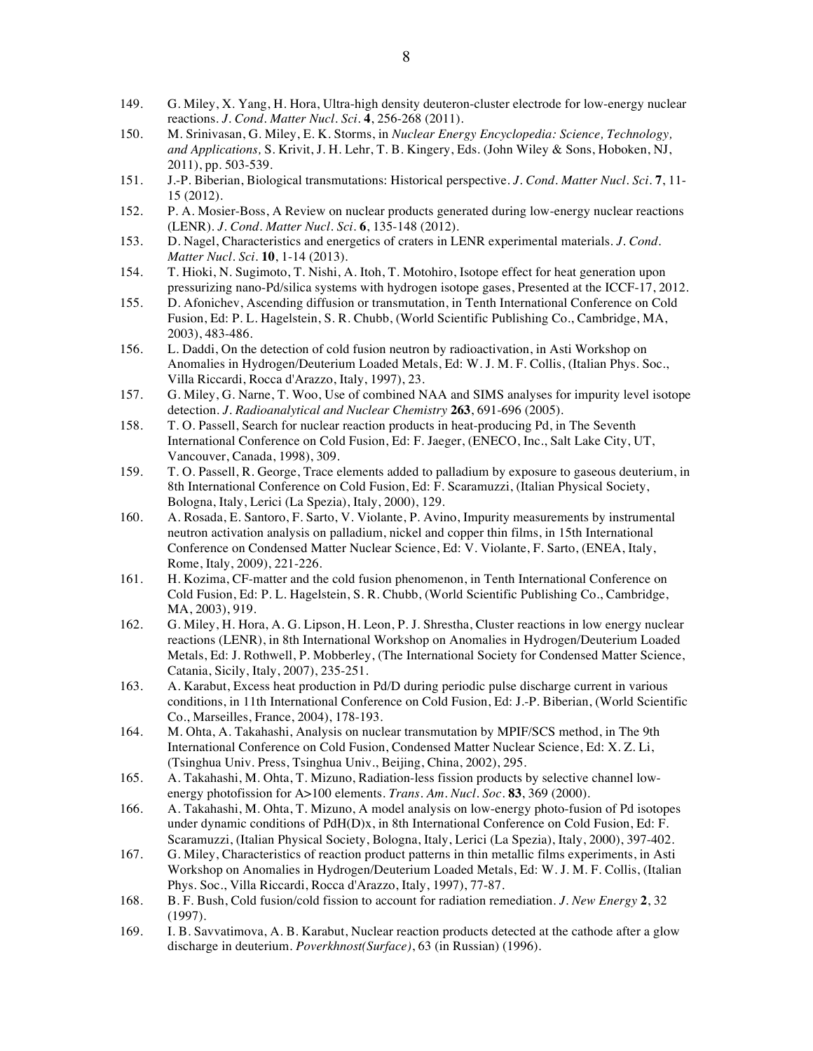149. G. Miley, X. Yang, H. Hora, Ultra-high density deuteron-cluster electrode for low-energy nuclear reactions. *J. Cond. Matter Nucl. Sci.* **4**, 256-268 (2011).
150. M. Srinivasan, G. Miley, E. K. Storms, in *Nuclear Energy Encyclopedia: Science, Technology, and Applications,* S. Krivit, J. H. Lehr, T. B. Kingery, Eds. (John Wiley & Sons, Hoboken, NJ, 2011), pp. 503-539.
151. J.-P. Biberian, Biological transmutations: Historical perspective. *J. Cond. Matter Nucl. Sci.* **7**, 11-15 (2012).
152. P. A. Mosier-Boss, A Review on nuclear products generated during low-energy nuclear reactions (LENR). *J. Cond. Matter Nucl. Sci.* **6**, 135-148 (2012).
153. D. Nagel, Characteristics and energetics of craters in LENR experimental materials. *J. Cond. Matter Nucl. Sci.* **10**, 1-14 (2013).
154. T. Hioki, N. Sugimoto, T. Nishi, A. Itoh, T. Motohiro, Isotope effect for heat generation upon pressurizing nano-Pd/silica systems with hydrogen isotope gases, Presented at the ICCF-17, 2012.
155. D. Afonichev, Ascending diffusion or transmutation, in Tenth International Conference on Cold Fusion, Ed: P. L. Hagelstein, S. R. Chubb, (World Scientific Publishing Co., Cambridge, MA, 2003), 483-486.
156. L. Daddi, On the detection of cold fusion neutron by radioactivation, in Asti Workshop on Anomalies in Hydrogen/Deuterium Loaded Metals, Ed: W. J. M. F. Collis, (Italian Phys. Soc., Villa Riccardi, Rocca d'Arazzo, Italy, 1997), 23.
157. G. Miley, G. Narne, T. Woo, Use of combined NAA and SIMS analyses for impurity level isotope detection. *J. Radioanalytical and Nuclear Chemistry* **263**, 691-696 (2005).
158. T. O. Passell, Search for nuclear reaction products in heat-producing Pd, in The Seventh International Conference on Cold Fusion, Ed: F. Jaeger, (ENECO, Inc., Salt Lake City, UT, Vancouver, Canada, 1998), 309.
159. T. O. Passell, R. George, Trace elements added to palladium by exposure to gaseous deuterium, in 8th International Conference on Cold Fusion, Ed: F. Scaramuzzi, (Italian Physical Society, Bologna, Italy, Lerici (La Spezia), Italy, 2000), 129.
160. A. Rosada, E. Santoro, F. Sarto, V. Violante, P. Avino, Impurity measurements by instrumental neutron activation analysis on palladium, nickel and copper thin films, in 15th International Conference on Condensed Matter Nuclear Science, Ed: V. Violante, F. Sarto, (ENEA, Italy, Rome, Italy, 2009), 221-226.
161. H. Kozima, CF-matter and the cold fusion phenomenon, in Tenth International Conference on Cold Fusion, Ed: P. L. Hagelstein, S. R. Chubb, (World Scientific Publishing Co., Cambridge, MA, 2003), 919.
162. G. Miley, H. Hora, A. G. Lipson, H. Leon, P. J. Shrestha, Cluster reactions in low energy nuclear reactions (LENR), in 8th International Workshop on Anomalies in Hydrogen/Deuterium Loaded Metals, Ed: J. Rothwell, P. Mobberley, (The International Society for Condensed Matter Science, Catania, Sicily, Italy, 2007), 235-251.
163. A. Karabut, Excess heat production in Pd/D during periodic pulse discharge current in various conditions, in 11th International Conference on Cold Fusion, Ed: J.-P. Biberian, (World Scientific Co., Marseilles, France, 2004), 178-193.
164. M. Ohta, A. Takahashi, Analysis on nuclear transmutation by MPIF/SCS method, in The 9th International Conference on Cold Fusion, Condensed Matter Nuclear Science, Ed: X. Z. Li, (Tsinghua Univ. Press, Tsinghua Univ., Beijing, China, 2002), 295.
165. A. Takahashi, M. Ohta, T. Mizuno, Radiation-less fission products by selective channel low-energy photofission for A>100 elements. *Trans. Am. Nucl. Soc.* **83**, 369 (2000).
166. A. Takahashi, M. Ohta, T. Mizuno, A model analysis on low-energy photo-fusion of Pd isotopes under dynamic conditions of PdH(D)x, in 8th International Conference on Cold Fusion, Ed: F. Scaramuzzi, (Italian Physical Society, Bologna, Italy, Lerici (La Spezia), Italy, 2000), 397-402.
167. G. Miley, Characteristics of reaction product patterns in thin metallic films experiments, in Asti Workshop on Anomalies in Hydrogen/Deuterium Loaded Metals, Ed: W. J. M. F. Collis, (Italian Phys. Soc., Villa Riccardi, Rocca d'Arazzo, Italy, 1997), 77-87.
168. B. F. Bush, Cold fusion/cold fission to account for radiation remediation. *J. New Energy* **2**, 32 (1997).
169. I. B. Savvatimova, A. B. Karabut, Nuclear reaction products detected at the cathode after a glow discharge in deuterium. *Poverkhnost(Surface)*, 63 (in Russian) (1996).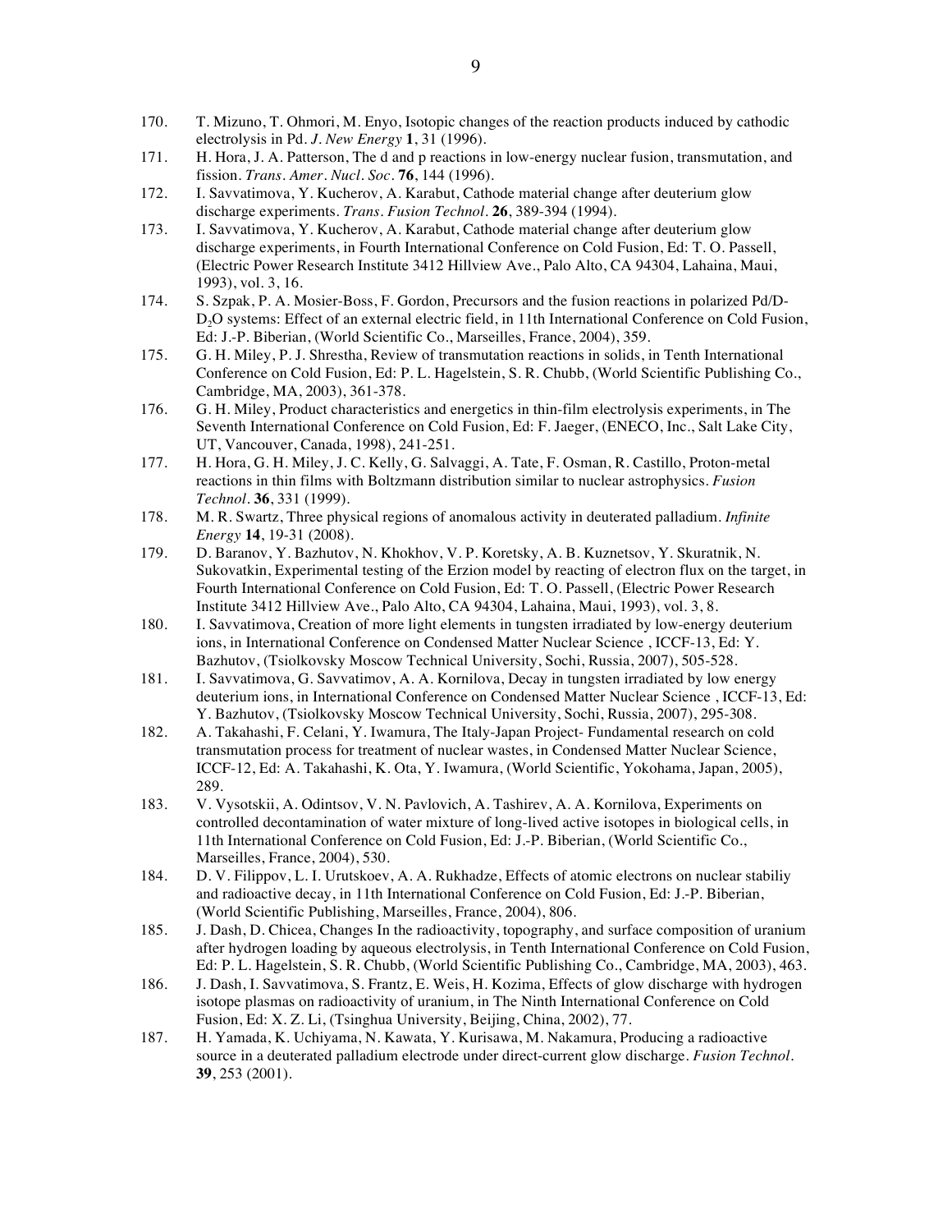170. T. Mizuno, T. Ohmori, M. Enyo, Isotopic changes of the reaction products induced by cathodic electrolysis in Pd. *J. New Energy* **1**, 31 (1996).

171. H. Hora, J. A. Patterson, The d and p reactions in low-energy nuclear fusion, transmutation, and fission. *Trans. Amer. Nucl. Soc.* **76**, 144 (1996).

172. I. Savvatimova, Y. Kucherov, A. Karabut, Cathode material change after deuterium glow discharge experiments. *Trans. Fusion Technol.* **26**, 389-394 (1994).

173. I. Savvatimova, Y. Kucherov, A. Karabut, Cathode material change after deuterium glow discharge experiments, in Fourth International Conference on Cold Fusion, Ed: T. O. Passell, (Electric Power Research Institute 3412 Hillview Ave., Palo Alto, CA 94304, Lahaina, Maui, 1993), vol. 3, 16.

174. S. Szpak, P. A. Mosier-Boss, F. Gordon, Precursors and the fusion reactions in polarized Pd/D-$D_2O$ systems: Effect of an external electric field, in 11th International Conference on Cold Fusion, Ed: J.-P. Biberian, (World Scientific Co., Marseilles, France, 2004), 359.

175. G. H. Miley, P. J. Shrestha, Review of transmutation reactions in solids, in Tenth International Conference on Cold Fusion, Ed: P. L. Hagelstein, S. R. Chubb, (World Scientific Publishing Co., Cambridge, MA, 2003), 361-378.

176. G. H. Miley, Product characteristics and energetics in thin-film electrolysis experiments, in The Seventh International Conference on Cold Fusion, Ed: F. Jaeger, (ENECO, Inc., Salt Lake City, UT, Vancouver, Canada, 1998), 241-251.

177. H. Hora, G. H. Miley, J. C. Kelly, G. Salvaggi, A. Tate, F. Osman, R. Castillo, Proton-metal reactions in thin films with Boltzmann distribution similar to nuclear astrophysics. *Fusion Technol.* **36**, 331 (1999).

178. M. R. Swartz, Three physical regions of anomalous activity in deuterated palladium. *Infinite Energy* **14**, 19-31 (2008).

179. D. Baranov, Y. Bazhutov, N. Khokhov, V. P. Koretsky, A. B. Kuznetsov, Y. Skuratnik, N. Sukovatkin, Experimental testing of the Erzion model by reacting of electron flux on the target, in Fourth International Conference on Cold Fusion, Ed: T. O. Passell, (Electric Power Research Institute 3412 Hillview Ave., Palo Alto, CA 94304, Lahaina, Maui, 1993), vol. 3, 8.

180. I. Savvatimova, Creation of more light elements in tungsten irradiated by low-energy deuterium ions, in International Conference on Condensed Matter Nuclear Science , ICCF-13, Ed: Y. Bazhutov, (Tsiolkovsky Moscow Technical University, Sochi, Russia, 2007), 505-528.

181. I. Savvatimova, G. Savvatimov, A. A. Kornilova, Decay in tungsten irradiated by low energy deuterium ions, in International Conference on Condensed Matter Nuclear Science , ICCF-13, Ed: Y. Bazhutov, (Tsiolkovsky Moscow Technical University, Sochi, Russia, 2007), 295-308.

182. A. Takahashi, F. Celani, Y. Iwamura, The Italy-Japan Project- Fundamental research on cold transmutation process for treatment of nuclear wastes, in Condensed Matter Nuclear Science, ICCF-12, Ed: A. Takahashi, K. Ota, Y. Iwamura, (World Scientific, Yokohama, Japan, 2005), 289.

183. V. Vysotskii, A. Odintsov, V. N. Pavlovich, A. Tashirev, A. A. Kornilova, Experiments on controlled decontamination of water mixture of long-lived active isotopes in biological cells, in 11th International Conference on Cold Fusion, Ed: J.-P. Biberian, (World Scientific Co., Marseilles, France, 2004), 530.

184. D. V. Filippov, L. I. Urutskoev, A. A. Rukhadze, Effects of atomic electrons on nuclear stabiliy and radioactive decay, in 11th International Conference on Cold Fusion, Ed: J.-P. Biberian, (World Scientific Publishing, Marseilles, France, 2004), 806.

185. J. Dash, D. Chicea, Changes In the radioactivity, topography, and surface composition of uranium after hydrogen loading by aqueous electrolysis, in Tenth International Conference on Cold Fusion, Ed: P. L. Hagelstein, S. R. Chubb, (World Scientific Publishing Co., Cambridge, MA, 2003), 463.

186. J. Dash, I. Savvatimova, S. Frantz, E. Weis, H. Kozima, Effects of glow discharge with hydrogen isotope plasmas on radioactivity of uranium, in The Ninth International Conference on Cold Fusion, Ed: X. Z. Li, (Tsinghua University, Beijing, China, 2002), 77.

187. H. Yamada, K. Uchiyama, N. Kawata, Y. Kurisawa, M. Nakamura, Producing a radioactive source in a deuterated palladium electrode under direct-current glow discharge. *Fusion Technol.* **39**, 253 (2001).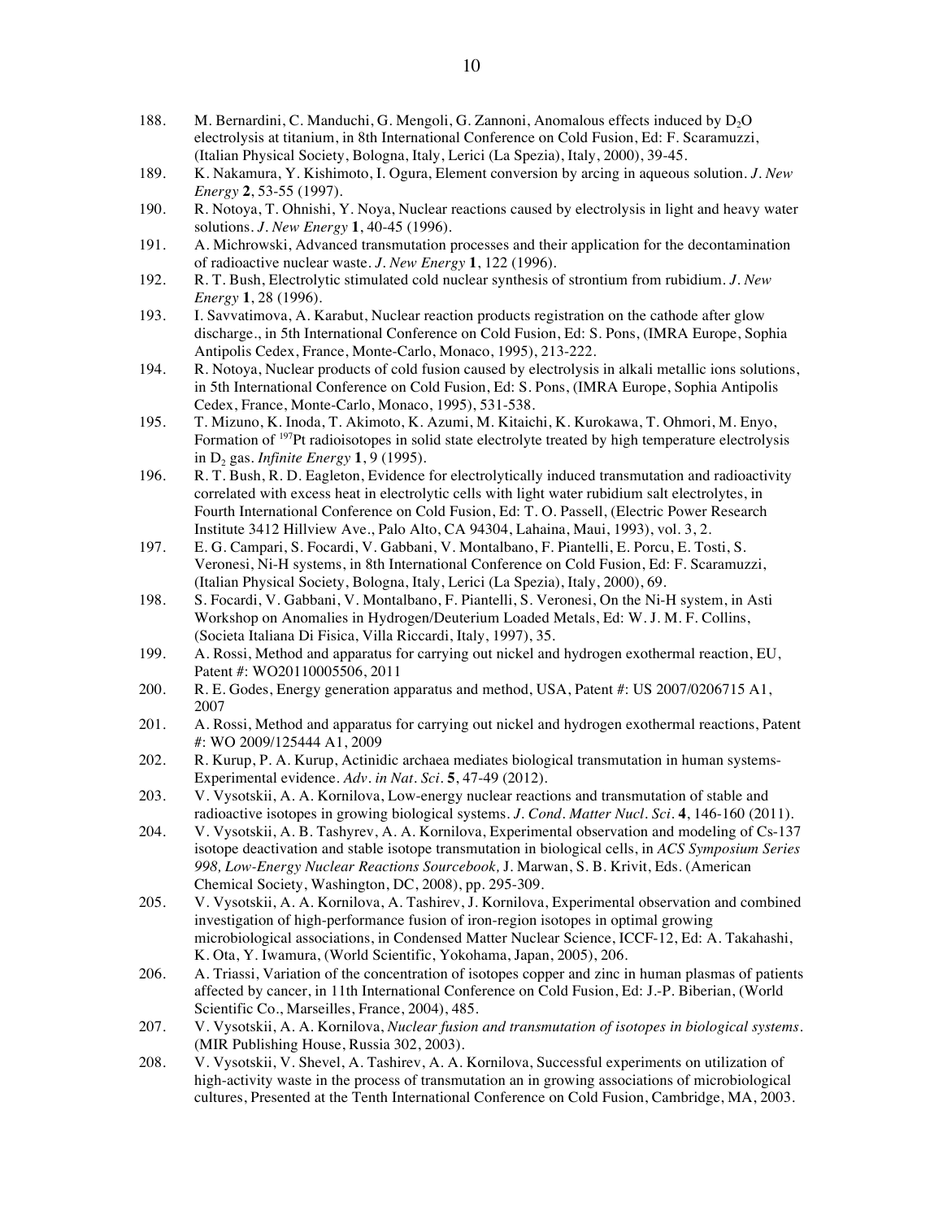188. M. Bernardini, C. Manduchi, G. Mengoli, G. Zannoni, Anomalous effects induced by $D_2O$ electrolysis at titanium, in 8th International Conference on Cold Fusion, Ed: F. Scaramuzzi, (Italian Physical Society, Bologna, Italy, Lerici (La Spezia), Italy, 2000), 39-45.
189. K. Nakamura, Y. Kishimoto, I. Ogura, Element conversion by arcing in aqueous solution. *J. New Energy* **2**, 53-55 (1997).
190. R. Notoya, T. Ohnishi, Y. Noya, Nuclear reactions caused by electrolysis in light and heavy water solutions. *J. New Energy* **1**, 40-45 (1996).
191. A. Michrowski, Advanced transmutation processes and their application for the decontamination of radioactive nuclear waste. *J. New Energy* **1**, 122 (1996).
192. R. T. Bush, Electrolytic stimulated cold nuclear synthesis of strontium from rubidium. *J. New Energy* **1**, 28 (1996).
193. I. Savvatimova, A. Karabut, Nuclear reaction products registration on the cathode after glow discharge., in 5th International Conference on Cold Fusion, Ed: S. Pons, (IMRA Europe, Sophia Antipolis Cedex, France, Monte-Carlo, Monaco, 1995), 213-222.
194. R. Notoya, Nuclear products of cold fusion caused by electrolysis in alkali metallic ions solutions, in 5th International Conference on Cold Fusion, Ed: S. Pons, (IMRA Europe, Sophia Antipolis Cedex, France, Monte-Carlo, Monaco, 1995), 531-538.
195. T. Mizuno, K. Inoda, T. Akimoto, K. Azumi, M. Kitaichi, K. Kurokawa, T. Ohmori, M. Enyo, Formation of $^{197}$Pt radioisotopes in solid state electrolyte treated by high temperature electrolysis in $D_2$ gas. *Infinite Energy* **1**, 9 (1995).
196. R. T. Bush, R. D. Eagleton, Evidence for electrolytically induced transmutation and radioactivity correlated with excess heat in electrolytic cells with light water rubidium salt electrolytes, in Fourth International Conference on Cold Fusion, Ed: T. O. Passell, (Electric Power Research Institute 3412 Hillview Ave., Palo Alto, CA 94304, Lahaina, Maui, 1993), vol. 3, 2.
197. E. G. Campari, S. Focardi, V. Gabbani, V. Montalbano, F. Piantelli, E. Porcu, E. Tosti, S. Veronesi, Ni-H systems, in 8th International Conference on Cold Fusion, Ed: F. Scaramuzzi, (Italian Physical Society, Bologna, Italy, Lerici (La Spezia), Italy, 2000), 69.
198. S. Focardi, V. Gabbani, V. Montalbano, F. Piantelli, S. Veronesi, On the Ni-H system, in Asti Workshop on Anomalies in Hydrogen/Deuterium Loaded Metals, Ed: W. J. M. F. Collins, (Societa Italiana Di Fisica, Villa Riccardi, Italy, 1997), 35.
199. A. Rossi, Method and apparatus for carrying out nickel and hydrogen exothermal reaction, EU, Patent #: WO20110005506, 2011
200. R. E. Godes, Energy generation apparatus and method, USA, Patent #: US 2007/0206715 A1, 2007
201. A. Rossi, Method and apparatus for carrying out nickel and hydrogen exothermal reactions, Patent #: WO 2009/125444 A1, 2009
202. R. Kurup, P. A. Kurup, Actinidic archaea mediates biological transmutation in human systems-Experimental evidence. *Adv. in Nat. Sci.* **5**, 47-49 (2012).
203. V. Vysotskii, A. A. Kornilova, Low-energy nuclear reactions and transmutation of stable and radioactive isotopes in growing biological systems. *J. Cond. Matter Nucl. Sci.* **4**, 146-160 (2011).
204. V. Vysotskii, A. B. Tashyrev, A. A. Kornilova, Experimental observation and modeling of Cs-137 isotope deactivation and stable isotope transmutation in biological cells, in *ACS Symposium Series 998, Low-Energy Nuclear Reactions Sourcebook,* J. Marwan, S. B. Krivit, Eds. (American Chemical Society, Washington, DC, 2008), pp. 295-309.
205. V. Vysotskii, A. A. Kornilova, A. Tashirev, J. Kornilova, Experimental observation and combined investigation of high-performance fusion of iron-region isotopes in optimal growing microbiological associations, in Condensed Matter Nuclear Science, ICCF-12, Ed: A. Takahashi, K. Ota, Y. Iwamura, (World Scientific, Yokohama, Japan, 2005), 206.
206. A. Triassi, Variation of the concentration of isotopes copper and zinc in human plasmas of patients affected by cancer, in 11th International Conference on Cold Fusion, Ed: J.-P. Biberian, (World Scientific Co., Marseilles, France, 2004), 485.
207. V. Vysotskii, A. A. Kornilova, *Nuclear fusion and transmutation of isotopes in biological systems*. (MIR Publishing House, Russia 302, 2003).
208. V. Vysotskii, V. Shevel, A. Tashirev, A. A. Kornilova, Successful experiments on utilization of high-activity waste in the process of transmutation an in growing associations of microbiological cultures, Presented at the Tenth International Conference on Cold Fusion, Cambridge, MA, 2003.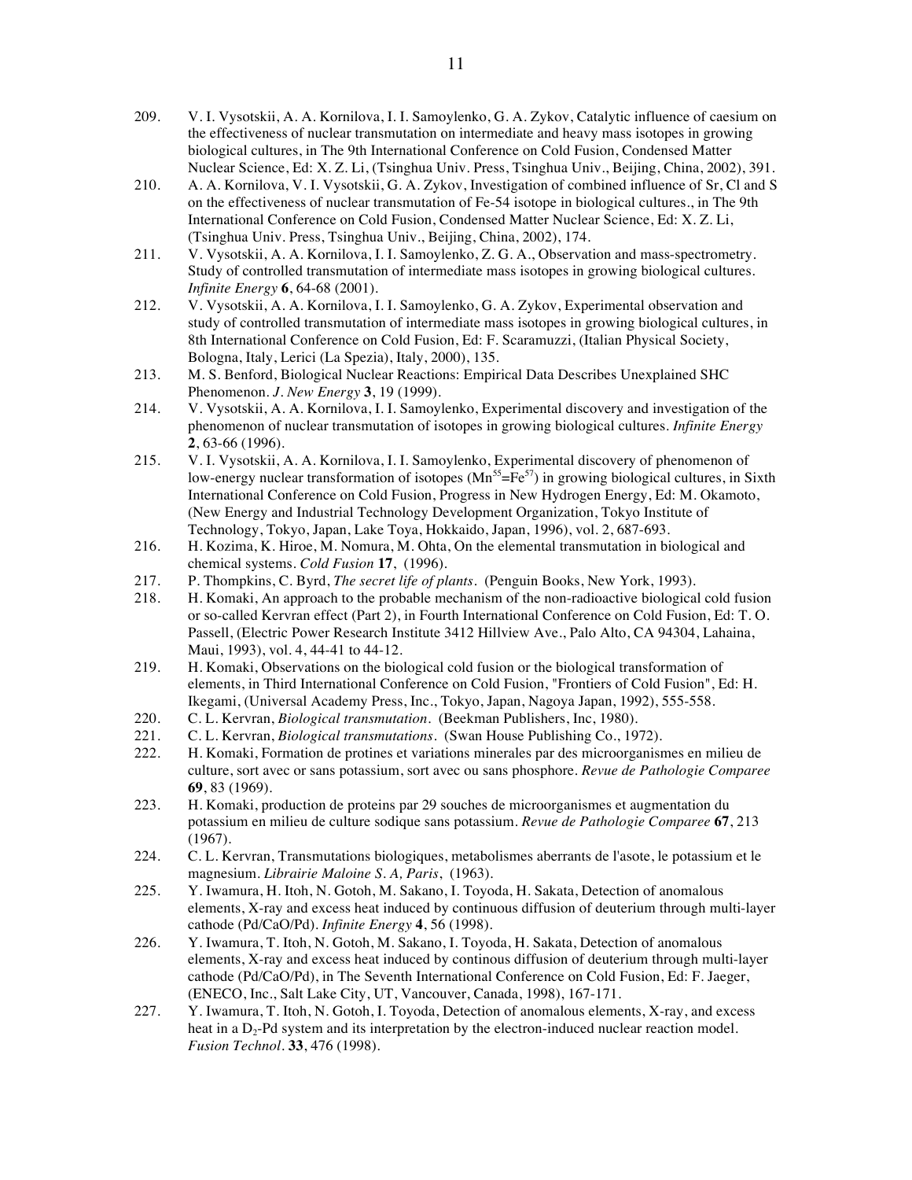209. V. I. Vysotskii, A. A. Kornilova, I. I. Samoylenko, G. A. Zykov, Catalytic influence of caesium on the effectiveness of nuclear transmutation on intermediate and heavy mass isotopes in growing biological cultures, in The 9th International Conference on Cold Fusion, Condensed Matter Nuclear Science, Ed: X. Z. Li, (Tsinghua Univ. Press, Tsinghua Univ., Beijing, China, 2002), 391.

210. A. A. Kornilova, V. I. Vysotskii, G. A. Zykov, Investigation of combined influence of Sr, Cl and S on the effectiveness of nuclear transmutation of Fe-54 isotope in biological cultures., in The 9th International Conference on Cold Fusion, Condensed Matter Nuclear Science, Ed: X. Z. Li, (Tsinghua Univ. Press, Tsinghua Univ., Beijing, China, 2002), 174.

211. V. Vysotskii, A. A. Kornilova, I. I. Samoylenko, Z. G. A., Observation and mass-spectrometry. Study of controlled transmutation of intermediate mass isotopes in growing biological cultures. *Infinite Energy* **6**, 64-68 (2001).

212. V. Vysotskii, A. A. Kornilova, I. I. Samoylenko, G. A. Zykov, Experimental observation and study of controlled transmutation of intermediate mass isotopes in growing biological cultures, in 8th International Conference on Cold Fusion, Ed: F. Scaramuzzi, (Italian Physical Society, Bologna, Italy, Lerici (La Spezia), Italy, 2000), 135.

213. M. S. Benford, Biological Nuclear Reactions: Empirical Data Describes Unexplained SHC Phenomenon. *J. New Energy* **3**, 19 (1999).

214. V. Vysotskii, A. A. Kornilova, I. I. Samoylenko, Experimental discovery and investigation of the phenomenon of nuclear transmutation of isotopes in growing biological cultures. *Infinite Energy* **2**, 63-66 (1996).

215. V. I. Vysotskii, A. A. Kornilova, I. I. Samoylenko, Experimental discovery of phenomenon of low-energy nuclear transformation of isotopes ($Mn^{55}$=$Fe^{57}$) in growing biological cultures, in Sixth International Conference on Cold Fusion, Progress in New Hydrogen Energy, Ed: M. Okamoto, (New Energy and Industrial Technology Development Organization, Tokyo Institute of Technology, Tokyo, Japan, Lake Toya, Hokkaido, Japan, 1996), vol. 2, 687-693.

216. H. Kozima, K. Hiroe, M. Nomura, M. Ohta, On the elemental transmutation in biological and chemical systems. *Cold Fusion* **17**, (1996).

217. P. Thompkins, C. Byrd, *The secret life of plants*. (Penguin Books, New York, 1993).

218. H. Komaki, An approach to the probable mechanism of the non-radioactive biological cold fusion or so-called Kervran effect (Part 2), in Fourth International Conference on Cold Fusion, Ed: T. O. Passell, (Electric Power Research Institute 3412 Hillview Ave., Palo Alto, CA 94304, Lahaina, Maui, 1993), vol. 4, 44-41 to 44-12.

219. H. Komaki, Observations on the biological cold fusion or the biological transformation of elements, in Third International Conference on Cold Fusion, "Frontiers of Cold Fusion", Ed: H. Ikegami, (Universal Academy Press, Inc., Tokyo, Japan, Nagoya Japan, 1992), 555-558.

220. C. L. Kervran, *Biological transmutation*. (Beekman Publishers, Inc, 1980).

221. C. L. Kervran, *Biological transmutations*. (Swan House Publishing Co., 1972).

222. H. Komaki, Formation de protines et variations minerales par des microorganismes en milieu de culture, sort avec or sans potassium, sort avec ou sans phosphore. *Revue de Pathologie Comparee* **69**, 83 (1969).

223. H. Komaki, production de proteins par 29 souches de microorganismes et augmentation du potassium en milieu de culture sodique sans potassium. *Revue de Pathologie Comparee* **67**, 213 (1967).

224. C. L. Kervran, Transmutations biologiques, metabolismes aberrants de l'asote, le potassium et le magnesium. *Librairie Maloine S. A, Paris*, (1963).

225. Y. Iwamura, H. Itoh, N. Gotoh, M. Sakano, I. Toyoda, H. Sakata, Detection of anomalous elements, X-ray and excess heat induced by continuous diffusion of deuterium through multi-layer cathode (Pd/CaO/Pd). *Infinite Energy* **4**, 56 (1998).

226. Y. Iwamura, T. Itoh, N. Gotoh, M. Sakano, I. Toyoda, H. Sakata, Detection of anomalous elements, X-ray and excess heat induced by continous diffusion of deuterium through multi-layer cathode (Pd/CaO/Pd), in The Seventh International Conference on Cold Fusion, Ed: F. Jaeger, (ENECO, Inc., Salt Lake City, UT, Vancouver, Canada, 1998), 167-171.

227. Y. Iwamura, T. Itoh, N. Gotoh, I. Toyoda, Detection of anomalous elements, X-ray, and excess heat in a $D_2$-Pd system and its interpretation by the electron-induced nuclear reaction model. *Fusion Technol.* **33**, 476 (1998).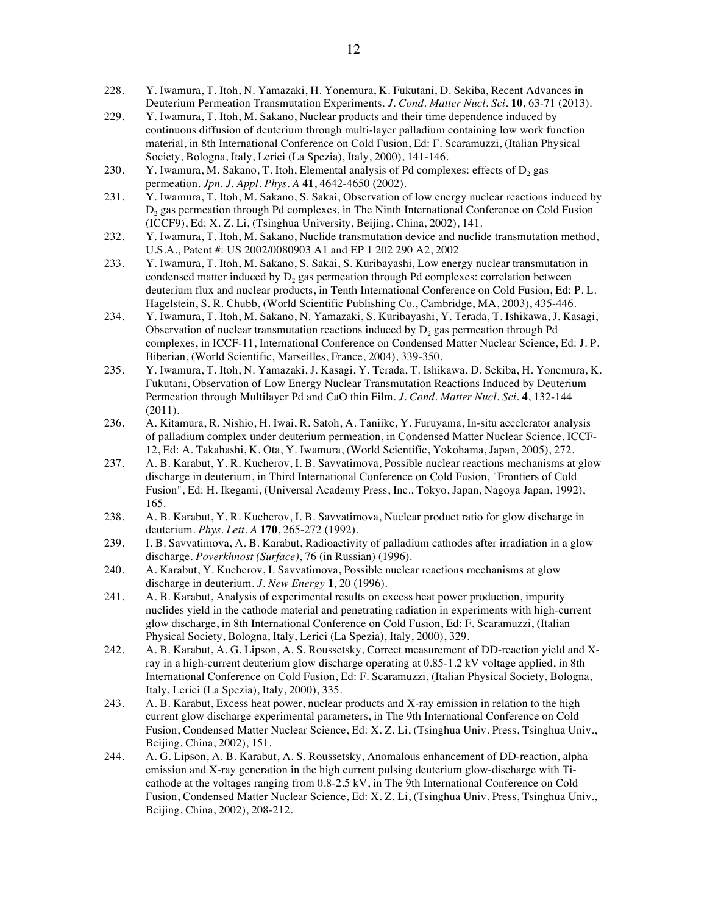228. Y. Iwamura, T. Itoh, N. Yamazaki, H. Yonemura, K. Fukutani, D. Sekiba, Recent Advances in Deuterium Permeation Transmutation Experiments. *J. Cond. Matter Nucl. Sci.* **10**, 63-71 (2013).

229. Y. Iwamura, T. Itoh, M. Sakano, Nuclear products and their time dependence induced by continuous diffusion of deuterium through multi-layer palladium containing low work function material, in 8th International Conference on Cold Fusion, Ed: F. Scaramuzzi, (Italian Physical Society, Bologna, Italy, Lerici (La Spezia), Italy, 2000), 141-146.

230. Y. Iwamura, M. Sakano, T. Itoh, Elemental analysis of Pd complexes: effects of $D_2$ gas permeation. *Jpn. J. Appl. Phys. A* **41**, 4642-4650 (2002).

231. Y. Iwamura, T. Itoh, M. Sakano, S. Sakai, Observation of low energy nuclear reactions induced by $D_2$ gas permeation through Pd complexes, in The Ninth International Conference on Cold Fusion (ICCF9), Ed: X. Z. Li, (Tsinghua University, Beijing, China, 2002), 141.

232. Y. Iwamura, T. Itoh, M. Sakano, Nuclide transmutation device and nuclide transmutation method, U.S.A., Patent #: US 2002/0080903 A1 and EP 1 202 290 A2, 2002

233. Y. Iwamura, T. Itoh, M. Sakano, S. Sakai, S. Kuribayashi, Low energy nuclear transmutation in condensed matter induced by $D_2$ gas permeation through Pd complexes: correlation between deuterium flux and nuclear products, in Tenth International Conference on Cold Fusion, Ed: P. L. Hagelstein, S. R. Chubb, (World Scientific Publishing Co., Cambridge, MA, 2003), 435-446.

234. Y. Iwamura, T. Itoh, M. Sakano, N. Yamazaki, S. Kuribayashi, Y. Terada, T. Ishikawa, J. Kasagi, Observation of nuclear transmutation reactions induced by $D_2$ gas permeation through Pd complexes, in ICCF-11, International Conference on Condensed Matter Nuclear Science, Ed: J. P. Biberian, (World Scientific, Marseilles, France, 2004), 339-350.

235. Y. Iwamura, T. Itoh, N. Yamazaki, J. Kasagi, Y. Terada, T. Ishikawa, D. Sekiba, H. Yonemura, K. Fukutani, Observation of Low Energy Nuclear Transmutation Reactions Induced by Deuterium Permeation through Multilayer Pd and CaO thin Film. *J. Cond. Matter Nucl. Sci.* **4**, 132-144 (2011).

236. A. Kitamura, R. Nishio, H. Iwai, R. Satoh, A. Taniike, Y. Furuyama, In-situ accelerator analysis of palladium complex under deuterium permeation, in Condensed Matter Nuclear Science, ICCF-12, Ed: A. Takahashi, K. Ota, Y. Iwamura, (World Scientific, Yokohama, Japan, 2005), 272.

237. A. B. Karabut, Y. R. Kucherov, I. B. Savvatimova, Possible nuclear reactions mechanisms at glow discharge in deuterium, in Third International Conference on Cold Fusion, "Frontiers of Cold Fusion", Ed: H. Ikegami, (Universal Academy Press, Inc., Tokyo, Japan, Nagoya Japan, 1992), 165.

238. A. B. Karabut, Y. R. Kucherov, I. B. Savvatimova, Nuclear product ratio for glow discharge in deuterium. *Phys. Lett. A* **170**, 265-272 (1992).

239. I. B. Savvatimova, A. B. Karabut, Radioactivity of palladium cathodes after irradiation in a glow discharge. *Poverkhnost (Surface)*, 76 (in Russian) (1996).

240. A. Karabut, Y. Kucherov, I. Savvatimova, Possible nuclear reactions mechanisms at glow discharge in deuterium. *J. New Energy* **1**, 20 (1996).

241. A. B. Karabut, Analysis of experimental results on excess heat power production, impurity nuclides yield in the cathode material and penetrating radiation in experiments with high-current glow discharge, in 8th International Conference on Cold Fusion, Ed: F. Scaramuzzi, (Italian Physical Society, Bologna, Italy, Lerici (La Spezia), Italy, 2000), 329.

242. A. B. Karabut, A. G. Lipson, A. S. Roussetsky, Correct measurement of DD-reaction yield and X-ray in a high-current deuterium glow discharge operating at 0.85-1.2 kV voltage applied, in 8th International Conference on Cold Fusion, Ed: F. Scaramuzzi, (Italian Physical Society, Bologna, Italy, Lerici (La Spezia), Italy, 2000), 335.

243. A. B. Karabut, Excess heat power, nuclear products and X-ray emission in relation to the high current glow discharge experimental parameters, in The 9th International Conference on Cold Fusion, Condensed Matter Nuclear Science, Ed: X. Z. Li, (Tsinghua Univ. Press, Tsinghua Univ., Beijing, China, 2002), 151.

244. A. G. Lipson, A. B. Karabut, A. S. Roussetsky, Anomalous enhancement of DD-reaction, alpha emission and X-ray generation in the high current pulsing deuterium glow-discharge with Ti-cathode at the voltages ranging from 0.8-2.5 kV, in The 9th International Conference on Cold Fusion, Condensed Matter Nuclear Science, Ed: X. Z. Li, (Tsinghua Univ. Press, Tsinghua Univ., Beijing, China, 2002), 208-212.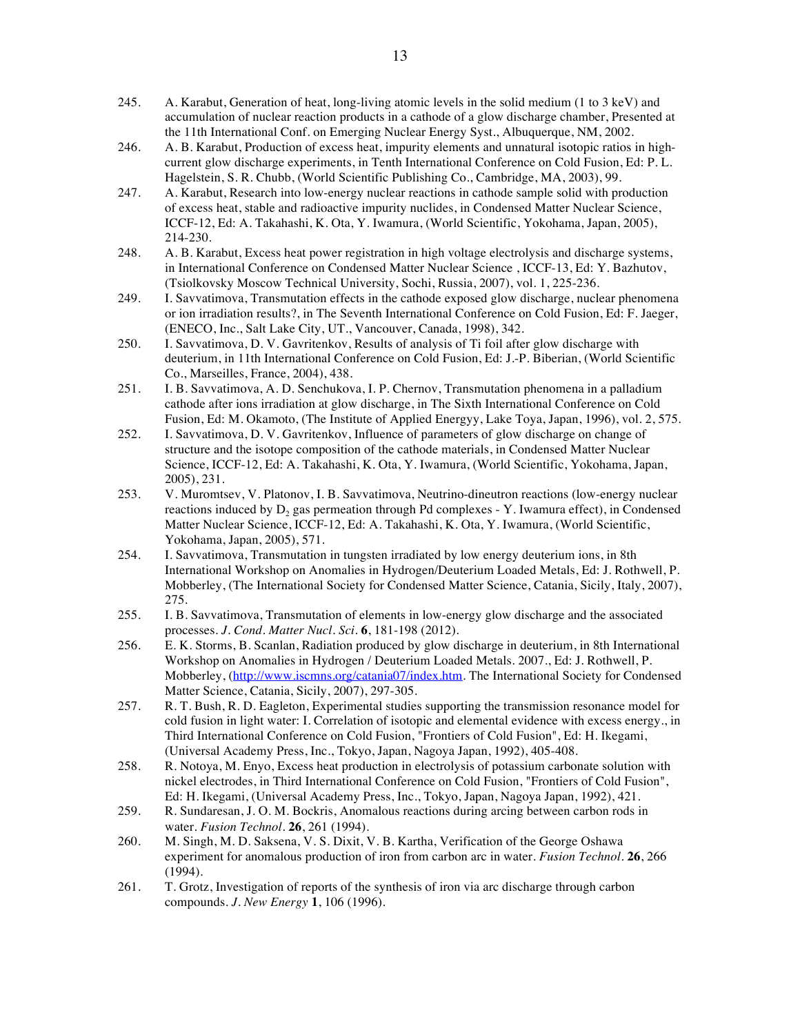245. A. Karabut, Generation of heat, long-living atomic levels in the solid medium (1 to 3 keV) and accumulation of nuclear reaction products in a cathode of a glow discharge chamber, Presented at the 11th International Conf. on Emerging Nuclear Energy Syst., Albuquerque, NM, 2002.
246. A. B. Karabut, Production of excess heat, impurity elements and unnatural isotopic ratios in high-current glow discharge experiments, in Tenth International Conference on Cold Fusion, Ed: P. L. Hagelstein, S. R. Chubb, (World Scientific Publishing Co., Cambridge, MA, 2003), 99.
247. A. Karabut, Research into low-energy nuclear reactions in cathode sample solid with production of excess heat, stable and radioactive impurity nuclides, in Condensed Matter Nuclear Science, ICCF-12, Ed: A. Takahashi, K. Ota, Y. Iwamura, (World Scientific, Yokohama, Japan, 2005), 214-230.
248. A. B. Karabut, Excess heat power registration in high voltage electrolysis and discharge systems, in International Conference on Condensed Matter Nuclear Science , ICCF-13, Ed: Y. Bazhutov, (Tsiolkovsky Moscow Technical University, Sochi, Russia, 2007), vol. 1, 225-236.
249. I. Savvatimova, Transmutation effects in the cathode exposed glow discharge, nuclear phenomena or ion irradiation results?, in The Seventh International Conference on Cold Fusion, Ed: F. Jaeger, (ENECO, Inc., Salt Lake City, UT., Vancouver, Canada, 1998), 342.
250. I. Savvatimova, D. V. Gavritenkov, Results of analysis of Ti foil after glow discharge with deuterium, in 11th International Conference on Cold Fusion, Ed: J.-P. Biberian, (World Scientific Co., Marseilles, France, 2004), 438.
251. I. B. Savvatimova, A. D. Senchukova, I. P. Chernov, Transmutation phenomena in a palladium cathode after ions irradiation at glow discharge, in The Sixth International Conference on Cold Fusion, Ed: M. Okamoto, (The Institute of Applied Energyy, Lake Toya, Japan, 1996), vol. 2, 575.
252. I. Savvatimova, D. V. Gavritenkov, Influence of parameters of glow discharge on change of structure and the isotope composition of the cathode materials, in Condensed Matter Nuclear Science, ICCF-12, Ed: A. Takahashi, K. Ota, Y. Iwamura, (World Scientific, Yokohama, Japan, 2005), 231.
253. V. Muromtsev, V. Platonov, I. B. Savvatimova, Neutrino-dineutron reactions (low-energy nuclear reactions induced by $D_2$ gas permeation through Pd complexes - Y. Iwamura effect), in Condensed Matter Nuclear Science, ICCF-12, Ed: A. Takahashi, K. Ota, Y. Iwamura, (World Scientific, Yokohama, Japan, 2005), 571.
254. I. Savvatimova, Transmutation in tungsten irradiated by low energy deuterium ions, in 8th International Workshop on Anomalies in Hydrogen/Deuterium Loaded Metals, Ed: J. Rothwell, P. Mobberley, (The International Society for Condensed Matter Science, Catania, Sicily, Italy, 2007), 275.
255. I. B. Savvatimova, Transmutation of elements in low-energy glow discharge and the associated processes. *J. Cond. Matter Nucl. Sci.* **6**, 181-198 (2012).
256. E. K. Storms, B. Scanlan, Radiation produced by glow discharge in deuterium, in 8th International Workshop on Anomalies in Hydrogen / Deuterium Loaded Metals. 2007., Ed: J. Rothwell, P. Mobberley, (http://www.iscmns.org/catania07/index.htm. The International Society for Condensed Matter Science, Catania, Sicily, 2007), 297-305.
257. R. T. Bush, R. D. Eagleton, Experimental studies supporting the transmission resonance model for cold fusion in light water: I. Correlation of isotopic and elemental evidence with excess energy., in Third International Conference on Cold Fusion, "Frontiers of Cold Fusion", Ed: H. Ikegami, (Universal Academy Press, Inc., Tokyo, Japan, Nagoya Japan, 1992), 405-408.
258. R. Notoya, M. Enyo, Excess heat production in electrolysis of potassium carbonate solution with nickel electrodes, in Third International Conference on Cold Fusion, "Frontiers of Cold Fusion", Ed: H. Ikegami, (Universal Academy Press, Inc., Tokyo, Japan, Nagoya Japan, 1992), 421.
259. R. Sundaresan, J. O. M. Bockris, Anomalous reactions during arcing between carbon rods in water. *Fusion Technol.* **26**, 261 (1994).
260. M. Singh, M. D. Saksena, V. S. Dixit, V. B. Kartha, Verification of the George Oshawa experiment for anomalous production of iron from carbon arc in water. *Fusion Technol.* **26**, 266 (1994).
261. T. Grotz, Investigation of reports of the synthesis of iron via arc discharge through carbon compounds. *J. New Energy* **1**, 106 (1996).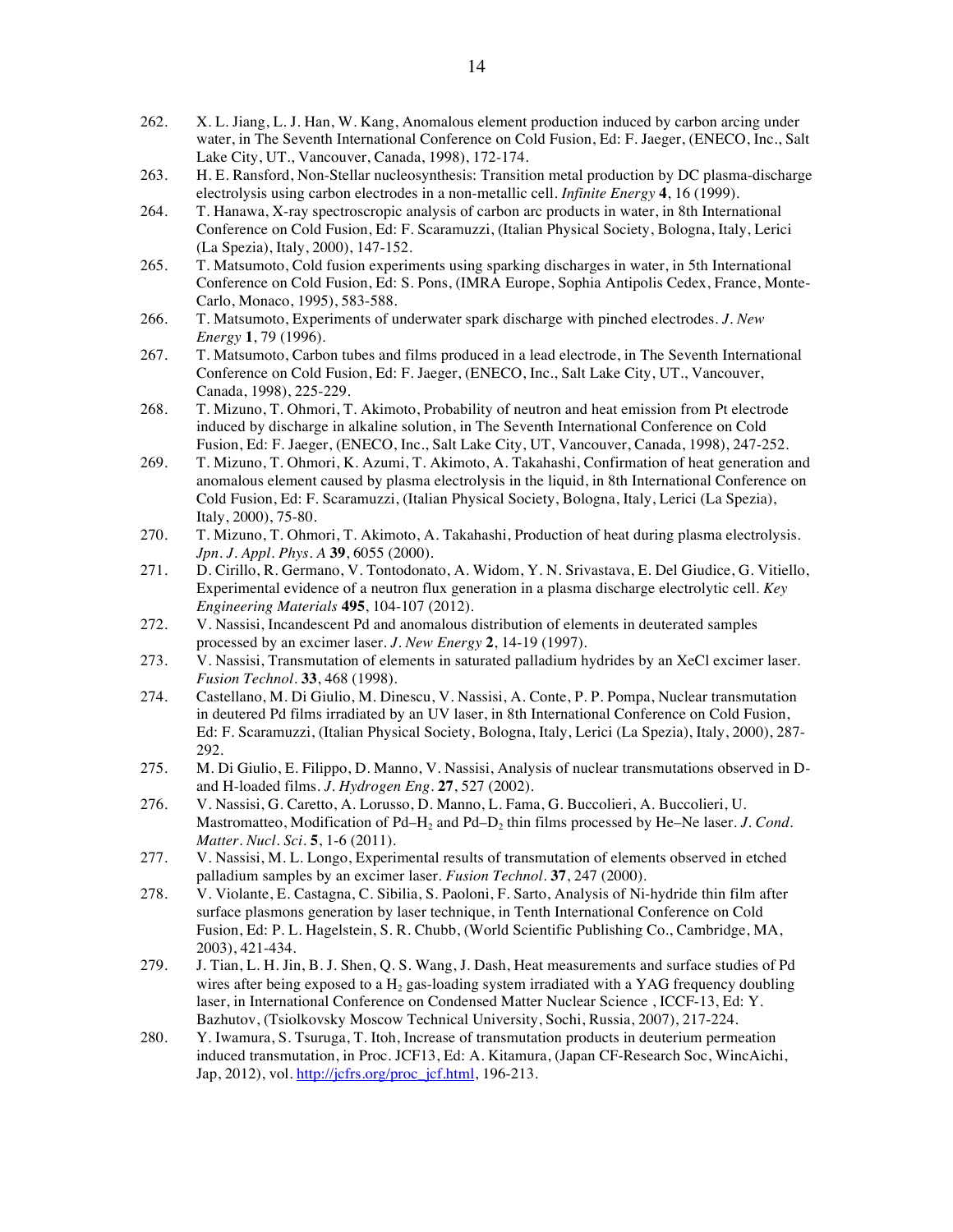262. X. L. Jiang, L. J. Han, W. Kang, Anomalous element production induced by carbon arcing under water, in The Seventh International Conference on Cold Fusion, Ed: F. Jaeger, (ENECO, Inc., Salt Lake City, UT., Vancouver, Canada, 1998), 172-174.

263. H. E. Ransford, Non-Stellar nucleosynthesis: Transition metal production by DC plasma-discharge electrolysis using carbon electrodes in a non-metallic cell. *Infinite Energy* **4**, 16 (1999).

264. T. Hanawa, X-ray spectroscropic analysis of carbon arc products in water, in 8th International Conference on Cold Fusion, Ed: F. Scaramuzzi, (Italian Physical Society, Bologna, Italy, Lerici (La Spezia), Italy, 2000), 147-152.

265. T. Matsumoto, Cold fusion experiments using sparking discharges in water, in 5th International Conference on Cold Fusion, Ed: S. Pons, (IMRA Europe, Sophia Antipolis Cedex, France, Monte-Carlo, Monaco, 1995), 583-588.

266. T. Matsumoto, Experiments of underwater spark discharge with pinched electrodes. *J. New Energy* **1**, 79 (1996).

267. T. Matsumoto, Carbon tubes and films produced in a lead electrode, in The Seventh International Conference on Cold Fusion, Ed: F. Jaeger, (ENECO, Inc., Salt Lake City, UT., Vancouver, Canada, 1998), 225-229.

268. T. Mizuno, T. Ohmori, T. Akimoto, Probability of neutron and heat emission from Pt electrode induced by discharge in alkaline solution, in The Seventh International Conference on Cold Fusion, Ed: F. Jaeger, (ENECO, Inc., Salt Lake City, UT, Vancouver, Canada, 1998), 247-252.

269. T. Mizuno, T. Ohmori, K. Azumi, T. Akimoto, A. Takahashi, Confirmation of heat generation and anomalous element caused by plasma electrolysis in the liquid, in 8th International Conference on Cold Fusion, Ed: F. Scaramuzzi, (Italian Physical Society, Bologna, Italy, Lerici (La Spezia), Italy, 2000), 75-80.

270. T. Mizuno, T. Ohmori, T. Akimoto, A. Takahashi, Production of heat during plasma electrolysis. *Jpn. J. Appl. Phys. A* **39**, 6055 (2000).

271. D. Cirillo, R. Germano, V. Tontodonato, A. Widom, Y. N. Srivastava, E. Del Giudice, G. Vitiello, Experimental evidence of a neutron flux generation in a plasma discharge electrolytic cell. *Key Engineering Materials* **495**, 104-107 (2012).

272. V. Nassisi, Incandescent Pd and anomalous distribution of elements in deuterated samples processed by an excimer laser. *J. New Energy* **2**, 14-19 (1997).

273. V. Nassisi, Transmutation of elements in saturated palladium hydrides by an XeCl excimer laser. *Fusion Technol.* **33**, 468 (1998).

274. Castellano, M. Di Giulio, M. Dinescu, V. Nassisi, A. Conte, P. P. Pompa, Nuclear transmutation in deutered Pd films irradiated by an UV laser, in 8th International Conference on Cold Fusion, Ed: F. Scaramuzzi, (Italian Physical Society, Bologna, Italy, Lerici (La Spezia), Italy, 2000), 287-292.

275. M. Di Giulio, E. Filippo, D. Manno, V. Nassisi, Analysis of nuclear transmutations observed in D- and H-loaded films. *J. Hydrogen Eng.* **27**, 527 (2002).

276. V. Nassisi, G. Caretto, A. Lorusso, D. Manno, L. Fama, G. Buccolieri, A. Buccolieri, U. Mastromatteo, Modification of Pd–$H_2$ and Pd–$D_2$ thin films processed by He–Ne laser. *J. Cond. Matter. Nucl. Sci.* **5**, 1-6 (2011).

277. V. Nassisi, M. L. Longo, Experimental results of transmutation of elements observed in etched palladium samples by an excimer laser. *Fusion Technol.* **37**, 247 (2000).

278. V. Violante, E. Castagna, C. Sibilia, S. Paoloni, F. Sarto, Analysis of Ni-hydride thin film after surface plasmons generation by laser technique, in Tenth International Conference on Cold Fusion, Ed: P. L. Hagelstein, S. R. Chubb, (World Scientific Publishing Co., Cambridge, MA, 2003), 421-434.

279. J. Tian, L. H. Jin, B. J. Shen, Q. S. Wang, J. Dash, Heat measurements and surface studies of Pd wires after being exposed to a $H_2$ gas-loading system irradiated with a YAG frequency doubling laser, in International Conference on Condensed Matter Nuclear Science , ICCF-13, Ed: Y. Bazhutov, (Tsiolkovsky Moscow Technical University, Sochi, Russia, 2007), 217-224.

280. Y. Iwamura, S. Tsuruga, T. Itoh, Increase of transmutation products in deuterium permeation induced transmutation, in Proc. JCF13, Ed: A. Kitamura, (Japan CF-Research Soc, WincAichi, Jap, 2012), vol. http://jcfrs.org/proc_jcf.html, 196-213.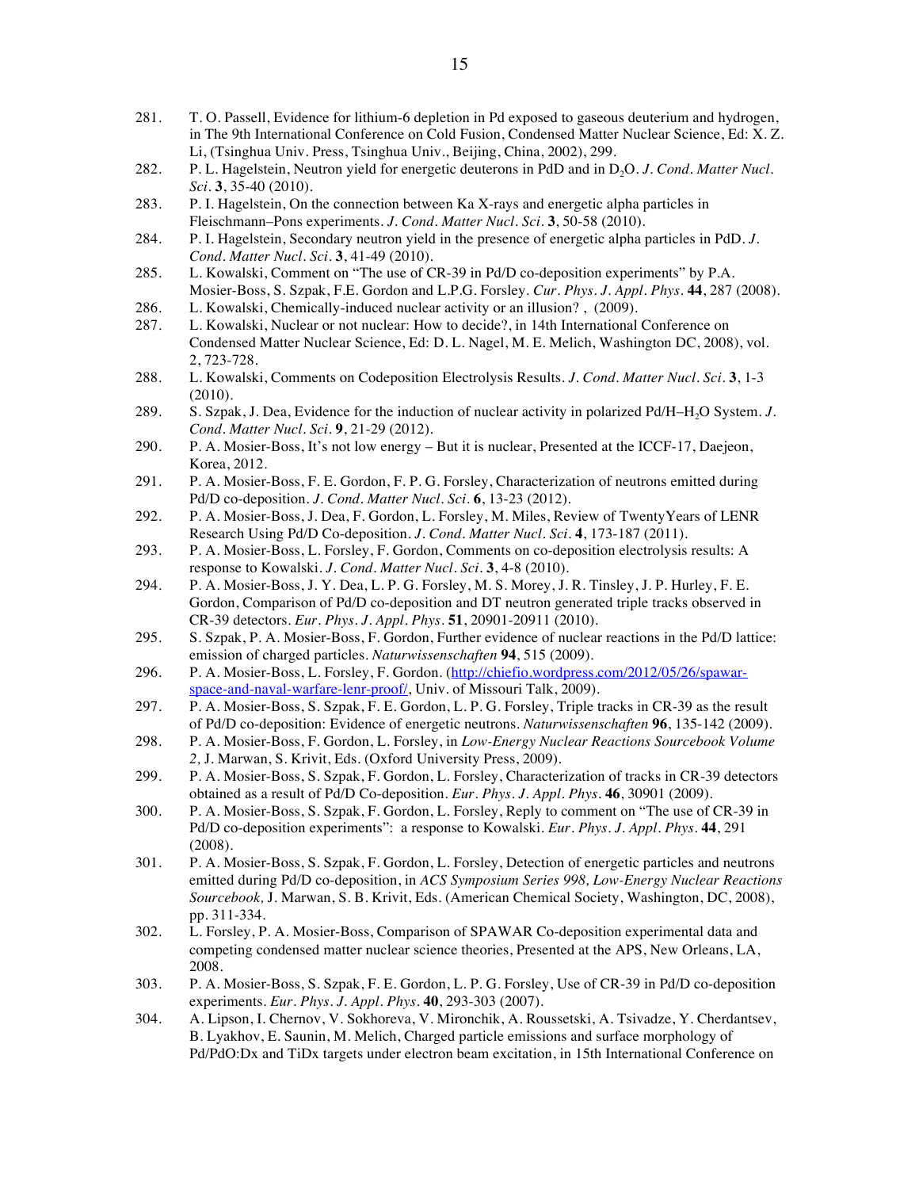281. T. O. Passell, Evidence for lithium-6 depletion in Pd exposed to gaseous deuterium and hydrogen, in The 9th International Conference on Cold Fusion, Condensed Matter Nuclear Science, Ed: X. Z. Li, (Tsinghua Univ. Press, Tsinghua Univ., Beijing, China, 2002), 299.
282. P. L. Hagelstein, Neutron yield for energetic deuterons in PdD and in $D_2O$. *J. Cond. Matter Nucl. Sci.* **3**, 35-40 (2010).
283. P. I. Hagelstein, On the connection between Ka X-rays and energetic alpha particles in Fleischmann–Pons experiments. *J. Cond. Matter Nucl. Sci.* **3**, 50-58 (2010).
284. P. I. Hagelstein, Secondary neutron yield in the presence of energetic alpha particles in PdD. *J. Cond. Matter Nucl. Sci.* **3**, 41-49 (2010).
285. L. Kowalski, Comment on "The use of CR-39 in Pd/D co-deposition experiments" by P.A. Mosier-Boss, S. Szpak, F.E. Gordon and L.P.G. Forsley. *Cur. Phys. J. Appl. Phys.* **44**, 287 (2008).
286. L. Kowalski, Chemically-induced nuclear activity or an illusion? , (2009).
287. L. Kowalski, Nuclear or not nuclear: How to decide?, in 14th International Conference on Condensed Matter Nuclear Science, Ed: D. L. Nagel, M. E. Melich, Washington DC, 2008), vol. 2, 723-728.
288. L. Kowalski, Comments on Codeposition Electrolysis Results. *J. Cond. Matter Nucl. Sci.* **3**, 1-3 (2010).
289. S. Szpak, J. Dea, Evidence for the induction of nuclear activity in polarized Pd/H–$H_2O$ System. *J. Cond. Matter Nucl. Sci.* **9**, 21-29 (2012).
290. P. A. Mosier-Boss, It's not low energy – But it is nuclear, Presented at the ICCF-17, Daejeon, Korea, 2012.
291. P. A. Mosier-Boss, F. E. Gordon, F. P. G. Forsley, Characterization of neutrons emitted during Pd/D co-deposition. *J. Cond. Matter Nucl. Sci.* **6**, 13-23 (2012).
292. P. A. Mosier-Boss, J. Dea, F. Gordon, L. Forsley, M. Miles, Review of TwentyYears of LENR Research Using Pd/D Co-deposition. *J. Cond. Matter Nucl. Sci.* **4**, 173-187 (2011).
293. P. A. Mosier-Boss, L. Forsley, F. Gordon, Comments on co-deposition electrolysis results: A response to Kowalski. *J. Cond. Matter Nucl. Sci.* **3**, 4-8 (2010).
294. P. A. Mosier-Boss, J. Y. Dea, L. P. G. Forsley, M. S. Morey, J. R. Tinsley, J. P. Hurley, F. E. Gordon, Comparison of Pd/D co-deposition and DT neutron generated triple tracks observed in CR-39 detectors. *Eur. Phys. J. Appl. Phys.* **51**, 20901-20911 (2010).
295. S. Szpak, P. A. Mosier-Boss, F. Gordon, Further evidence of nuclear reactions in the Pd/D lattice: emission of charged particles. *Naturwissenschaften* **94**, 515 (2009).
296. P. A. Mosier-Boss, L. Forsley, F. Gordon. (http://chiefio.wordpress.com/2012/05/26/spawar-space-and-naval-warfare-lenr-proof/, Univ. of Missouri Talk, 2009).
297. P. A. Mosier-Boss, S. Szpak, F. E. Gordon, L. P. G. Forsley, Triple tracks in CR-39 as the result of Pd/D co-deposition: Evidence of energetic neutrons. *Naturwissenschaften* **96**, 135-142 (2009).
298. P. A. Mosier-Boss, F. Gordon, L. Forsley, in *Low-Energy Nuclear Reactions Sourcebook Volume 2,* J. Marwan, S. Krivit, Eds. (Oxford University Press, 2009).
299. P. A. Mosier-Boss, S. Szpak, F. Gordon, L. Forsley, Characterization of tracks in CR-39 detectors obtained as a result of Pd/D Co-deposition. *Eur. Phys. J. Appl. Phys.* **46**, 30901 (2009).
300. P. A. Mosier-Boss, S. Szpak, F. Gordon, L. Forsley, Reply to comment on "The use of CR-39 in Pd/D co-deposition experiments": a response to Kowalski. *Eur. Phys. J. Appl. Phys.* **44**, 291 (2008).
301. P. A. Mosier-Boss, S. Szpak, F. Gordon, L. Forsley, Detection of energetic particles and neutrons emitted during Pd/D co-deposition, in *ACS Symposium Series 998, Low-Energy Nuclear Reactions Sourcebook,* J. Marwan, S. B. Krivit, Eds. (American Chemical Society, Washington, DC, 2008), pp. 311-334.
302. L. Forsley, P. A. Mosier-Boss, Comparison of SPAWAR Co-deposition experimental data and competing condensed matter nuclear science theories, Presented at the APS, New Orleans, LA, 2008.
303. P. A. Mosier-Boss, S. Szpak, F. E. Gordon, L. P. G. Forsley, Use of CR-39 in Pd/D co-deposition experiments. *Eur. Phys. J. Appl. Phys.* **40**, 293-303 (2007).
304. A. Lipson, I. Chernov, V. Sokhoreva, V. Mironchik, A. Roussetski, A. Tsivadze, Y. Cherdantsev, B. Lyakhov, E. Saunin, M. Melich, Charged particle emissions and surface morphology of Pd/PdO:Dx and TiDx targets under electron beam excitation, in 15th International Conference on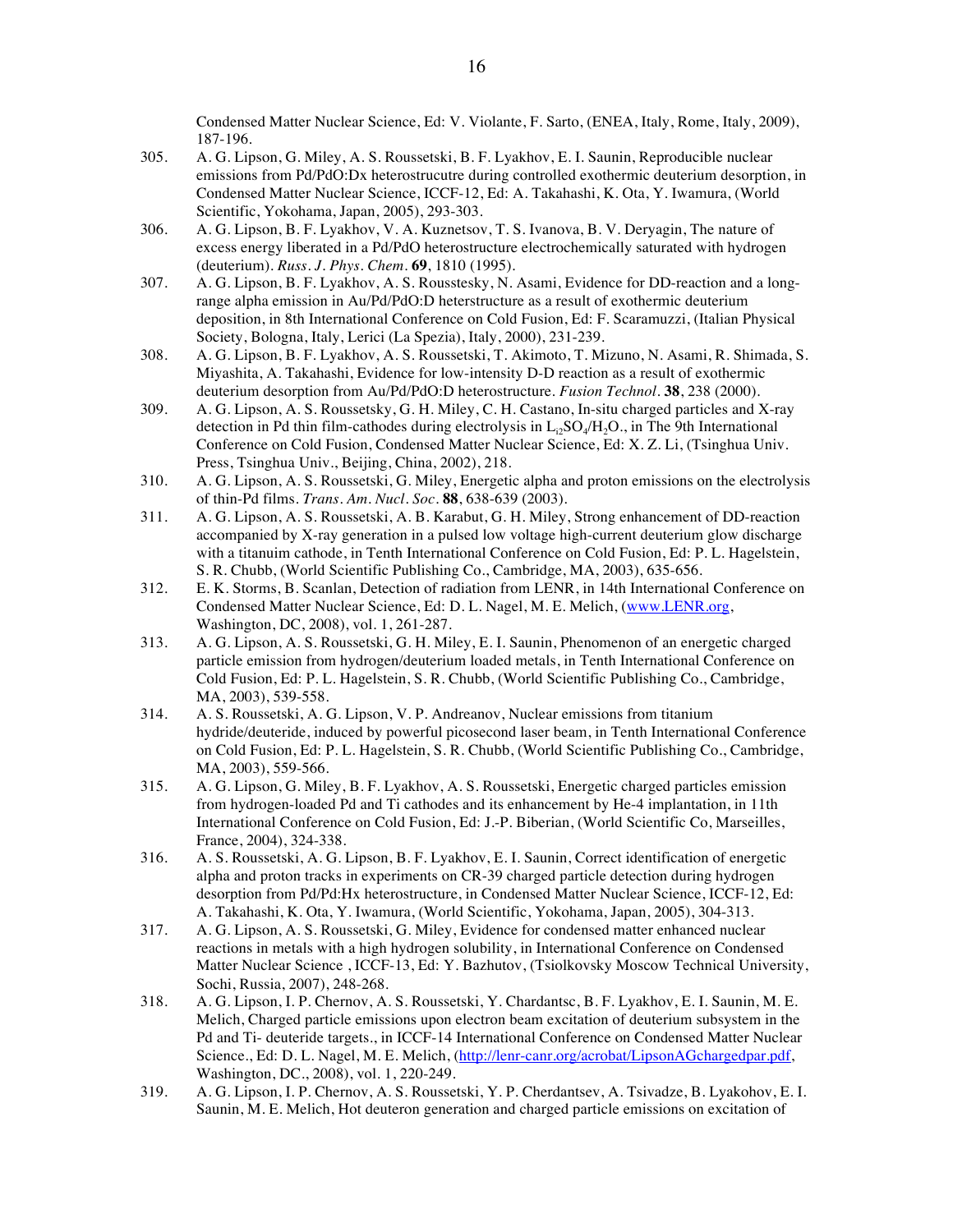Condensed Matter Nuclear Science, Ed: V. Violante, F. Sarto, (ENEA, Italy, Rome, Italy, 2009), 187-196.

305. A. G. Lipson, G. Miley, A. S. Roussetski, B. F. Lyakhov, E. I. Saunin, Reproducible nuclear emissions from Pd/PdO:Dx heterostrucutre during controlled exothermic deuterium desorption, in Condensed Matter Nuclear Science, ICCF-12, Ed: A. Takahashi, K. Ota, Y. Iwamura, (World Scientific, Yokohama, Japan, 2005), 293-303.

306. A. G. Lipson, B. F. Lyakhov, V. A. Kuznetsov, T. S. Ivanova, B. V. Deryagin, The nature of excess energy liberated in a Pd/PdO heterostructure electrochemically saturated with hydrogen (deuterium). *Russ. J. Phys. Chem.* **69**, 1810 (1995).

307. A. G. Lipson, B. F. Lyakhov, A. S. Rousstesky, N. Asami, Evidence for DD-reaction and a long-range alpha emission in Au/Pd/PdO:D heterstructure as a result of exothermic deuterium deposition, in 8th International Conference on Cold Fusion, Ed: F. Scaramuzzi, (Italian Physical Society, Bologna, Italy, Lerici (La Spezia), Italy, 2000), 231-239.

308. A. G. Lipson, B. F. Lyakhov, A. S. Roussetski, T. Akimoto, T. Mizuno, N. Asami, R. Shimada, S. Miyashita, A. Takahashi, Evidence for low-intensity D-D reaction as a result of exothermic deuterium desorption from Au/Pd/PdO:D heterostructure. *Fusion Technol.* **38**, 238 (2000).

309. A. G. Lipson, A. S. Roussetsky, G. H. Miley, C. H. Castano, In-situ charged particles and X-ray detection in Pd thin film-cathodes during electrolysis in $L_{i2}SO_4/H_2O$., in The 9th International Conference on Cold Fusion, Condensed Matter Nuclear Science, Ed: X. Z. Li, (Tsinghua Univ. Press, Tsinghua Univ., Beijing, China, 2002), 218.

310. A. G. Lipson, A. S. Roussetski, G. Miley, Energetic alpha and proton emissions on the electrolysis of thin-Pd films. *Trans. Am. Nucl. Soc.* **88**, 638-639 (2003).

311. A. G. Lipson, A. S. Roussetski, A. B. Karabut, G. H. Miley, Strong enhancement of DD-reaction accompanied by X-ray generation in a pulsed low voltage high-current deuterium glow discharge with a titanuim cathode, in Tenth International Conference on Cold Fusion, Ed: P. L. Hagelstein, S. R. Chubb, (World Scientific Publishing Co., Cambridge, MA, 2003), 635-656.

312. E. K. Storms, B. Scanlan, Detection of radiation from LENR, in 14th International Conference on Condensed Matter Nuclear Science, Ed: D. L. Nagel, M. E. Melich, (www.LENR.org, Washington, DC, 2008), vol. 1, 261-287.

313. A. G. Lipson, A. S. Roussetski, G. H. Miley, E. I. Saunin, Phenomenon of an energetic charged particle emission from hydrogen/deuterium loaded metals, in Tenth International Conference on Cold Fusion, Ed: P. L. Hagelstein, S. R. Chubb, (World Scientific Publishing Co., Cambridge, MA, 2003), 539-558.

314. A. S. Roussetski, A. G. Lipson, V. P. Andreanov, Nuclear emissions from titanium hydride/deuteride, induced by powerful picosecond laser beam, in Tenth International Conference on Cold Fusion, Ed: P. L. Hagelstein, S. R. Chubb, (World Scientific Publishing Co., Cambridge, MA, 2003), 559-566.

315. A. G. Lipson, G. Miley, B. F. Lyakhov, A. S. Roussetski, Energetic charged particles emission from hydrogen-loaded Pd and Ti cathodes and its enhancement by He-4 implantation, in 11th International Conference on Cold Fusion, Ed: J.-P. Biberian, (World Scientific Co, Marseilles, France, 2004), 324-338.

316. A. S. Roussetski, A. G. Lipson, B. F. Lyakhov, E. I. Saunin, Correct identification of energetic alpha and proton tracks in experiments on CR-39 charged particle detection during hydrogen desorption from Pd/Pd:Hx heterostructure, in Condensed Matter Nuclear Science, ICCF-12, Ed: A. Takahashi, K. Ota, Y. Iwamura, (World Scientific, Yokohama, Japan, 2005), 304-313.

317. A. G. Lipson, A. S. Roussetski, G. Miley, Evidence for condensed matter enhanced nuclear reactions in metals with a high hydrogen solubility, in International Conference on Condensed Matter Nuclear Science , ICCF-13, Ed: Y. Bazhutov, (Tsiolkovsky Moscow Technical University, Sochi, Russia, 2007), 248-268.

318. A. G. Lipson, I. P. Chernov, A. S. Roussetski, Y. Chardantsc, B. F. Lyakhov, E. I. Saunin, M. E. Melich, Charged particle emissions upon electron beam excitation of deuterium subsystem in the Pd and Ti- deuteride targets., in ICCF-14 International Conference on Condensed Matter Nuclear Science., Ed: D. L. Nagel, M. E. Melich, (http://lenr-canr.org/acrobat/LipsonAGchargedpar.pdf, Washington, DC., 2008), vol. 1, 220-249.

319. A. G. Lipson, I. P. Chernov, A. S. Roussetski, Y. P. Cherdantsev, A. Tsivadze, B. Lyakohov, E. I. Saunin, M. E. Melich, Hot deuteron generation and charged particle emissions on excitation of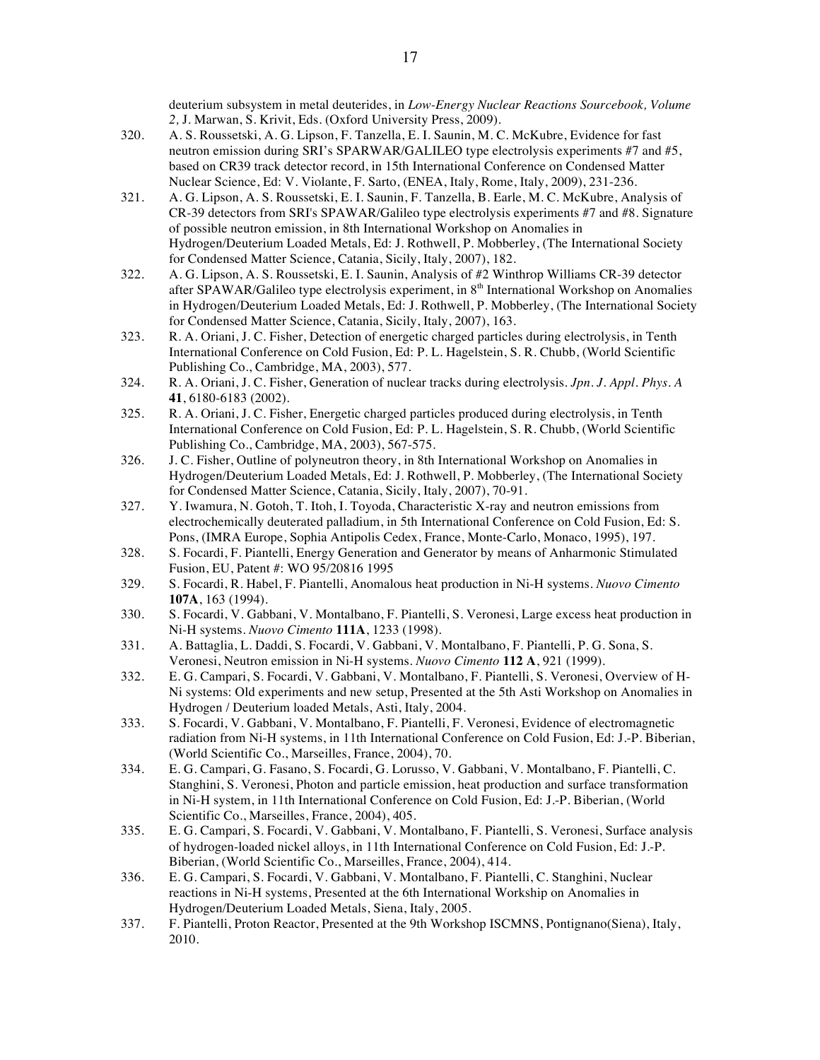deuterium subsystem in metal deuterides, in *Low-Energy Nuclear Reactions Sourcebook, Volume 2,* J. Marwan, S. Krivit, Eds. (Oxford University Press, 2009).

320. A. S. Roussetski, A. G. Lipson, F. Tanzella, E. I. Saunin, M. C. McKubre, Evidence for fast neutron emission during SRI's SPARWAR/GALILEO type electrolysis experiments #7 and #5, based on CR39 track detector record, in 15th International Conference on Condensed Matter Nuclear Science, Ed: V. Violante, F. Sarto, (ENEA, Italy, Rome, Italy, 2009), 231-236.

321. A. G. Lipson, A. S. Roussetski, E. I. Saunin, F. Tanzella, B. Earle, M. C. McKubre, Analysis of CR-39 detectors from SRI's SPAWAR/Galileo type electrolysis experiments #7 and #8. Signature of possible neutron emission, in 8th International Workshop on Anomalies in Hydrogen/Deuterium Loaded Metals, Ed: J. Rothwell, P. Mobberley, (The International Society for Condensed Matter Science, Catania, Sicily, Italy, 2007), 182.

322. A. G. Lipson, A. S. Roussetski, E. I. Saunin, Analysis of #2 Winthrop Williams CR-39 detector after SPAWAR/Galileo type electrolysis experiment, in 8th International Workshop on Anomalies in Hydrogen/Deuterium Loaded Metals, Ed: J. Rothwell, P. Mobberley, (The International Society for Condensed Matter Science, Catania, Sicily, Italy, 2007), 163.

323. R. A. Oriani, J. C. Fisher, Detection of energetic charged particles during electrolysis, in Tenth International Conference on Cold Fusion, Ed: P. L. Hagelstein, S. R. Chubb, (World Scientific Publishing Co., Cambridge, MA, 2003), 577.

324. R. A. Oriani, J. C. Fisher, Generation of nuclear tracks during electrolysis. *Jpn. J. Appl. Phys. A* **41**, 6180-6183 (2002).

325. R. A. Oriani, J. C. Fisher, Energetic charged particles produced during electrolysis, in Tenth International Conference on Cold Fusion, Ed: P. L. Hagelstein, S. R. Chubb, (World Scientific Publishing Co., Cambridge, MA, 2003), 567-575.

326. J. C. Fisher, Outline of polyneutron theory, in 8th International Workshop on Anomalies in Hydrogen/Deuterium Loaded Metals, Ed: J. Rothwell, P. Mobberley, (The International Society for Condensed Matter Science, Catania, Sicily, Italy, 2007), 70-91.

327. Y. Iwamura, N. Gotoh, T. Itoh, I. Toyoda, Characteristic X-ray and neutron emissions from electrochemically deuterated palladium, in 5th International Conference on Cold Fusion, Ed: S. Pons, (IMRA Europe, Sophia Antipolis Cedex, France, Monte-Carlo, Monaco, 1995), 197.

328. S. Focardi, F. Piantelli, Energy Generation and Generator by means of Anharmonic Stimulated Fusion, EU, Patent #: WO 95/20816 1995

329. S. Focardi, R. Habel, F. Piantelli, Anomalous heat production in Ni-H systems. *Nuovo Cimento* **107A**, 163 (1994).

330. S. Focardi, V. Gabbani, V. Montalbano, F. Piantelli, S. Veronesi, Large excess heat production in Ni-H systems. *Nuovo Cimento* **111A**, 1233 (1998).

331. A. Battaglia, L. Daddi, S. Focardi, V. Gabbani, V. Montalbano, F. Piantelli, P. G. Sona, S. Veronesi, Neutron emission in Ni-H systems. *Nuovo Cimento* **112 A**, 921 (1999).

332. E. G. Campari, S. Focardi, V. Gabbani, V. Montalbano, F. Piantelli, S. Veronesi, Overview of H-Ni systems: Old experiments and new setup, Presented at the 5th Asti Workshop on Anomalies in Hydrogen / Deuterium loaded Metals, Asti, Italy, 2004.

333. S. Focardi, V. Gabbani, V. Montalbano, F. Piantelli, F. Veronesi, Evidence of electromagnetic radiation from Ni-H systems, in 11th International Conference on Cold Fusion, Ed: J.-P. Biberian, (World Scientific Co., Marseilles, France, 2004), 70.

334. E. G. Campari, G. Fasano, S. Focardi, G. Lorusso, V. Gabbani, V. Montalbano, F. Piantelli, C. Stanghini, S. Veronesi, Photon and particle emission, heat production and surface transformation in Ni-H system, in 11th International Conference on Cold Fusion, Ed: J.-P. Biberian, (World Scientific Co., Marseilles, France, 2004), 405.

335. E. G. Campari, S. Focardi, V. Gabbani, V. Montalbano, F. Piantelli, S. Veronesi, Surface analysis of hydrogen-loaded nickel alloys, in 11th International Conference on Cold Fusion, Ed: J.-P. Biberian, (World Scientific Co., Marseilles, France, 2004), 414.

336. E. G. Campari, S. Focardi, V. Gabbani, V. Montalbano, F. Piantelli, C. Stanghini, Nuclear reactions in Ni-H systems, Presented at the 6th International Workship on Anomalies in Hydrogen/Deuterium Loaded Metals, Siena, Italy, 2005.

337. F. Piantelli, Proton Reactor, Presented at the 9th Workshop ISCMNS, Pontignano(Siena), Italy, 2010.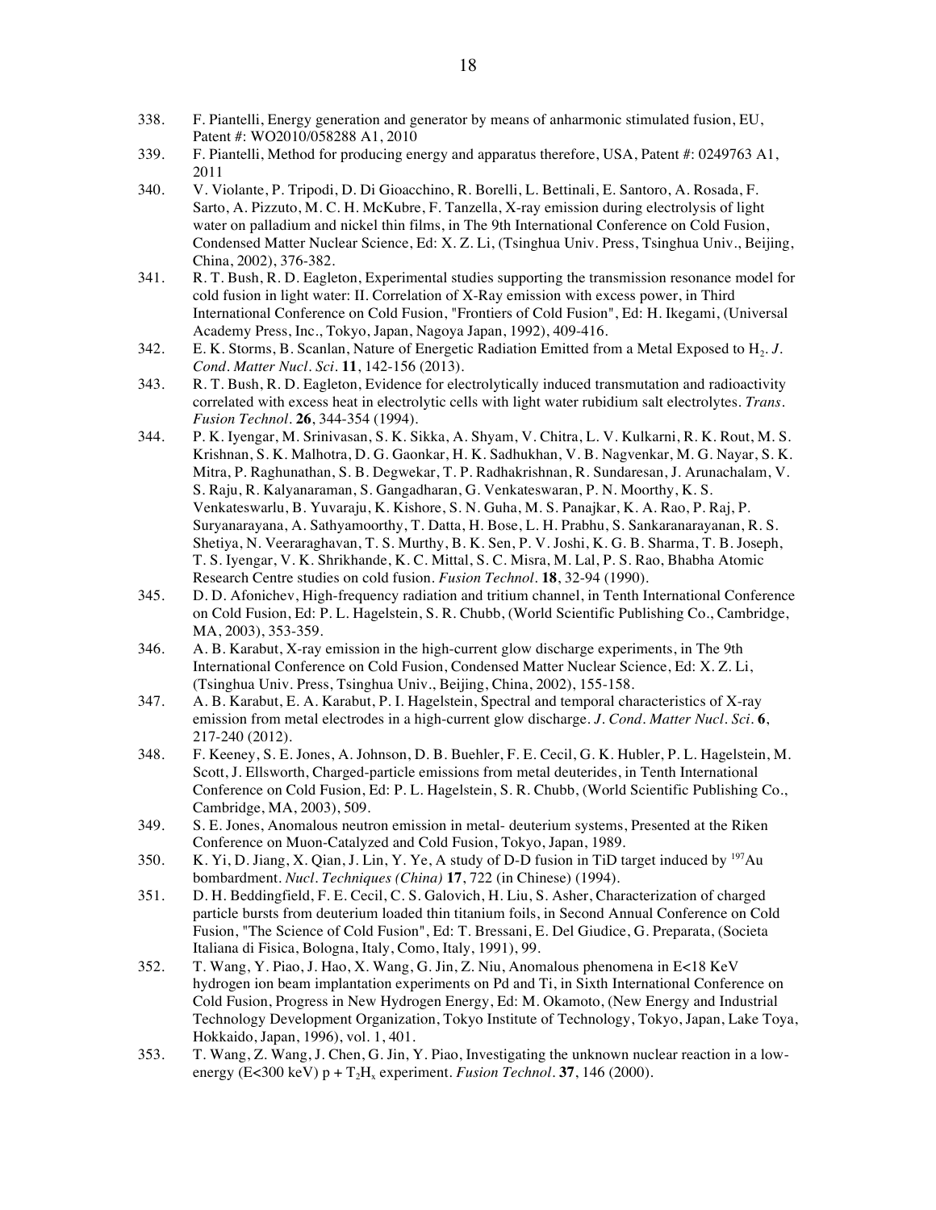338. F. Piantelli, Energy generation and generator by means of anharmonic stimulated fusion, EU, Patent #: WO2010/058288 A1, 2010
339. F. Piantelli, Method for producing energy and apparatus therefore, USA, Patent #: 0249763 A1, 2011
340. V. Violante, P. Tripodi, D. Di Gioacchino, R. Borelli, L. Bettinali, E. Santoro, A. Rosada, F. Sarto, A. Pizzuto, M. C. H. McKubre, F. Tanzella, X-ray emission during electrolysis of light water on palladium and nickel thin films, in The 9th International Conference on Cold Fusion, Condensed Matter Nuclear Science, Ed: X. Z. Li, (Tsinghua Univ. Press, Tsinghua Univ., Beijing, China, 2002), 376-382.
341. R. T. Bush, R. D. Eagleton, Experimental studies supporting the transmission resonance model for cold fusion in light water: II. Correlation of X-Ray emission with excess power, in Third International Conference on Cold Fusion, "Frontiers of Cold Fusion", Ed: H. Ikegami, (Universal Academy Press, Inc., Tokyo, Japan, Nagoya Japan, 1992), 409-416.
342. E. K. Storms, B. Scanlan, Nature of Energetic Radiation Emitted from a Metal Exposed to $H_2$. *J. Cond. Matter Nucl. Sci.* **11**, 142-156 (2013).
343. R. T. Bush, R. D. Eagleton, Evidence for electrolytically induced transmutation and radioactivity correlated with excess heat in electrolytic cells with light water rubidium salt electrolytes. *Trans. Fusion Technol.* **26**, 344-354 (1994).
344. P. K. Iyengar, M. Srinivasan, S. K. Sikka, A. Shyam, V. Chitra, L. V. Kulkarni, R. K. Rout, M. S. Krishnan, S. K. Malhotra, D. G. Gaonkar, H. K. Sadhukhan, V. B. Nagvenkar, M. G. Nayar, S. K. Mitra, P. Raghunathan, S. B. Degwekar, T. P. Radhakrishnan, R. Sundaresan, J. Arunachalam, V. S. Raju, R. Kalyanaraman, S. Gangadharan, G. Venkateswaran, P. N. Moorthy, K. S. Venkateswarlu, B. Yuvaraju, K. Kishore, S. N. Guha, M. S. Panajkar, K. A. Rao, P. Raj, P. Suryanarayana, A. Sathyamoorthy, T. Datta, H. Bose, L. H. Prabhu, S. Sankaranarayanan, R. S. Shetiya, N. Veeraraghavan, T. S. Murthy, B. K. Sen, P. V. Joshi, K. G. B. Sharma, T. B. Joseph, T. S. Iyengar, V. K. Shrikhande, K. C. Mittal, S. C. Misra, M. Lal, P. S. Rao, Bhabha Atomic Research Centre studies on cold fusion. *Fusion Technol.* **18**, 32-94 (1990).
345. D. D. Afonichev, High-frequency radiation and tritium channel, in Tenth International Conference on Cold Fusion, Ed: P. L. Hagelstein, S. R. Chubb, (World Scientific Publishing Co., Cambridge, MA, 2003), 353-359.
346. A. B. Karabut, X-ray emission in the high-current glow discharge experiments, in The 9th International Conference on Cold Fusion, Condensed Matter Nuclear Science, Ed: X. Z. Li, (Tsinghua Univ. Press, Tsinghua Univ., Beijing, China, 2002), 155-158.
347. A. B. Karabut, E. A. Karabut, P. I. Hagelstein, Spectral and temporal characteristics of X-ray emission from metal electrodes in a high-current glow discharge. *J. Cond. Matter Nucl. Sci.* **6**, 217-240 (2012).
348. F. Keeney, S. E. Jones, A. Johnson, D. B. Buehler, F. E. Cecil, G. K. Hubler, P. L. Hagelstein, M. Scott, J. Ellsworth, Charged-particle emissions from metal deuterides, in Tenth International Conference on Cold Fusion, Ed: P. L. Hagelstein, S. R. Chubb, (World Scientific Publishing Co., Cambridge, MA, 2003), 509.
349. S. E. Jones, Anomalous neutron emission in metal- deuterium systems, Presented at the Riken Conference on Muon-Catalyzed and Cold Fusion, Tokyo, Japan, 1989.
350. K. Yi, D. Jiang, X. Qian, J. Lin, Y. Ye, A study of D-D fusion in TiD target induced by $^{197}$Au bombardment. *Nucl. Techniques (China)* **17**, 722 (in Chinese) (1994).
351. D. H. Beddingfield, F. E. Cecil, C. S. Galovich, H. Liu, S. Asher, Characterization of charged particle bursts from deuterium loaded thin titanium foils, in Second Annual Conference on Cold Fusion, "The Science of Cold Fusion", Ed: T. Bressani, E. Del Giudice, G. Preparata, (Societa Italiana di Fisica, Bologna, Italy, Como, Italy, 1991), 99.
352. T. Wang, Y. Piao, J. Hao, X. Wang, G. Jin, Z. Niu, Anomalous phenomena in E<18 KeV hydrogen ion beam implantation experiments on Pd and Ti, in Sixth International Conference on Cold Fusion, Progress in New Hydrogen Energy, Ed: M. Okamoto, (New Energy and Industrial Technology Development Organization, Tokyo Institute of Technology, Tokyo, Japan, Lake Toya, Hokkaido, Japan, 1996), vol. 1, 401.
353. T. Wang, Z. Wang, J. Chen, G. Jin, Y. Piao, Investigating the unknown nuclear reaction in a low-energy (E<300 keV) p + $T_2H_x$ experiment. *Fusion Technol.* **37**, 146 (2000).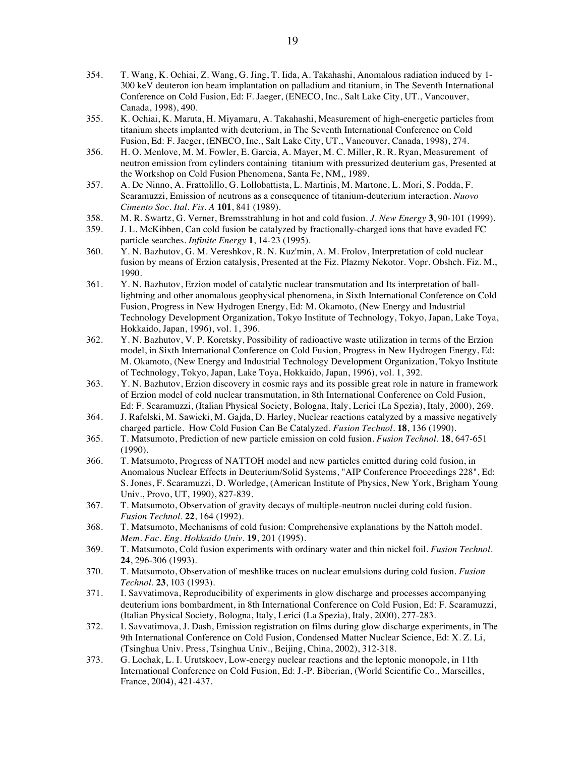354. T. Wang, K. Ochiai, Z. Wang, G. Jing, T. Iida, A. Takahashi, Anomalous radiation induced by 1-300 keV deuteron ion beam implantation on palladium and titanium, in The Seventh International Conference on Cold Fusion, Ed: F. Jaeger, (ENECO, Inc., Salt Lake City, UT., Vancouver, Canada, 1998), 490.
355. K. Ochiai, K. Maruta, H. Miyamaru, A. Takahashi, Measurement of high-energetic particles from titanium sheets implanted with deuterium, in The Seventh International Conference on Cold Fusion, Ed: F. Jaeger, (ENECO, Inc., Salt Lake City, UT., Vancouver, Canada, 1998), 274.
356. H. O. Menlove, M. M. Fowler, E. Garcia, A. Mayer, M. C. Miller, R. R. Ryan, Measurement of neutron emission from cylinders containing titanium with pressurized deuterium gas, Presented at the Workshop on Cold Fusion Phenomena, Santa Fe, NM,, 1989.
357. A. De Ninno, A. Frattolillo, G. Lollobattista, L. Martinis, M. Martone, L. Mori, S. Podda, F. Scaramuzzi, Emission of neutrons as a consequence of titanium-deuterium interaction. *Nuovo Cimento Soc. Ital. Fis. A* **101**, 841 (1989).
358. M. R. Swartz, G. Verner, Bremsstrahlung in hot and cold fusion. *J. New Energy* **3**, 90-101 (1999).
359. J. L. McKibben, Can cold fusion be catalyzed by fractionally-charged ions that have evaded FC particle searches. *Infinite Energy* **1**, 14-23 (1995).
360. Y. N. Bazhutov, G. M. Vereshkov, R. N. Kuz'min, A. M. Frolov, Interpretation of cold nuclear fusion by means of Erzion catalysis, Presented at the Fiz. Plazmy Nekotor. Vopr. Obshch. Fiz. M., 1990.
361. Y. N. Bazhutov, Erzion model of catalytic nuclear transmutation and Its interpretation of ball-lightning and other anomalous geophysical phenomena, in Sixth International Conference on Cold Fusion, Progress in New Hydrogen Energy, Ed: M. Okamoto, (New Energy and Industrial Technology Development Organization, Tokyo Institute of Technology, Tokyo, Japan, Lake Toya, Hokkaido, Japan, 1996), vol. 1, 396.
362. Y. N. Bazhutov, V. P. Koretsky, Possibility of radioactive waste utilization in terms of the Erzion model, in Sixth International Conference on Cold Fusion, Progress in New Hydrogen Energy, Ed: M. Okamoto, (New Energy and Industrial Technology Development Organization, Tokyo Institute of Technology, Tokyo, Japan, Lake Toya, Hokkaido, Japan, 1996), vol. 1, 392.
363. Y. N. Bazhutov, Erzion discovery in cosmic rays and its possible great role in nature in framework of Erzion model of cold nuclear transmutation, in 8th International Conference on Cold Fusion, Ed: F. Scaramuzzi, (Italian Physical Society, Bologna, Italy, Lerici (La Spezia), Italy, 2000), 269.
364. J. Rafelski, M. Sawicki, M. Gajda, D. Harley, Nuclear reactions catalyzed by a massive negatively charged particle. How Cold Fusion Can Be Catalyzed. *Fusion Technol.* **18**, 136 (1990).
365. T. Matsumoto, Prediction of new particle emission on cold fusion. *Fusion Technol.* **18**, 647-651 (1990).
366. T. Matsumoto, Progress of NATTOH model and new particles emitted during cold fusion, in Anomalous Nuclear Effects in Deuterium/Solid Systems, "AIP Conference Proceedings 228", Ed: S. Jones, F. Scaramuzzi, D. Worledge, (American Institute of Physics, New York, Brigham Young Univ., Provo, UT, 1990), 827-839.
367. T. Matsumoto, Observation of gravity decays of multiple-neutron nuclei during cold fusion. *Fusion Technol.* **22**, 164 (1992).
368. T. Matsumoto, Mechanisms of cold fusion: Comprehensive explanations by the Nattoh model. *Mem. Fac. Eng. Hokkaido Univ.* **19**, 201 (1995).
369. T. Matsumoto, Cold fusion experiments with ordinary water and thin nickel foil. *Fusion Technol.* **24**, 296-306 (1993).
370. T. Matsumoto, Observation of meshlike traces on nuclear emulsions during cold fusion. *Fusion Technol.* **23**, 103 (1993).
371. I. Savvatimova, Reproducibility of experiments in glow discharge and processes accompanying deuterium ions bombardment, in 8th International Conference on Cold Fusion, Ed: F. Scaramuzzi, (Italian Physical Society, Bologna, Italy, Lerici (La Spezia), Italy, 2000), 277-283.
372. I. Savvatimova, J. Dash, Emission registration on films during glow discharge experiments, in The 9th International Conference on Cold Fusion, Condensed Matter Nuclear Science, Ed: X. Z. Li, (Tsinghua Univ. Press, Tsinghua Univ., Beijing, China, 2002), 312-318.
373. G. Lochak, L. I. Urutskoev, Low-energy nuclear reactions and the leptonic monopole, in 11th International Conference on Cold Fusion, Ed: J.-P. Biberian, (World Scientific Co., Marseilles, France, 2004), 421-437.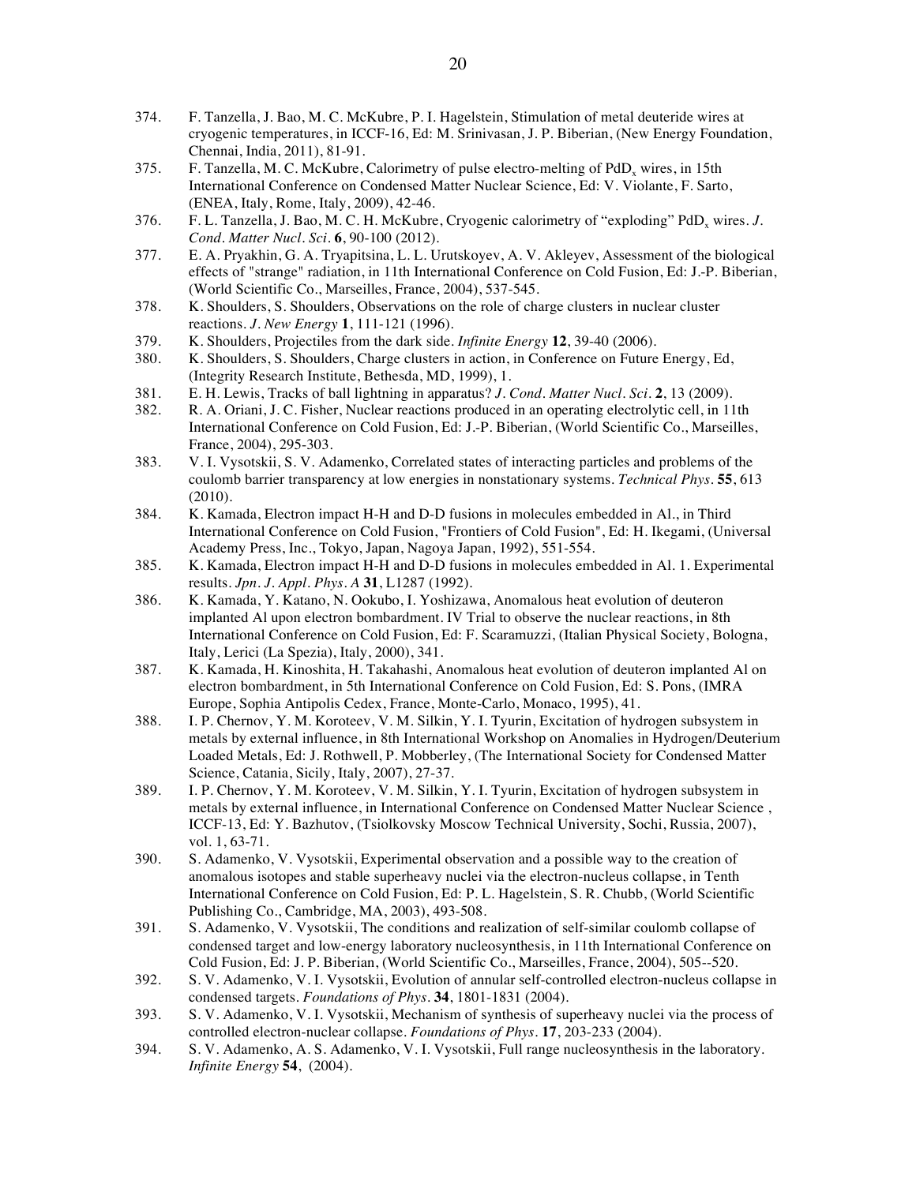374. F. Tanzella, J. Bao, M. C. McKubre, P. I. Hagelstein, Stimulation of metal deuteride wires at cryogenic temperatures, in ICCF-16, Ed: M. Srinivasan, J. P. Biberian, (New Energy Foundation, Chennai, India, 2011), 81-91.

375. F. Tanzella, M. C. McKubre, Calorimetry of pulse electro-melting of $PdD_x$ wires, in 15th International Conference on Condensed Matter Nuclear Science, Ed: V. Violante, F. Sarto, (ENEA, Italy, Rome, Italy, 2009), 42-46.

376. F. L. Tanzella, J. Bao, M. C. H. McKubre, Cryogenic calorimetry of "exploding" $PdD_x$ wires. *J. Cond. Matter Nucl. Sci.* **6**, 90-100 (2012).

377. E. A. Pryakhin, G. A. Tryapitsina, L. L. Urutskoyev, A. V. Akleyev, Assessment of the biological effects of "strange" radiation, in 11th International Conference on Cold Fusion, Ed: J.-P. Biberian, (World Scientific Co., Marseilles, France, 2004), 537-545.

378. K. Shoulders, S. Shoulders, Observations on the role of charge clusters in nuclear cluster reactions. *J. New Energy* **1**, 111-121 (1996).

379. K. Shoulders, Projectiles from the dark side. *Infinite Energy* **12**, 39-40 (2006).

380. K. Shoulders, S. Shoulders, Charge clusters in action, in Conference on Future Energy, Ed, (Integrity Research Institute, Bethesda, MD, 1999), 1.

381. E. H. Lewis, Tracks of ball lightning in apparatus? *J. Cond. Matter Nucl. Sci.* **2**, 13 (2009).

382. R. A. Oriani, J. C. Fisher, Nuclear reactions produced in an operating electrolytic cell, in 11th International Conference on Cold Fusion, Ed: J.-P. Biberian, (World Scientific Co., Marseilles, France, 2004), 295-303.

383. V. I. Vysotskii, S. V. Adamenko, Correlated states of interacting particles and problems of the coulomb barrier transparency at low energies in nonstationary systems. *Technical Phys.* **55**, 613 (2010).

384. K. Kamada, Electron impact H-H and D-D fusions in molecules embedded in Al., in Third International Conference on Cold Fusion, "Frontiers of Cold Fusion", Ed: H. Ikegami, (Universal Academy Press, Inc., Tokyo, Japan, Nagoya Japan, 1992), 551-554.

385. K. Kamada, Electron impact H-H and D-D fusions in molecules embedded in Al. 1. Experimental results. *Jpn. J. Appl. Phys. A* **31**, L1287 (1992).

386. K. Kamada, Y. Katano, N. Ookubo, T. Yoshizawa, Anomalous heat evolution of deuteron implanted Al upon electron bombardment. IV Trial to observe the nuclear reactions, in 8th International Conference on Cold Fusion, Ed: F. Scaramuzzi, (Italian Physical Society, Bologna, Italy, Lerici (La Spezia), Italy, 2000), 341.

387. K. Kamada, H. Kinoshita, H. Takahashi, Anomalous heat evolution of deuteron implanted Al on electron bombardment, in 5th International Conference on Cold Fusion, Ed: S. Pons, (IMRA Europe, Sophia Antipolis Cedex, France, Monte-Carlo, Monaco, 1995), 41.

388. I. P. Chernov, Y. M. Koroteev, V. M. Silkin, Y. I. Tyurin, Excitation of hydrogen subsystem in metals by external influence, in 8th International Workshop on Anomalies in Hydrogen/Deuterium Loaded Metals, Ed: J. Rothwell, P. Mobberley, (The International Society for Condensed Matter Science, Catania, Sicily, Italy, 2007), 27-37.

389. I. P. Chernov, Y. M. Koroteev, V. M. Silkin, Y. I. Tyurin, Excitation of hydrogen subsystem in metals by external influence, in International Conference on Condensed Matter Nuclear Science , ICCF-13, Ed: Y. Bazhutov, (Tsiolkovsky Moscow Technical University, Sochi, Russia, 2007), vol. 1, 63-71.

390. S. Adamenko, V. Vysotskii, Experimental observation and a possible way to the creation of anomalous isotopes and stable superheavy nuclei via the electron-nucleus collapse, in Tenth International Conference on Cold Fusion, Ed: P. L. Hagelstein, S. R. Chubb, (World Scientific Publishing Co., Cambridge, MA, 2003), 493-508.

391. S. Adamenko, V. Vysotskii, The conditions and realization of self-similar coulomb collapse of condensed target and low-energy laboratory nucleosynthesis, in 11th International Conference on Cold Fusion, Ed: J. P. Biberian, (World Scientific Co., Marseilles, France, 2004), 505--520.

392. S. V. Adamenko, V. I. Vysotskii, Evolution of annular self-controlled electron-nucleus collapse in condensed targets. *Foundations of Phys.* **34**, 1801-1831 (2004).

393. S. V. Adamenko, V. I. Vysotskii, Mechanism of synthesis of superheavy nuclei via the process of controlled electron-nuclear collapse. *Foundations of Phys.* **17**, 203-233 (2004).

394. S. V. Adamenko, A. S. Adamenko, V. I. Vysotskii, Full range nucleosynthesis in the laboratory. *Infinite Energy* **54**, (2004).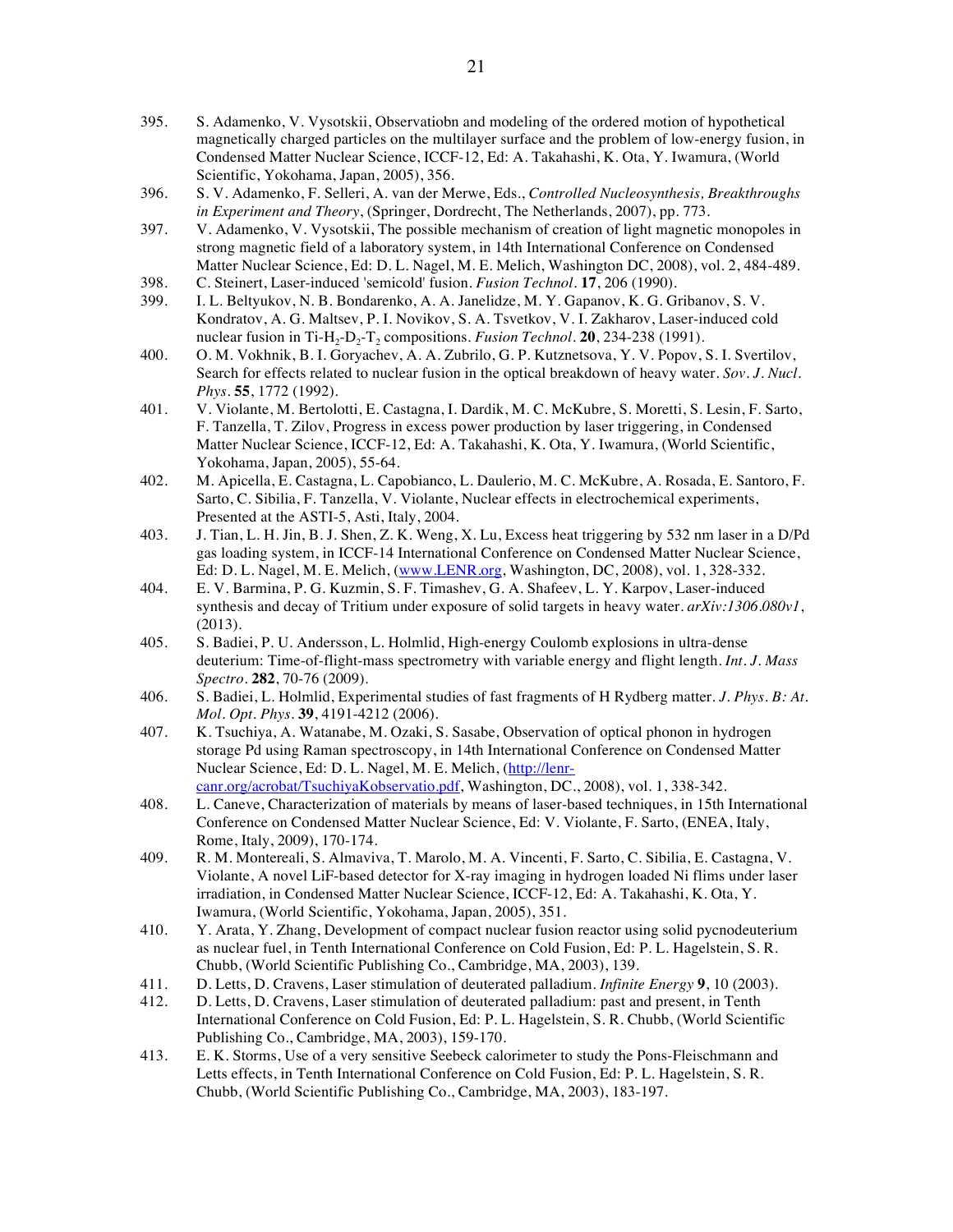395. S. Adamenko, V. Vysotskii, Observatiobn and modeling of the ordered motion of hypothetical magnetically charged particles on the multilayer surface and the problem of low-energy fusion, in Condensed Matter Nuclear Science, ICCF-12, Ed: A. Takahashi, K. Ota, Y. Iwamura, (World Scientific, Yokohama, Japan, 2005), 356.

396. S. V. Adamenko, F. Selleri, A. van der Merwe, Eds., *Controlled Nucleosynthesis, Breakthroughs in Experiment and Theory*, (Springer, Dordrecht, The Netherlands, 2007), pp. 773.

397. V. Adamenko, V. Vysotskii, The possible mechanism of creation of light magnetic monopoles in strong magnetic field of a laboratory system, in 14th International Conference on Condensed Matter Nuclear Science, Ed: D. L. Nagel, M. E. Melich, Washington DC, 2008), vol. 2, 484-489.

398. C. Steinert, Laser-induced 'semicold' fusion. *Fusion Technol.* **17**, 206 (1990).

399. I. L. Beltyukov, N. B. Bondarenko, A. A. Janelidze, M. Y. Gapanov, K. G. Gribanov, S. V. Kondratov, A. G. Maltsev, P. I. Novikov, S. A. Tsvetkov, V. I. Zakharov, Laser-induced cold nuclear fusion in Ti-$H_2$-$D_2$-$T_2$ compositions. *Fusion Technol.* **20**, 234-238 (1991).

400. O. M. Vokhnik, B. I. Goryachev, A. A. Zubrilo, G. P. Kutznetsova, Y. V. Popov, S. I. Svertilov, Search for effects related to nuclear fusion in the optical breakdown of heavy water. *Sov. J. Nucl. Phys.* **55**, 1772 (1992).

401. V. Violante, M. Bertolotti, E. Castagna, I. Dardik, M. C. McKubre, S. Moretti, S. Lesin, F. Sarto, F. Tanzella, T. Zilov, Progress in excess power production by laser triggering, in Condensed Matter Nuclear Science, ICCF-12, Ed: A. Takahashi, K. Ota, Y. Iwamura, (World Scientific, Yokohama, Japan, 2005), 55-64.

402. M. Apicella, E. Castagna, L. Capobianco, L. Daulerio, M. C. McKubre, A. Rosada, E. Santoro, F. Sarto, C. Sibilia, F. Tanzella, V. Violante, Nuclear effects in electrochemical experiments, Presented at the ASTI-5, Asti, Italy, 2004.

403. J. Tian, L. H. Jin, B. J. Shen, Z. K. Weng, X. Lu, Excess heat triggering by 532 nm laser in a D/Pd gas loading system, in ICCF-14 International Conference on Condensed Matter Nuclear Science, Ed: D. L. Nagel, M. E. Melich, (www.LENR.org, Washington, DC, 2008), vol. 1, 328-332.

404. E. V. Barmina, P. G. Kuzmin, S. F. Timashev, G. A. Shafeev, L. Y. Karpov, Laser-induced synthesis and decay of Tritium under exposure of solid targets in heavy water. *arXiv:1306.080v1*, (2013).

405. S. Badiei, P. U. Andersson, L. Holmlid, High-energy Coulomb explosions in ultra-dense deuterium: Time-of-flight-mass spectrometry with variable energy and flight length. *Int. J. Mass Spectro.* **282**, 70-76 (2009).

406. S. Badiei, L. Holmlid, Experimental studies of fast fragments of H Rydberg matter. *J. Phys. B: At. Mol. Opt. Phys.* **39**, 4191-4212 (2006).

407. K. Tsuchiya, A. Watanabe, M. Ozaki, S. Sasabe, Observation of optical phonon in hydrogen storage Pd using Raman spectroscopy, in 14th International Conference on Condensed Matter Nuclear Science, Ed: D. L. Nagel, M. E. Melich, (http://lenr-canr.org/acrobat/TsuchiyaKobservatio.pdf, Washington, DC., 2008), vol. 1, 338-342.

408. L. Caneve, Characterization of materials by means of laser-based techniques, in 15th International Conference on Condensed Matter Nuclear Science, Ed: V. Violante, F. Sarto, (ENEA, Italy, Rome, Italy, 2009), 170-174.

409. R. M. Montereali, S. Almaviva, T. Marolo, M. A. Vincenti, F. Sarto, C. Sibilia, E. Castagna, V. Violante, A novel LiF-based detector for X-ray imaging in hydrogen loaded Ni flims under laser irradiation, in Condensed Matter Nuclear Science, ICCF-12, Ed: A. Takahashi, K. Ota, Y. Iwamura, (World Scientific, Yokohama, Japan, 2005), 351.

410. Y. Arata, Y. Zhang, Development of compact nuclear fusion reactor using solid pycnodeuterium as nuclear fuel, in Tenth International Conference on Cold Fusion, Ed: P. L. Hagelstein, S. R. Chubb, (World Scientific Publishing Co., Cambridge, MA, 2003), 139.

411. D. Letts, D. Cravens, Laser stimulation of deuterated palladium. *Infinite Energy* **9**, 10 (2003).

412. D. Letts, D. Cravens, Laser stimulation of deuterated palladium: past and present, in Tenth International Conference on Cold Fusion, Ed: P. L. Hagelstein, S. R. Chubb, (World Scientific Publishing Co., Cambridge, MA, 2003), 159-170.

413. E. K. Storms, Use of a very sensitive Seebeck calorimeter to study the Pons-Fleischmann and Letts effects, in Tenth International Conference on Cold Fusion, Ed: P. L. Hagelstein, S. R. Chubb, (World Scientific Publishing Co., Cambridge, MA, 2003), 183-197.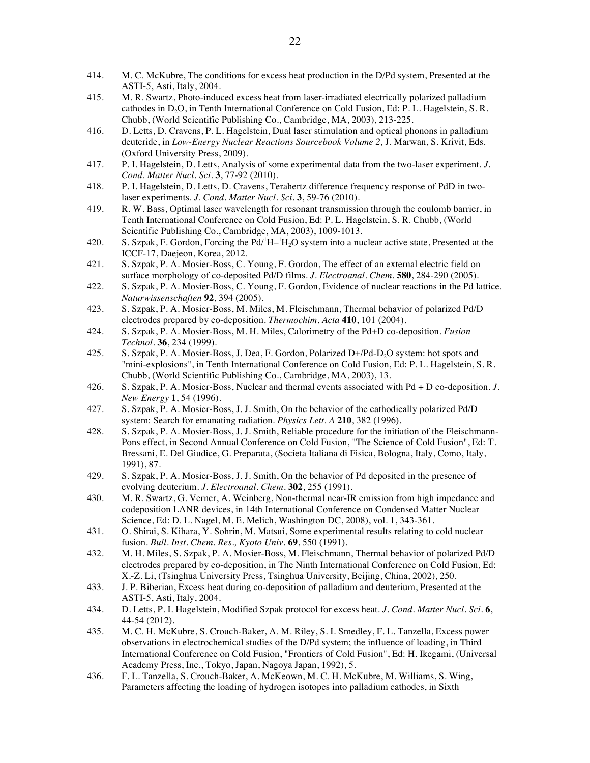414. M. C. McKubre, The conditions for excess heat production in the D/Pd system, Presented at the ASTI-5, Asti, Italy, 2004.
415. M. R. Swartz, Photo-induced excess heat from laser-irradiated electrically polarized palladium cathodes in $D_2O$, in Tenth International Conference on Cold Fusion, Ed: P. L. Hagelstein, S. R. Chubb, (World Scientific Publishing Co., Cambridge, MA, 2003), 213-225.
416. D. Letts, D. Cravens, P. L. Hagelstein, Dual laser stimulation and optical phonons in palladium deuteride, in *Low-Energy Nuclear Reactions Sourcebook Volume 2,* J. Marwan, S. Krivit, Eds. (Oxford University Press, 2009).
417. P. I. Hagelstein, D. Letts, Analysis of some experimental data from the two-laser experiment. *J. Cond. Matter Nucl. Sci.* **3**, 77-92 (2010).
418. P. I. Hagelstein, D. Letts, D. Cravens, Terahertz difference frequency response of PdD in two-laser experiments. *J. Cond. Matter Nucl. Sci.* **3**, 59-76 (2010).
419. R. W. Bass, Optimal laser wavelength for resonant transmission through the coulomb barrier, in Tenth International Conference on Cold Fusion, Ed: P. L. Hagelstein, S. R. Chubb, (World Scientific Publishing Co., Cambridge, MA, 2003), 1009-1013.
420. S. Szpak, F. Gordon, Forcing the $Pd/^1H–^1H_2O$ system into a nuclear active state, Presented at the ICCF-17, Daejeon, Korea, 2012.
421. S. Szpak, P. A. Mosier-Boss, C. Young, F. Gordon, The effect of an external electric field on surface morphology of co-deposited Pd/D films. *J. Electroanal. Chem.* **580**, 284-290 (2005).
422. S. Szpak, P. A. Mosier-Boss, C. Young, F. Gordon, Evidence of nuclear reactions in the Pd lattice. *Naturwissenschaften* **92**, 394 (2005).
423. S. Szpak, P. A. Mosier-Boss, M. Miles, M. Fleischmann, Thermal behavior of polarized Pd/D electrodes prepared by co-deposition. *Thermochim. Acta* **410**, 101 (2004).
424. S. Szpak, P. A. Mosier-Boss, M. H. Miles, Calorimetry of the Pd+D co-deposition. *Fusion Technol.* **36**, 234 (1999).
425. S. Szpak, P. A. Mosier-Boss, J. Dea, F. Gordon, Polarized D+/Pd-$D_2O$ system: hot spots and "mini-explosions", in Tenth International Conference on Cold Fusion, Ed: P. L. Hagelstein, S. R. Chubb, (World Scientific Publishing Co., Cambridge, MA, 2003), 13.
426. S. Szpak, P. A. Mosier-Boss, Nuclear and thermal events associated with Pd + D co-deposition. *J. New Energy* **1**, 54 (1996).
427. S. Szpak, P. A. Mosier-Boss, J. J. Smith, On the behavior of the cathodically polarized Pd/D system: Search for emanating radiation. *Physics Lett. A* **210**, 382 (1996).
428. S. Szpak, P. A. Mosier-Boss, J. J. Smith, Reliable procedure for the initiation of the Fleischmann-Pons effect, in Second Annual Conference on Cold Fusion, "The Science of Cold Fusion", Ed: T. Bressani, E. Del Giudice, G. Preparata, (Societa Italiana di Fisica, Bologna, Italy, Como, Italy, 1991), 87.
429. S. Szpak, P. A. Mosier-Boss, J. J. Smith, On the behavior of Pd deposited in the presence of evolving deuterium. *J. Electroanal. Chem.* **302**, 255 (1991).
430. M. R. Swartz, G. Verner, A. Weinberg, Non-thermal near-IR emission from high impedance and codeposition LANR devices, in 14th International Conference on Condensed Matter Nuclear Science, Ed: D. L. Nagel, M. E. Melich, Washington DC, 2008), vol. 1, 343-361.
431. O. Shirai, S. Kihara, Y. Sohrin, M. Matsui, Some experimental results relating to cold nuclear fusion. *Bull. Inst. Chem. Res., Kyoto Univ.* **69**, 550 (1991).
432. M. H. Miles, S. Szpak, P. A. Mosier-Boss, M. Fleischmann, Thermal behavior of polarized Pd/D electrodes prepared by co-deposition, in The Ninth International Conference on Cold Fusion, Ed: X.-Z. Li, (Tsinghua University Press, Tsinghua University, Beijing, China, 2002), 250.
433. J. P. Biberian, Excess heat during co-deposition of palladium and deuterium, Presented at the ASTI-5, Asti, Italy, 2004.
434. D. Letts, P. I. Hagelstein, Modified Szpak protocol for excess heat. *J. Cond. Matter Nucl. Sci.* **6**, 44-54 (2012).
435. M. C. H. McKubre, S. Crouch-Baker, A. M. Riley, S. I. Smedley, F. L. Tanzella, Excess power observations in electrochemical studies of the D/Pd system; the influence of loading, in Third International Conference on Cold Fusion, "Frontiers of Cold Fusion", Ed: H. Ikegami, (Universal Academy Press, Inc., Tokyo, Japan, Nagoya Japan, 1992), 5.
436. F. L. Tanzella, S. Crouch-Baker, A. McKeown, M. C. H. McKubre, M. Williams, S. Wing, Parameters affecting the loading of hydrogen isotopes into palladium cathodes, in Sixth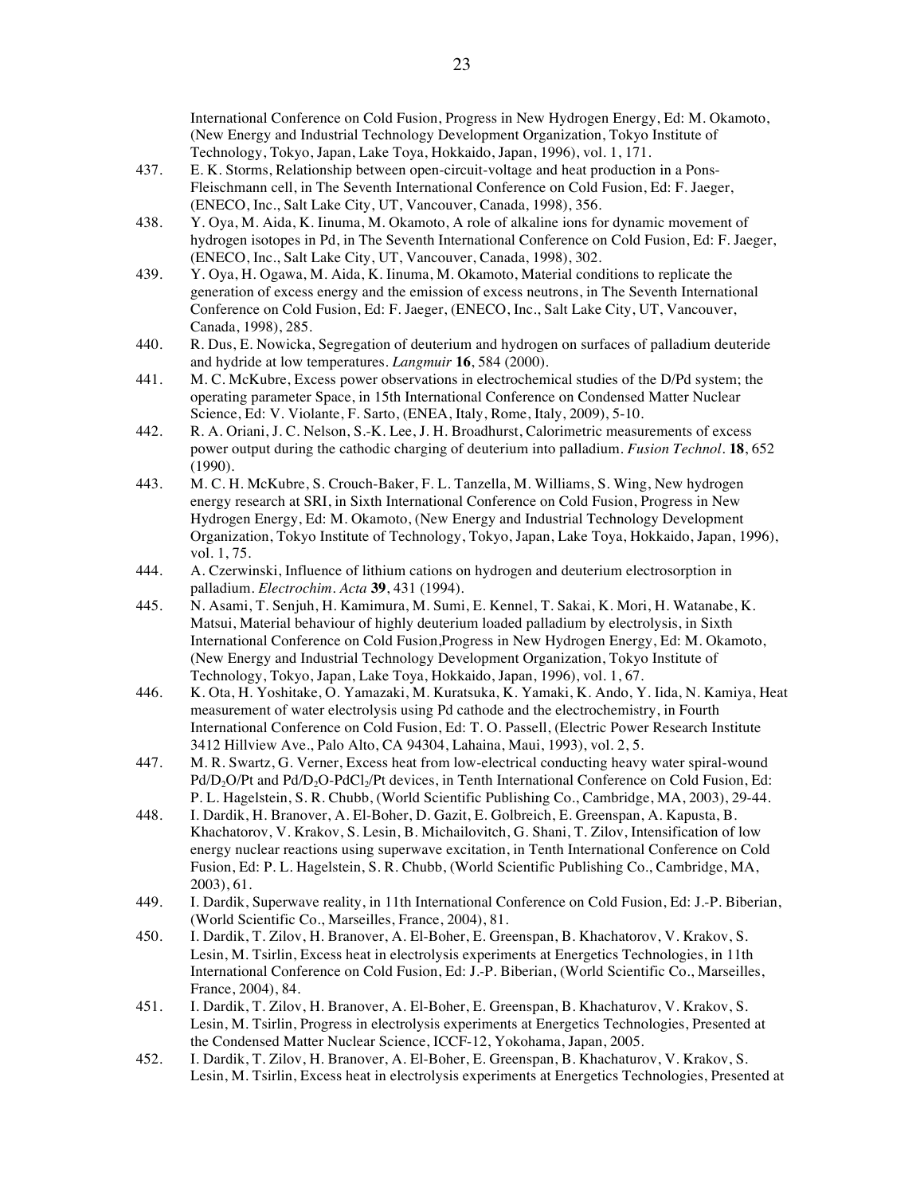International Conference on Cold Fusion, Progress in New Hydrogen Energy, Ed: M. Okamoto, (New Energy and Industrial Technology Development Organization, Tokyo Institute of Technology, Tokyo, Japan, Lake Toya, Hokkaido, Japan, 1996), vol. 1, 171.

437. E. K. Storms, Relationship between open-circuit-voltage and heat production in a Pons-Fleischmann cell, in The Seventh International Conference on Cold Fusion, Ed: F. Jaeger, (ENECO, Inc., Salt Lake City, UT, Vancouver, Canada, 1998), 356.

438. Y. Oya, M. Aida, K. Iinuma, M. Okamoto, A role of alkaline ions for dynamic movement of hydrogen isotopes in Pd, in The Seventh International Conference on Cold Fusion, Ed: F. Jaeger, (ENECO, Inc., Salt Lake City, UT, Vancouver, Canada, 1998), 302.

439. Y. Oya, H. Ogawa, M. Aida, K. Iinuma, M. Okamoto, Material conditions to replicate the generation of excess energy and the emission of excess neutrons, in The Seventh International Conference on Cold Fusion, Ed: F. Jaeger, (ENECO, Inc., Salt Lake City, UT, Vancouver, Canada, 1998), 285.

440. R. Dus, E. Nowicka, Segregation of deuterium and hydrogen on surfaces of palladium deuteride and hydride at low temperatures. *Langmuir* **16**, 584 (2000).

441. M. C. McKubre, Excess power observations in electrochemical studies of the D/Pd system; the operating parameter Space, in 15th International Conference on Condensed Matter Nuclear Science, Ed: V. Violante, F. Sarto, (ENEA, Italy, Rome, Italy, 2009), 5-10.

442. R. A. Oriani, J. C. Nelson, S.-K. Lee, J. H. Broadhurst, Calorimetric measurements of excess power output during the cathodic charging of deuterium into palladium. *Fusion Technol.* **18**, 652 (1990).

443. M. C. H. McKubre, S. Crouch-Baker, F. L. Tanzella, M. Williams, S. Wing, New hydrogen energy research at SRI, in Sixth International Conference on Cold Fusion, Progress in New Hydrogen Energy, Ed: M. Okamoto, (New Energy and Industrial Technology Development Organization, Tokyo Institute of Technology, Tokyo, Japan, Lake Toya, Hokkaido, Japan, 1996), vol. 1, 75.

444. A. Czerwinski, Influence of lithium cations on hydrogen and deuterium electrosorption in palladium. *Electrochim. Acta* **39**, 431 (1994).

445. N. Asami, T. Senjuh, H. Kamimura, M. Sumi, E. Kennel, T. Sakai, K. Mori, H. Watanabe, K. Matsui, Material behaviour of highly deuterium loaded palladium by electrolysis, in Sixth International Conference on Cold Fusion,Progress in New Hydrogen Energy, Ed: M. Okamoto, (New Energy and Industrial Technology Development Organization, Tokyo Institute of Technology, Tokyo, Japan, Lake Toya, Hokkaido, Japan, 1996), vol. 1, 67.

446. K. Ota, H. Yoshitake, O. Yamazaki, M. Kuratsuka, K. Yamaki, K. Ando, Y. Iida, N. Kamiya, Heat measurement of water electrolysis using Pd cathode and the electrochemistry, in Fourth International Conference on Cold Fusion, Ed: T. O. Passell, (Electric Power Research Institute 3412 Hillview Ave., Palo Alto, CA 94304, Lahaina, Maui, 1993), vol. 2, 5.

447. M. R. Swartz, G. Verner, Excess heat from low-electrical conducting heavy water spiral-wound Pd/$D_2O$/Pt and Pd/$D_2O$-$PdCl_2$/Pt devices, in Tenth International Conference on Cold Fusion, Ed: P. L. Hagelstein, S. R. Chubb, (World Scientific Publishing Co., Cambridge, MA, 2003), 29-44.

448. I. Dardik, H. Branover, A. El-Boher, D. Gazit, E. Golbreich, E. Greenspan, A. Kapusta, B. Khachatorov, V. Krakov, S. Lesin, B. Michailovitch, G. Shani, T. Zilov, Intensification of low energy nuclear reactions using superwave excitation, in Tenth International Conference on Cold Fusion, Ed: P. L. Hagelstein, S. R. Chubb, (World Scientific Publishing Co., Cambridge, MA, 2003), 61.

449. I. Dardik, Superwave reality, in 11th International Conference on Cold Fusion, Ed: J.-P. Biberian, (World Scientific Co., Marseilles, France, 2004), 81.

450. I. Dardik, T. Zilov, H. Branover, A. El-Boher, E. Greenspan, B. Khachatorov, V. Krakov, S. Lesin, M. Tsirlin, Excess heat in electrolysis experiments at Energetics Technologies, in 11th International Conference on Cold Fusion, Ed: J.-P. Biberian, (World Scientific Co., Marseilles, France, 2004), 84.

451. I. Dardik, T. Zilov, H. Branover, A. El-Boher, E. Greenspan, B. Khachaturov, V. Krakov, S. Lesin, M. Tsirlin, Progress in electrolysis experiments at Energetics Technologies, Presented at the Condensed Matter Nuclear Science, ICCF-12, Yokohama, Japan, 2005.

452. I. Dardik, T. Zilov, H. Branover, A. El-Boher, E. Greenspan, B. Khachaturov, V. Krakov, S. Lesin, M. Tsirlin, Excess heat in electrolysis experiments at Energetics Technologies, Presented at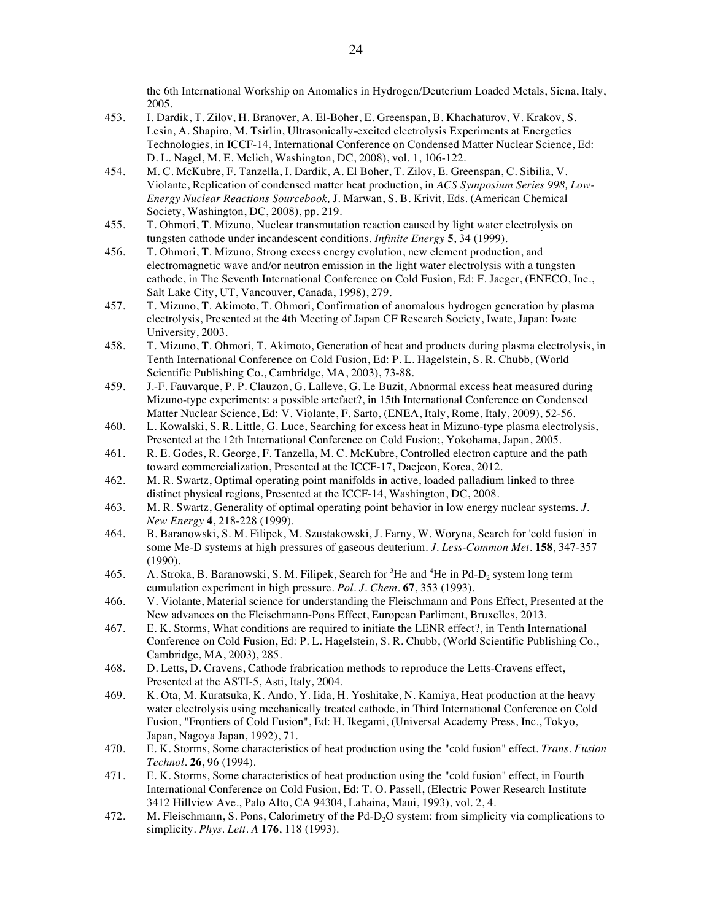the 6th International Workship on Anomalies in Hydrogen/Deuterium Loaded Metals, Siena, Italy, 2005.

453. I. Dardik, T. Zilov, H. Branover, A. El-Boher, E. Greenspan, B. Khachaturov, V. Krakov, S. Lesin, A. Shapiro, M. Tsirlin, Ultrasonically-excited electrolysis Experiments at Energetics Technologies, in ICCF-14, International Conference on Condensed Matter Nuclear Science, Ed: D. L. Nagel, M. E. Melich, Washington, DC, 2008), vol. 1, 106-122.

454. M. C. McKubre, F. Tanzella, I. Dardik, A. El Boher, T. Zilov, E. Greenspan, C. Sibilia, V. Violante, Replication of condensed matter heat production, in *ACS Symposium Series 998, Low-Energy Nuclear Reactions Sourcebook,* J. Marwan, S. B. Krivit, Eds. (American Chemical Society, Washington, DC, 2008), pp. 219.

455. T. Ohmori, T. Mizuno, Nuclear transmutation reaction caused by light water electrolysis on tungsten cathode under incandescent conditions. *Infinite Energy* **5**, 34 (1999).

456. T. Ohmori, T. Mizuno, Strong excess energy evolution, new element production, and electromagnetic wave and/or neutron emission in the light water electrolysis with a tungsten cathode, in The Seventh International Conference on Cold Fusion, Ed: F. Jaeger, (ENECO, Inc., Salt Lake City, UT, Vancouver, Canada, 1998), 279.

457. T. Mizuno, T. Akimoto, T. Ohmori, Confirmation of anomalous hydrogen generation by plasma electrolysis, Presented at the 4th Meeting of Japan CF Research Society, Iwate, Japan: Iwate University, 2003.

458. T. Mizuno, T. Ohmori, T. Akimoto, Generation of heat and products during plasma electrolysis, in Tenth International Conference on Cold Fusion, Ed: P. L. Hagelstein, S. R. Chubb, (World Scientific Publishing Co., Cambridge, MA, 2003), 73-88.

459. J.-F. Fauvarque, P. P. Clauzon, G. Lalleve, G. Le Buzit, Abnormal excess heat measured during Mizuno-type experiments: a possible artefact?, in 15th International Conference on Condensed Matter Nuclear Science, Ed: V. Violante, F. Sarto, (ENEA, Italy, Rome, Italy, 2009), 52-56.

460. L. Kowalski, S. R. Little, G. Luce, Searching for excess heat in Mizuno-type plasma electrolysis, Presented at the 12th International Conference on Cold Fusion;, Yokohama, Japan, 2005.

461. R. E. Godes, R. George, F. Tanzella, M. C. McKubre, Controlled electron capture and the path toward commercialization, Presented at the ICCF-17, Daejeon, Korea, 2012.

462. M. R. Swartz, Optimal operating point manifolds in active, loaded palladium linked to three distinct physical regions, Presented at the ICCF-14, Washington, DC, 2008.

463. M. R. Swartz, Generality of optimal operating point behavior in low energy nuclear systems. *J. New Energy* **4**, 218-228 (1999).

464. B. Baranowski, S. M. Filipek, M. Szustakowski, J. Farny, W. Woryna, Search for 'cold fusion' in some Me-D systems at high pressures of gaseous deuterium. *J. Less-Common Met.* **158**, 347-357 (1990).

465. A. Stroka, B. Baranowski, S. M. Filipek, Search for $^3He$ and $^4He$ in Pd-$D_2$ system long term cumulation experiment in high pressure. *Pol. J. Chem.* **67**, 353 (1993).

466. V. Violante, Material science for understanding the Fleischmann and Pons Effect, Presented at the New advances on the Fleischmann-Pons Effect, European Parliment, Bruxelles, 2013.

467. E. K. Storms, What conditions are required to initiate the LENR effect?, in Tenth International Conference on Cold Fusion, Ed: P. L. Hagelstein, S. R. Chubb, (World Scientific Publishing Co., Cambridge, MA, 2003), 285.

468. D. Letts, D. Cravens, Cathode frabrication methods to reproduce the Letts-Cravens effect, Presented at the ASTI-5, Asti, Italy, 2004.

469. K. Ota, M. Kuratsuka, K. Ando, Y. Iida, H. Yoshitake, N. Kamiya, Heat production at the heavy water electrolysis using mechanically treated cathode, in Third International Conference on Cold Fusion, "Frontiers of Cold Fusion", Ed: H. Ikegami, (Universal Academy Press, Inc., Tokyo, Japan, Nagoya Japan, 1992), 71.

470. E. K. Storms, Some characteristics of heat production using the "cold fusion" effect. *Trans. Fusion Technol.* **26**, 96 (1994).

471. E. K. Storms, Some characteristics of heat production using the "cold fusion" effect, in Fourth International Conference on Cold Fusion, Ed: T. O. Passell, (Electric Power Research Institute 3412 Hillview Ave., Palo Alto, CA 94304, Lahaina, Maui, 1993), vol. 2, 4.

472. M. Fleischmann, S. Pons, Calorimetry of the Pd-$D_2O$ system: from simplicity via complications to simplicity. *Phys. Lett. A* **176**, 118 (1993).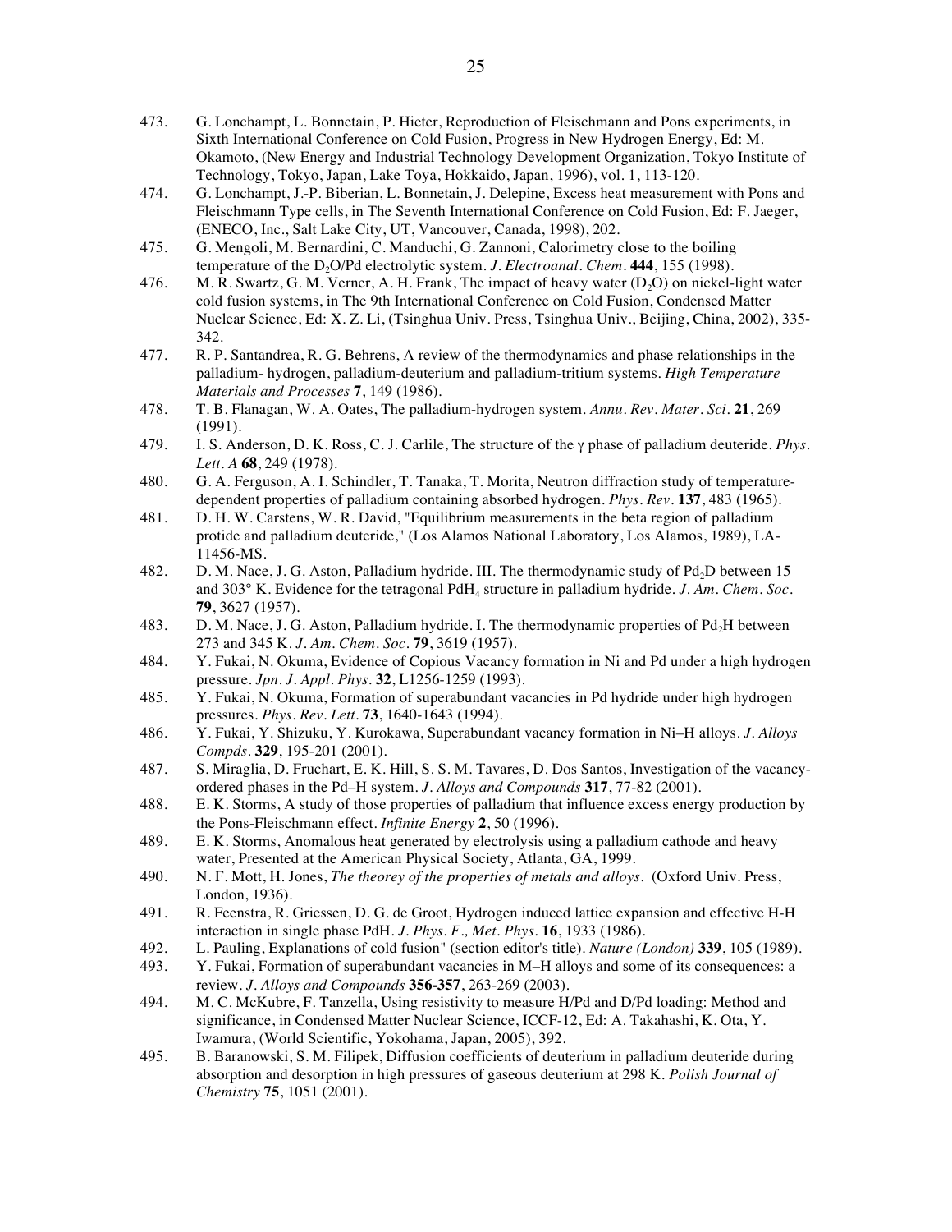473. G. Lonchampt, L. Bonnetain, P. Hieter, Reproduction of Fleischmann and Pons experiments, in Sixth International Conference on Cold Fusion, Progress in New Hydrogen Energy, Ed: M. Okamoto, (New Energy and Industrial Technology Development Organization, Tokyo Institute of Technology, Tokyo, Japan, Lake Toya, Hokkaido, Japan, 1996), vol. 1, 113-120.

474. G. Lonchampt, J.-P. Biberian, L. Bonnetain, J. Delepine, Excess heat measurement with Pons and Fleischmann Type cells, in The Seventh International Conference on Cold Fusion, Ed: F. Jaeger, (ENECO, Inc., Salt Lake City, UT, Vancouver, Canada, 1998), 202.

475. G. Mengoli, M. Bernardini, C. Manduchi, G. Zannoni, Calorimetry close to the boiling temperature of the $D_2O$/Pd electrolytic system. *J. Electroanal. Chem.* **444**, 155 (1998).

476. M. R. Swartz, G. M. Verner, A. H. Frank, The impact of heavy water ($D_2O$) on nickel-light water cold fusion systems, in The 9th International Conference on Cold Fusion, Condensed Matter Nuclear Science, Ed: X. Z. Li, (Tsinghua Univ. Press, Tsinghua Univ., Beijing, China, 2002), 335-342.

477. R. P. Santandrea, R. G. Behrens, A review of the thermodynamics and phase relationships in the palladium- hydrogen, palladium-deuterium and palladium-tritium systems. *High Temperature Materials and Processes* **7**, 149 (1986).

478. T. B. Flanagan, W. A. Oates, The palladium-hydrogen system. *Annu. Rev. Mater. Sci.* **21**, 269 (1991).

479. I. S. Anderson, D. K. Ross, C. J. Carlile, The structure of the γ phase of palladium deuteride. *Phys. Lett. A* **68**, 249 (1978).

480. G. A. Ferguson, A. I. Schindler, T. Tanaka, T. Morita, Neutron diffraction study of temperature-dependent properties of palladium containing absorbed hydrogen. *Phys. Rev.* **137**, 483 (1965).

481. D. H. W. Carstens, W. R. David, "Equilibrium measurements in the beta region of palladium protide and palladium deuteride," (Los Alamos National Laboratory, Los Alamos, 1989), LA-11456-MS.

482. D. M. Nace, J. G. Aston, Palladium hydride. III. The thermodynamic study of $Pd_2D$ between 15 and 303° K. Evidence for the tetragonal $PdH_4$ structure in palladium hydride. *J. Am. Chem. Soc.* **79**, 3627 (1957).

483. D. M. Nace, J. G. Aston, Palladium hydride. I. The thermodynamic properties of $Pd_2H$ between 273 and 345 K. *J. Am. Chem. Soc.* **79**, 3619 (1957).

484. Y. Fukai, N. Okuma, Evidence of Copious Vacancy formation in Ni and Pd under a high hydrogen pressure. *Jpn. J. Appl. Phys.* **32**, L1256-1259 (1993).

485. Y. Fukai, N. Okuma, Formation of superabundant vacancies in Pd hydride under high hydrogen pressures. *Phys. Rev. Lett.* **73**, 1640-1643 (1994).

486. Y. Fukai, Y. Shizuku, Y. Kurokawa, Superabundant vacancy formation in Ni–H alloys. *J. Alloys Compds.* **329**, 195-201 (2001).

487. S. Miraglia, D. Fruchart, E. K. Hill, S. S. M. Tavares, D. Dos Santos, Investigation of the vacancy-ordered phases in the Pd–H system. *J. Alloys and Compounds* **317**, 77-82 (2001).

488. E. K. Storms, A study of those properties of palladium that influence excess energy production by the Pons-Fleischmann effect. *Infinite Energy* **2**, 50 (1996).

489. E. K. Storms, Anomalous heat generated by electrolysis using a palladium cathode and heavy water, Presented at the American Physical Society, Atlanta, GA, 1999.

490. N. F. Mott, H. Jones, *The theorey of the properties of metals and alloys.* (Oxford Univ. Press, London, 1936).

491. R. Feenstra, R. Griessen, D. G. de Groot, Hydrogen induced lattice expansion and effective H-H interaction in single phase PdH. *J. Phys. F., Met. Phys.* **16**, 1933 (1986).

492. L. Pauling, Explanations of cold fusion" (section editor's title). *Nature (London)* **339**, 105 (1989).

493. Y. Fukai, Formation of superabundant vacancies in M–H alloys and some of its consequences: a review. *J. Alloys and Compounds* **356-357**, 263-269 (2003).

494. M. C. McKubre, F. Tanzella, Using resistivity to measure H/Pd and D/Pd loading: Method and significance, in Condensed Matter Nuclear Science, ICCF-12, Ed: A. Takahashi, K. Ota, Y. Iwamura, (World Scientific, Yokohama, Japan, 2005), 392.

495. B. Baranowski, S. M. Filipek, Diffusion coefficients of deuterium in palladium deuteride during absorption and desorption in high pressures of gaseous deuterium at 298 K. *Polish Journal of Chemistry* **75**, 1051 (2001).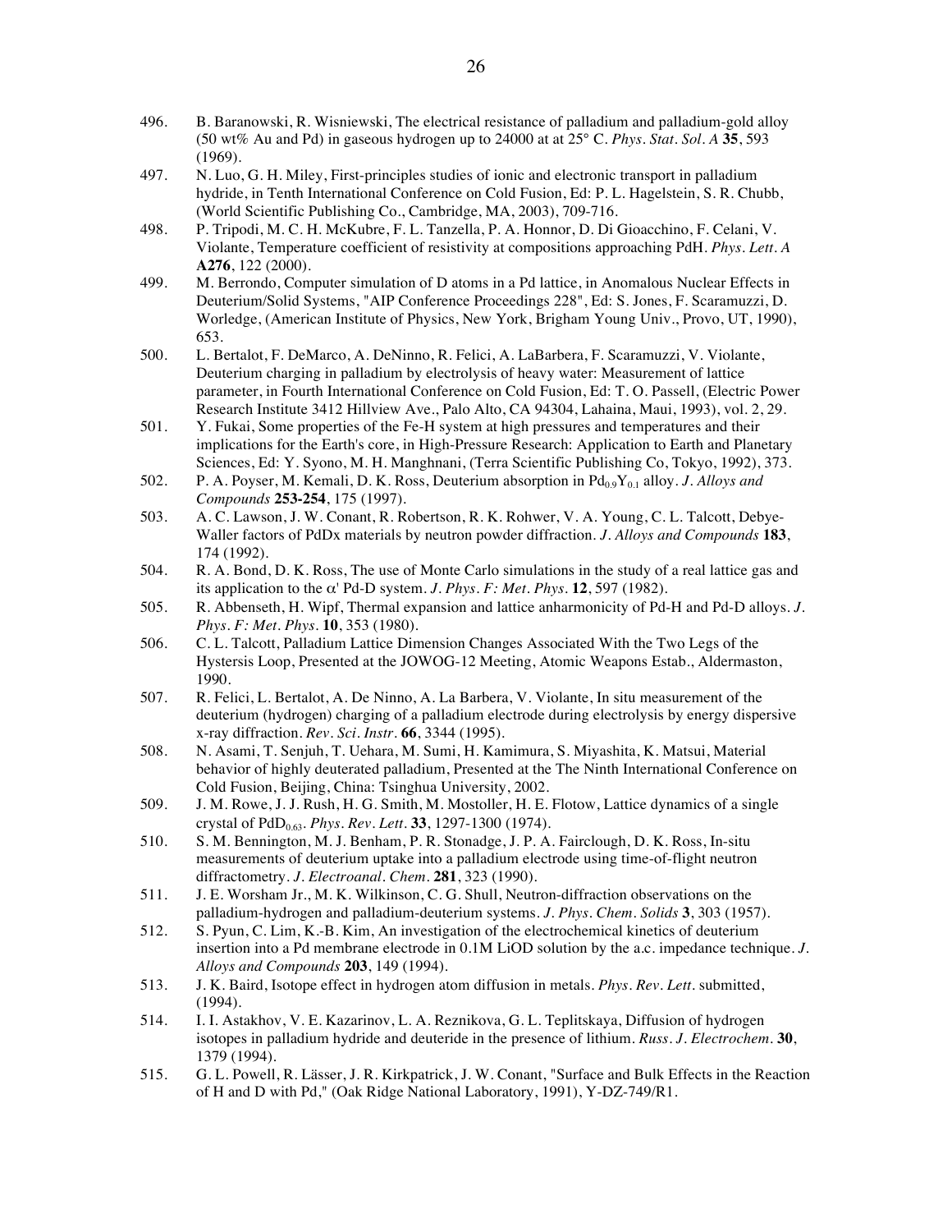496. B. Baranowski, R. Wisniewski, The electrical resistance of palladium and palladium-gold alloy (50 wt% Au and Pd) in gaseous hydrogen up to 24000 at at 25° C. *Phys. Stat. Sol. A* **35**, 593 (1969).

497. N. Luo, G. H. Miley, First-principles studies of ionic and electronic transport in palladium hydride, in Tenth International Conference on Cold Fusion, Ed: P. L. Hagelstein, S. R. Chubb, (World Scientific Publishing Co., Cambridge, MA, 2003), 709-716.

498. P. Tripodi, M. C. H. McKubre, F. L. Tanzella, P. A. Honnor, D. Di Gioacchino, F. Celani, V. Violante, Temperature coefficient of resistivity at compositions approaching PdH. *Phys. Lett. A* **A276**, 122 (2000).

499. M. Berrondo, Computer simulation of D atoms in a Pd lattice, in Anomalous Nuclear Effects in Deuterium/Solid Systems, "AIP Conference Proceedings 228", Ed: S. Jones, F. Scaramuzzi, D. Worledge, (American Institute of Physics, New York, Brigham Young Univ., Provo, UT, 1990), 653.

500. L. Bertalot, F. DeMarco, A. DeNinno, R. Felici, A. LaBarbera, F. Scaramuzzi, V. Violante, Deuterium charging in palladium by electrolysis of heavy water: Measurement of lattice parameter, in Fourth International Conference on Cold Fusion, Ed: T. O. Passell, (Electric Power Research Institute 3412 Hillview Ave., Palo Alto, CA 94304, Lahaina, Maui, 1993), vol. 2, 29.

501. Y. Fukai, Some properties of the Fe-H system at high pressures and temperatures and their implications for the Earth's core, in High-Pressure Research: Application to Earth and Planetary Sciences, Ed: Y. Sono, M. H. Manghnani, (Terra Scientific Publishing Co, Tokyo, 1992), 373.

502. P. A. Poyser, M. Kemali, D. K. Ross, Deuterium absorption in $Pd_{0.9}Y_{0.1}$ alloy. *J. Alloys and Compounds* **253-254**, 175 (1997).

503. A. C. Lawson, J. W. Conant, R. Robertson, R. K. Rohwer, V. A. Young, C. L. Talcott, Debye-Waller factors of PdDx materials by neutron powder diffraction. *J. Alloys and Compounds* **183**, 174 (1992).

504. R. A. Bond, D. K. Ross, The use of Monte Carlo simulations in the study of a real lattice gas and its application to the α' Pd-D system. *J. Phys. F: Met. Phys.* **12**, 597 (1982).

505. R. Abbenseth, H. Wipf, Thermal expansion and lattice anharmonicity of Pd-H and Pd-D alloys. *J. Phys. F: Met. Phys.* **10**, 353 (1980).

506. C. L. Talcott, Palladium Lattice Dimension Changes Associated With the Two Legs of the Hystersis Loop, Presented at the JOWOG-12 Meeting, Atomic Weapons Estab., Aldermaston, 1990.

507. R. Felici, L. Bertalot, A. De Ninno, A. La Barbera, V. Violante, In situ measurement of the deuterium (hydrogen) charging of a palladium electrode during electrolysis by energy dispersive x-ray diffraction. *Rev. Sci. Instr.* **66**, 3344 (1995).

508. N. Asami, T. Senjuh, T. Uehara, M. Sumi, H. Kamimura, S. Miyashita, K. Matsui, Material behavior of highly deuterated palladium, Presented at the The Ninth International Conference on Cold Fusion, Beijing, China: Tsinghua University, 2002.

509. J. M. Rowe, J. J. Rush, H. G. Smith, M. Mostoller, H. E. Flotow, Lattice dynamics of a single crystal of $PdD_{0.63}$. *Phys. Rev. Lett.* **33**, 1297-1300 (1974).

510. S. M. Bennington, M. J. Benham, P. R. Stonadge, J. P. A. Fairclough, D. K. Ross, In-situ measurements of deuterium uptake into a palladium electrode using time-of-flight neutron diffractometry. *J. Electroanal. Chem.* **281**, 323 (1990).

511. J. E. Worsham Jr., M. K. Wilkinson, C. G. Shull, Neutron-diffraction observations on the palladium-hydrogen and palladium-deuterium systems. *J. Phys. Chem. Solids* **3**, 303 (1957).

512. S. Pyun, C. Lim, K.-B. Kim, An investigation of the electrochemical kinetics of deuterium insertion into a Pd membrane electrode in 0.1M LiOD solution by the a.c. impedance technique. *J. Alloys and Compounds* **203**, 149 (1994).

513. J. K. Baird, Isotope effect in hydrogen atom diffusion in metals. *Phys. Rev. Lett.* submitted, (1994).

514. I. I. Astakhov, V. E. Kazarinov, L. A. Reznikova, G. L. Teplitskaya, Diffusion of hydrogen isotopes in palladium hydride and deuteride in the presence of lithium. *Russ. J. Electrochem.* **30**, 1379 (1994).

515. G. L. Powell, R. Lässer, J. R. Kirkpatrick, J. W. Conant, "Surface and Bulk Effects in the Reaction of H and D with Pd," (Oak Ridge National Laboratory, 1991), Y-DZ-749/R1.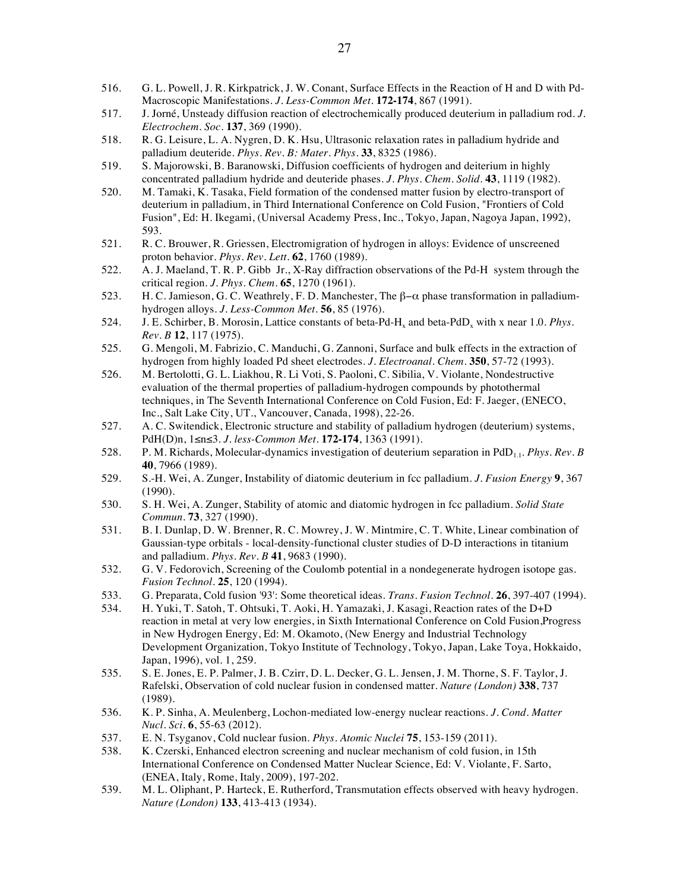516. G. L. Powell, J. R. Kirkpatrick, J. W. Conant, Surface Effects in the Reaction of H and D with Pd-Macroscopic Manifestations. *J. Less-Common Met.* **172-174**, 867 (1991).
517. J. Jorné, Unsteady diffusion reaction of electrochemically produced deuterium in palladium rod. *J. Electrochem. Soc.* **137**, 369 (1990).
518. R. G. Leisure, L. A. Nygren, D. K. Hsu, Ultrasonic relaxation rates in palladium hydride and palladium deuteride. *Phys. Rev. B: Mater. Phys.* **33**, 8325 (1986).
519. S. Majorowski, B. Baranowski, Diffusion coefficients of hydrogen and deiterium in highly concentrated palladium hydride and deuteride phases. *J. Phys. Chem. Solid.* **43**, 1119 (1982).
520. M. Tamaki, K. Tasaka, Field formation of the condensed matter fusion by electro-transport of deuterium in palladium, in Third International Conference on Cold Fusion, "Frontiers of Cold Fusion", Ed: H. Ikegami, (Universal Academy Press, Inc., Tokyo, Japan, Nagoya Japan, 1992), 593.
521. R. C. Brouwer, R. Griessen, Electromigration of hydrogen in alloys: Evidence of unscreened proton behavior. *Phys. Rev. Lett.* **62**, 1760 (1989).
522. A. J. Maeland, T. R. P. Gibb Jr., X-Ray diffraction observations of the Pd-H system through the critical region. *J. Phys. Chem.* **65**, 1270 (1961).
523. H. C. Jamieson, G. C. Weathrely, F. D. Manchester, The $\beta-\alpha$ phase transformation in palladium-hydrogen alloys. *J. Less-Common Met.* **56**, 85 (1976).
524. J. E. Schirber, B. Morosin, Lattice constants of beta-Pd-$H_x$ and beta-$PdD_x$ with x near 1.0. *Phys. Rev. B* **12**, 117 (1975).
525. G. Mengoli, M. Fabrizio, C. Manduchi, G. Zannoni, Surface and bulk effects in the extraction of hydrogen from highly loaded Pd sheet electrodes. *J. Electroanal. Chem.* **350**, 57-72 (1993).
526. M. Bertolotti, G. L. Liakhou, R. Li Voti, S. Paoloni, C. Sibilia, V. Violante, Nondestructive evaluation of the thermal properties of palladium-hydrogen compounds by photothermal techniques, in The Seventh International Conference on Cold Fusion, Ed: F. Jaeger, (ENECO, Inc., Salt Lake City, UT., Vancouver, Canada, 1998), 22-26.
527. A. C. Switendick, Electronic structure and stability of palladium hydrogen (deuterium) systems, PdH(D)n, $1 \leq n \leq 3$. *J. less-Common Met.* **172-174**, 1363 (1991).
528. P. M. Richards, Molecular-dynamics investigation of deuterium separation in $PdD_{1.1}$. *Phys. Rev. B* **40**, 7966 (1989).
529. S.-H. Wei, A. Zunger, Instability of diatomic deuterium in fcc palladium. *J. Fusion Energy* **9**, 367 (1990).
530. S. H. Wei, A. Zunger, Stability of atomic and diatomic hydrogen in fcc palladium. *Solid State Commun.* **73**, 327 (1990).
531. B. I. Dunlap, D. W. Brenner, R. C. Mowrey, J. W. Mintmire, C. T. White, Linear combination of Gaussian-type orbitals - local-density-functional cluster studies of D-D interactions in titanium and palladium. *Phys. Rev. B* **41**, 9683 (1990).
532. G. V. Fedorovich, Screening of the Coulomb potential in a nondegenerate hydrogen isotope gas. *Fusion Technol.* **25**, 120 (1994).
533. G. Preparata, Cold fusion '93': Some theoretical ideas. *Trans. Fusion Technol.* **26**, 397-407 (1994).
534. H. Yuki, T. Satoh, T. Ohtsuki, T. Aoki, H. Yamazaki, J. Kasagi, Reaction rates of the D+D reaction in metal at very low energies, in Sixth International Conference on Cold Fusion,Progress in New Hydrogen Energy, Ed: M. Okamoto, (New Energy and Industrial Technology Development Organization, Tokyo Institute of Technology, Tokyo, Japan, Lake Toya, Hokkaido, Japan, 1996), vol. 1, 259.
535. S. E. Jones, E. P. Palmer, J. B. Czirr, D. L. Decker, G. L. Jensen, J. M. Thorne, S. F. Taylor, J. Rafelski, Observation of cold nuclear fusion in condensed matter. *Nature (London)* **338**, 737 (1989).
536. K. P. Sinha, A. Meulenberg, Lochon-mediated low-energy nuclear reactions. *J. Cond. Matter Nucl. Sci.* **6**, 55-63 (2012).
537. E. N. Tsyganov, Cold nuclear fusion. *Phys. Atomic Nuclei* **75**, 153-159 (2011).
538. K. Czerski, Enhanced electron screening and nuclear mechanism of cold fusion, in 15th International Conference on Condensed Matter Nuclear Science, Ed: V. Violante, F. Sarto, (ENEA, Italy, Rome, Italy, 2009), 197-202.
539. M. L. Oliphant, P. Harteck, E. Rutherford, Transmutation effects observed with heavy hydrogen. *Nature (London)* **133**, 413-413 (1934).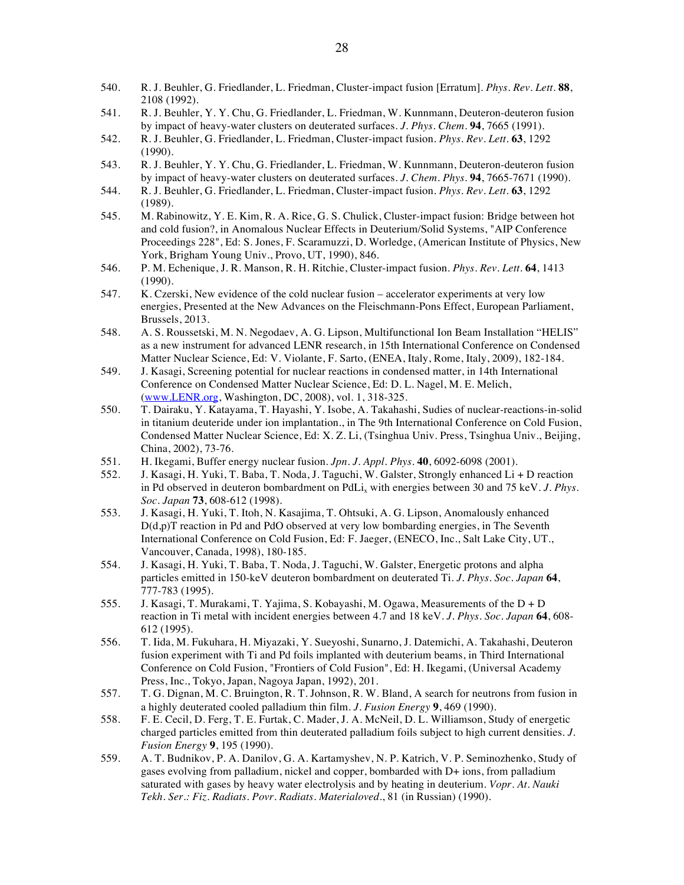540. R. J. Beuhler, G. Friedlander, L. Friedman, Cluster-impact fusion [Erratum]. *Phys. Rev. Lett.* **88**, 2108 (1992).
541. R. J. Beuhler, Y. Y. Chu, G. Friedlander, L. Friedman, W. Kunnmann, Deuteron-deuteron fusion by impact of heavy-water clusters on deuterated surfaces. *J. Phys. Chem.* **94**, 7665 (1991).
542. R. J. Beuhler, G. Friedlander, L. Friedman, Cluster-impact fusion. *Phys. Rev. Lett.* **63**, 1292 (1990).
543. R. J. Beuhler, Y. Y. Chu, G. Friedlander, L. Friedman, W. Kunnmann, Deuteron-deuteron fusion by impact of heavy-water clusters on deuterated surfaces. *J. Chem. Phys.* **94**, 7665-7671 (1990).
544. R. J. Beuhler, G. Friedlander, L. Friedman, Cluster-impact fusion. *Phys. Rev. Lett.* **63**, 1292 (1989).
545. M. Rabinowitz, Y. E. Kim, R. A. Rice, G. S. Chulick, Cluster-impact fusion: Bridge between hot and cold fusion?, in Anomalous Nuclear Effects in Deuterium/Solid Systems, "AIP Conference Proceedings 228", Ed: S. Jones, F. Scaramuzzi, D. Worledge, (American Institute of Physics, New York, Brigham Young Univ., Provo, UT, 1990), 846.
546. P. M. Echenique, J. R. Manson, R. H. Ritchie, Cluster-impact fusion. *Phys. Rev. Lett.* **64**, 1413 (1990).
547. K. Czerski, New evidence of the cold nuclear fusion – accelerator experiments at very low energies, Presented at the New Advances on the Fleischmann-Pons Effect, European Parliament, Brussels, 2013.
548. A. S. Roussetski, M. N. Negodaev, A. G. Lipson, Multifunctional Ion Beam Installation "HELIS" as a new instrument for advanced LENR research, in 15th International Conference on Condensed Matter Nuclear Science, Ed: V. Violante, F. Sarto, (ENEA, Italy, Rome, Italy, 2009), 182-184.
549. J. Kasagi, Screening potential for nuclear reactions in condensed matter, in 14th International Conference on Condensed Matter Nuclear Science, Ed: D. L. Nagel, M. E. Melich, (www.LENR.org, Washington, DC, 2008), vol. 1, 318-325.
550. T. Dairaku, Y. Katayama, T. Hayashi, Y. Isobe, A. Takahashi, Sudies of nuclear-reactions-in-solid in titanium deuteride under ion implantation., in The 9th International Conference on Cold Fusion, Condensed Matter Nuclear Science, Ed: X. Z. Li, (Tsinghua Univ. Press, Tsinghua Univ., Beijing, China, 2002), 73-76.
551. H. Ikegami, Buffer energy nuclear fusion. *Jpn. J. Appl. Phys.* **40**, 6092-6098 (2001).
552. J. Kasagi, H. Yuki, T. Baba, T. Noda, J. Taguchi, W. Galster, Strongly enhanced Li + D reaction in Pd observed in deuteron bombardment on $PdLi_x$ with energies between 30 and 75 keV. *J. Phys. Soc. Japan* **73**, 608-612 (1998).
553. J. Kasagi, H. Yuki, T. Itoh, N. Kasajima, T. Ohtsuki, A. G. Lipson, Anomalously enhanced D(d,p)T reaction in Pd and PdO observed at very low bombarding energies, in The Seventh International Conference on Cold Fusion, Ed: F. Jaeger, (ENECO, Inc., Salt Lake City, UT., Vancouver, Canada, 1998), 180-185.
554. J. Kasagi, H. Yuki, T. Baba, T. Noda, J. Taguchi, W. Galster, Energetic protons and alpha particles emitted in 150-keV deuteron bombardment on deuterated Ti. *J. Phys. Soc. Japan* **64**, 777-783 (1995).
555. J. Kasagi, T. Murakami, T. Yajima, S. Kobayashi, M. Ogawa, Measurements of the D + D reaction in Ti metal with incident energies between 4.7 and 18 keV. *J. Phys. Soc. Japan* **64**, 608-612 (1995).
556. T. Iida, M. Fukuhara, H. Miyazaki, Y. Sueyoshi, Sunarno, J. Datemichi, A. Takahashi, Deuteron fusion experiment with Ti and Pd foils implanted with deuterium beams, in Third International Conference on Cold Fusion, "Frontiers of Cold Fusion", Ed: H. Ikegami, (Universal Academy Press, Inc., Tokyo, Japan, Nagoya Japan, 1992), 201.
557. T. G. Dignan, M. C. Bruington, R. T. Johnson, R. W. Bland, A search for neutrons from fusion in a highly deuterated cooled palladium thin film. *J. Fusion Energy* **9**, 469 (1990).
558. F. E. Cecil, D. Ferg, T. E. Furtak, C. Mader, J. A. McNeil, D. L. Williamson, Study of energetic charged particles emitted from thin deuterated palladium foils subject to high current densities. *J. Fusion Energy* **9**, 195 (1990).
559. A. T. Budnikov, P. A. Danilov, G. A. Kartamyshev, N. P. Katrich, V. P. Seminozhenko, Study of gases evolving from palladium, nickel and copper, bombarded with D+ ions, from palladium saturated with gases by heavy water electrolysis and by heating in deuterium. *Vopr. At. Nauki Tekh. Ser.: Fiz. Radiats. Povr. Radiats. Materialoved.*, 81 (in Russian) (1990).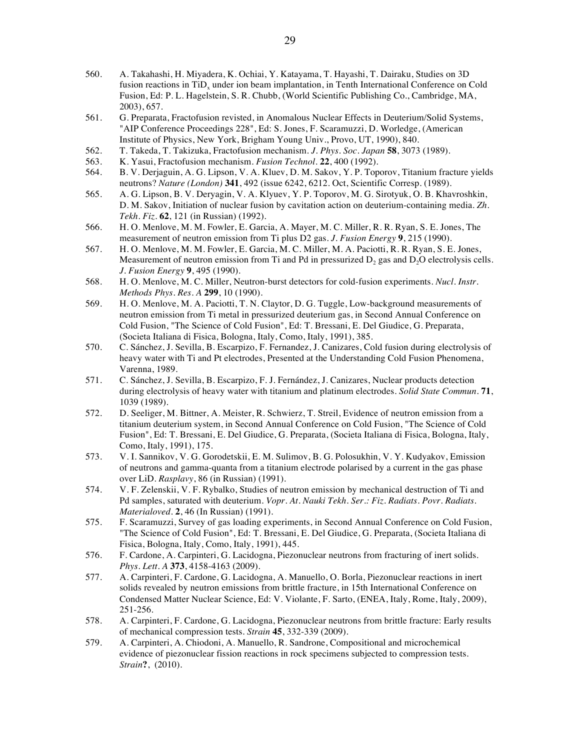560. A. Takahashi, H. Miyadera, K. Ochiai, Y. Katayama, T. Hayashi, T. Dairaku, Studies on 3D fusion reactions in $TiD_x$ under ion beam implantation, in Tenth International Conference on Cold Fusion, Ed: P. L. Hagelstein, S. R. Chubb, (World Scientific Publishing Co., Cambridge, MA, 2003), 657.

561. G. Preparata, Fractofusion revisted, in Anomalous Nuclear Effects in Deuterium/Solid Systems, "AIP Conference Proceedings 228", Ed: S. Jones, F. Scaramuzzi, D. Worledge, (American Institute of Physics, New York, Brigham Young Univ., Provo, UT, 1990), 840.

562. T. Takeda, T. Takizuka, Fractofusion mechanism. *J. Phys. Soc. Japan* **58**, 3073 (1989).

563. K. Yasui, Fractofusion mechanism. *Fusion Technol.* **22**, 400 (1992).

564. B. V. Derjaguin, A. G. Lipson, V. A. Kluev, D. M. Sakov, Y. P. Toporov, Titanium fracture yields neutrons? *Nature (London)* **341**, 492 (issue 6242, 6212. Oct, Scientific Corresp. (1989).

565. A. G. Lipson, B. V. Deryagin, V. A. Klyuev, Y. P. Toporov, M. G. Sirotyuk, O. B. Khavroshkin, D. M. Sakov, Initiation of nuclear fusion by cavitation action on deuterium-containing media. *Zh. Tekh. Fiz.* **62**, 121 (in Russian) (1992).

566. H. O. Menlove, M. M. Fowler, E. Garcia, A. Mayer, M. C. Miller, R. R. Ryan, S. E. Jones, The measurement of neutron emission from Ti plus D2 gas. *J. Fusion Energy* **9**, 215 (1990).

567. H. O. Menlove, M. M. Fowler, E. Garcia, M. C. Miller, M. A. Paciotti, R. R. Ryan, S. E. Jones, Measurement of neutron emission from Ti and Pd in pressurized $D_2$ gas and $D_2O$ electrolysis cells. *J. Fusion Energy* **9**, 495 (1990).

568. H. O. Menlove, M. C. Miller, Neutron-burst detectors for cold-fusion experiments. *Nucl. Instr. Methods Phys. Res. A* **299**, 10 (1990).

569. H. O. Menlove, M. A. Paciotti, T. N. Claytor, D. G. Tuggle, Low-background measurements of neutron emission from Ti metal in pressurized deuterium gas, in Second Annual Conference on Cold Fusion, "The Science of Cold Fusion", Ed: T. Bressani, E. Del Giudice, G. Preparata, (Societa Italiana di Fisica, Bologna, Italy, Como, Italy, 1991), 385.

570. C. Sánchez, J. Sevilla, B. Escarpizo, F. Fernandez, J. Canizares, Cold fusion during electrolysis of heavy water with Ti and Pt electrodes, Presented at the Understanding Cold Fusion Phenomena, Varenna, 1989.

571. C. Sánchez, J. Sevilla, B. Escarpizo, F. J. Fernández, J. Canizares, Nuclear products detection during electrolysis of heavy water with titanium and platinum electrodes. *Solid State Commun.* **71**, 1039 (1989).

572. D. Seeliger, M. Bittner, A. Meister, R. Schwierz, T. Streil, Evidence of neutron emission from a titanium deuterium system, in Second Annual Conference on Cold Fusion, "The Science of Cold Fusion", Ed: T. Bressani, E. Del Giudice, G. Preparata, (Societa Italiana di Fisica, Bologna, Italy, Como, Italy, 1991), 175.

573. V. I. Sannikov, V. G. Gorodetskii, E. M. Sulimov, B. G. Polosukhin, V. Y. Kudyakov, Emission of neutrons and gamma-quanta from a titanium electrode polarised by a current in the gas phase over LiD. *Rasplavy*, 86 (in Russian) (1991).

574. V. F. Zelenskii, V. F. Rybalko, Studies of neutron emission by mechanical destruction of Ti and Pd samples, saturated with deuterium. *Vopr. At. Nauki Tekh. Ser.: Fiz. Radiats. Povr. Radiats. Materialoved.* **2**, 46 (In Russian) (1991).

575. F. Scaramuzzi, Survey of gas loading experiments, in Second Annual Conference on Cold Fusion, "The Science of Cold Fusion", Ed: T. Bressani, E. Del Giudice, G. Preparata, (Societa Italiana di Fisica, Bologna, Italy, Como, Italy, 1991), 445.

576. F. Cardone, A. Carpinteri, G. Lacidogna, Piezonuclear neutrons from fracturing of inert solids. *Phys. Lett. A* **373**, 4158-4163 (2009).

577. A. Carpinteri, F. Cardone, G. Lacidogna, A. Manuello, O. Borla, Piezonuclear reactions in inert solids revealed by neutron emissions from brittle fracture, in 15th International Conference on Condensed Matter Nuclear Science, Ed: V. Violante, F. Sarto, (ENEA, Italy, Rome, Italy, 2009), 251-256.

578. A. Carpinteri, F. Cardone, G. Lacidogna, Piezonuclear neutrons from brittle fracture: Early results of mechanical compression tests. *Strain* **45**, 332-339 (2009).

579. A. Carpinteri, A. Chiodoni, A. Manuello, R. Sandrone, Compositional and microchemical evidence of piezonuclear fission reactions in rock specimens subjected to compression tests. *Strain* **?**, (2010).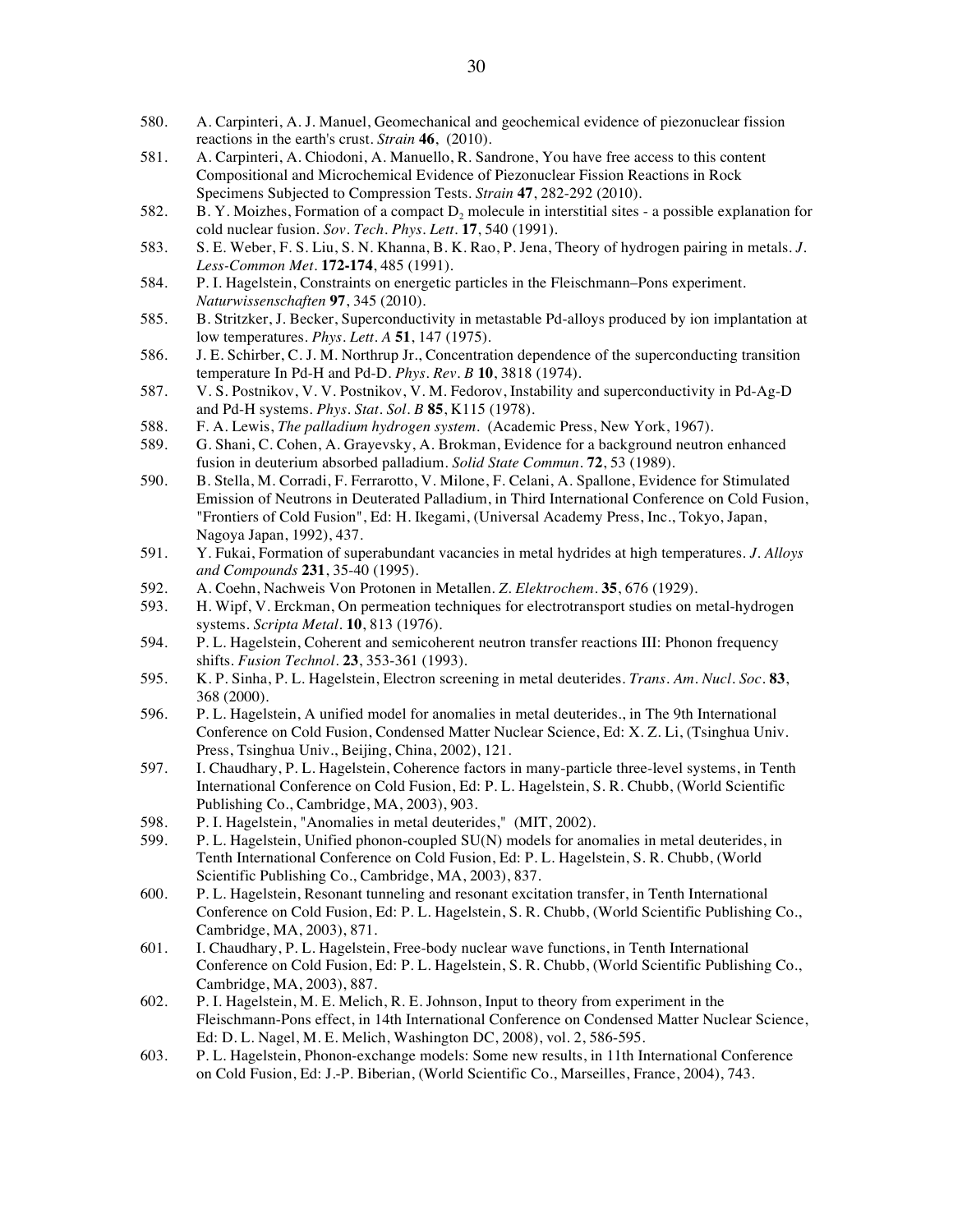580. A. Carpinteri, A. J. Manuel, Geomechanical and geochemical evidence of piezonuclear fission reactions in the earth's crust. *Strain* **46**, (2010).

581. A. Carpinteri, A. Chiodoni, A. Manuello, R. Sandrone, You have free access to this content Compositional and Microchemical Evidence of Piezonuclear Fission Reactions in Rock Specimens Subjected to Compression Tests. *Strain* **47**, 282-292 (2010).

582. B. Y. Moizhes, Formation of a compact $D_2$ molecule in interstitial sites - a possible explanation for cold nuclear fusion. *Sov. Tech. Phys. Lett.* **17**, 540 (1991).

583. S. E. Weber, F. S. Liu, S. N. Khanna, B. K. Rao, P. Jena, Theory of hydrogen pairing in metals. *J. Less-Common Met.* **172-174**, 485 (1991).

584. P. I. Hagelstein, Constraints on energetic particles in the Fleischmann–Pons experiment. *Naturwissenschaften* **97**, 345 (2010).

585. B. Stritzker, J. Becker, Superconductivity in metastable Pd-alloys produced by ion implantation at low temperatures. *Phys. Lett. A* **51**, 147 (1975).

586. J. E. Schirber, C. J. M. Northrup Jr., Concentration dependence of the superconducting transition temperature In Pd-H and Pd-D. *Phys. Rev. B* **10**, 3818 (1974).

587. V. S. Postnikov, V. V. Postnikov, V. M. Fedorov, Instability and superconductivity in Pd-Ag-D and Pd-H systems. *Phys. Stat. Sol. B* **85**, K115 (1978).

588. F. A. Lewis, *The palladium hydrogen system*. (Academic Press, New York, 1967).

589. G. Shani, C. Cohen, A. Grayevsky, A. Brokman, Evidence for a background neutron enhanced fusion in deuterium absorbed palladium. *Solid State Commun.* **72**, 53 (1989).

590. B. Stella, M. Corradi, F. Ferrarotto, V. Milone, F. Celani, A. Spallone, Evidence for Stimulated Emission of Neutrons in Deuterated Palladium, in Third International Conference on Cold Fusion, "Frontiers of Cold Fusion", Ed: H. Ikegami, (Universal Academy Press, Inc., Tokyo, Japan, Nagoya Japan, 1992), 437.

591. Y. Fukai, Formation of superabundant vacancies in metal hydrides at high temperatures. *J. Alloys and Compounds* **231**, 35-40 (1995).

592. A. Coehn, Nachweis Von Protonen in Metallen. *Z. Elektrochem.* **35**, 676 (1929).

593. H. Wipf, V. Erckman, On permeation techniques for electrotransport studies on metal-hydrogen systems. *Scripta Metal.* **10**, 813 (1976).

594. P. L. Hagelstein, Coherent and semicoherent neutron transfer reactions III: Phonon frequency shifts. *Fusion Technol.* **23**, 353-361 (1993).

595. K. P. Sinha, P. L. Hagelstein, Electron screening in metal deuterides. *Trans. Am. Nucl. Soc.* **83**, 368 (2000).

596. P. L. Hagelstein, A unified model for anomalies in metal deuterides., in The 9th International Conference on Cold Fusion, Condensed Matter Nuclear Science, Ed: X. Z. Li, (Tsinghua Univ. Press, Tsinghua Univ., Beijing, China, 2002), 121.

597. I. Chaudhary, P. L. Hagelstein, Coherence factors in many-particle three-level systems, in Tenth International Conference on Cold Fusion, Ed: P. L. Hagelstein, S. R. Chubb, (World Scientific Publishing Co., Cambridge, MA, 2003), 903.

598. P. I. Hagelstein, "Anomalies in metal deuterides," (MIT, 2002).

599. P. L. Hagelstein, Unified phonon-coupled SU(N) models for anomalies in metal deuterides, in Tenth International Conference on Cold Fusion, Ed: P. L. Hagelstein, S. R. Chubb, (World Scientific Publishing Co., Cambridge, MA, 2003), 837.

600. P. L. Hagelstein, Resonant tunneling and resonant excitation transfer, in Tenth International Conference on Cold Fusion, Ed: P. L. Hagelstein, S. R. Chubb, (World Scientific Publishing Co., Cambridge, MA, 2003), 871.

601. I. Chaudhary, P. L. Hagelstein, Free-body nuclear wave functions, in Tenth International Conference on Cold Fusion, Ed: P. L. Hagelstein, S. R. Chubb, (World Scientific Publishing Co., Cambridge, MA, 2003), 887.

602. P. I. Hagelstein, M. E. Melich, R. E. Johnson, Input to theory from experiment in the Fleischmann-Pons effect, in 14th International Conference on Condensed Matter Nuclear Science, Ed: D. L. Nagel, M. E. Melich, Washington DC, 2008), vol. 2, 586-595.

603. P. L. Hagelstein, Phonon-exchange models: Some new results, in 11th International Conference on Cold Fusion, Ed: J.-P. Biberian, (World Scientific Co., Marseilles, France, 2004), 743.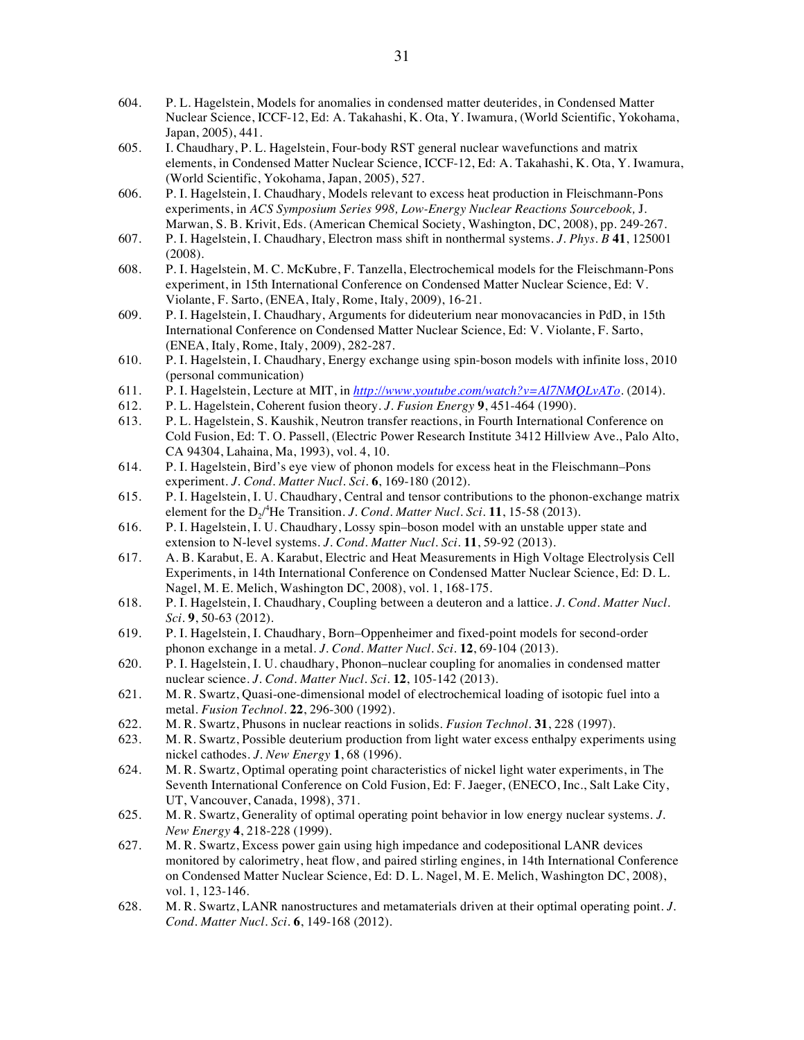604. P. L. Hagelstein, Models for anomalies in condensed matter deuterides, in Condensed Matter Nuclear Science, ICCF-12, Ed: A. Takahashi, K. Ota, Y. Iwamura, (World Scientific, Yokohama, Japan, 2005), 441.
605. I. Chaudhary, P. L. Hagelstein, Four-body RST general nuclear wavefunctions and matrix elements, in Condensed Matter Nuclear Science, ICCF-12, Ed: A. Takahashi, K. Ota, Y. Iwamura, (World Scientific, Yokohama, Japan, 2005), 527.
606. P. I. Hagelstein, I. Chaudhary, Models relevant to excess heat production in Fleischmann-Pons experiments, in *ACS Symposium Series 998, Low-Energy Nuclear Reactions Sourcebook,* J. Marwan, S. B. Krivit, Eds. (American Chemical Society, Washington, DC, 2008), pp. 249-267.
607. P. I. Hagelstein, I. Chaudhary, Electron mass shift in nonthermal systems. *J. Phys. B* **41**, 125001 (2008).
608. P. I. Hagelstein, M. C. McKubre, F. Tanzella, Electrochemical models for the Fleischmann-Pons experiment, in 15th International Conference on Condensed Matter Nuclear Science, Ed: V. Violante, F. Sarto, (ENEA, Italy, Rome, Italy, 2009), 16-21.
609. P. I. Hagelstein, I. Chaudhary, Arguments for dideuterium near monovacancies in PdD, in 15th International Conference on Condensed Matter Nuclear Science, Ed: V. Violante, F. Sarto, (ENEA, Italy, Rome, Italy, 2009), 282-287.
610. P. I. Hagelstein, I. Chaudhary, Energy exchange using spin-boson models with infinite loss, 2010 (personal communication)
611. P. I. Hagelstein, Lecture at MIT, in *http://www.youtube.com/watch?v=Al7NMQLvATo*. (2014).
612. P. L. Hagelstein, Coherent fusion theory. *J. Fusion Energy* **9**, 451-464 (1990).
613. P. L. Hagelstein, S. Kaushik, Neutron transfer reactions, in Fourth International Conference on Cold Fusion, Ed: T. O. Passell, (Electric Power Research Institute 3412 Hillview Ave., Palo Alto, CA 94304, Lahaina, Ma, 1993), vol. 4, 10.
614. P. I. Hagelstein, Bird's eye view of phonon models for excess heat in the Fleischmann–Pons experiment. *J. Cond. Matter Nucl. Sci.* **6**, 169-180 (2012).
615. P. I. Hagelstein, I. U. Chaudhary, Central and tensor contributions to the phonon-exchange matrix element for the $D_2$/$^4$He Transition. *J. Cond. Matter Nucl. Sci.* **11**, 15-58 (2013).
616. P. I. Hagelstein, I. U. Chaudhary, Lossy spin–boson model with an unstable upper state and extension to N-level systems. *J. Cond. Matter Nucl. Sci.* **11**, 59-92 (2013).
617. A. B. Karabut, E. A. Karabut, Electric and Heat Measurements in High Voltage Electrolysis Cell Experiments, in 14th International Conference on Condensed Matter Nuclear Science, Ed: D. L. Nagel, M. E. Melich, Washington DC, 2008), vol. 1, 168-175.
618. P. I. Hagelstein, I. Chaudhary, Coupling between a deuteron and a lattice. *J. Cond. Matter Nucl. Sci.* **9**, 50-63 (2012).
619. P. I. Hagelstein, I. Chaudhary, Born–Oppenheimer and fixed-point models for second-order phonon exchange in a metal. *J. Cond. Matter Nucl. Sci.* **12**, 69-104 (2013).
620. P. I. Hagelstein, I. U. chaudhary, Phonon–nuclear coupling for anomalies in condensed matter nuclear science. *J. Cond. Matter Nucl. Sci.* **12**, 105-142 (2013).
621. M. R. Swartz, Quasi-one-dimensional model of electrochemical loading of isotopic fuel into a metal. *Fusion Technol.* **22**, 296-300 (1992).
622. M. R. Swartz, Phusons in nuclear reactions in solids. *Fusion Technol.* **31**, 228 (1997).
623. M. R. Swartz, Possible deuterium production from light water excess enthalpy experiments using nickel cathodes. *J. New Energy* **1**, 68 (1996).
624. M. R. Swartz, Optimal operating point characteristics of nickel light water experiments, in The Seventh International Conference on Cold Fusion, Ed: F. Jaeger, (ENECO, Inc., Salt Lake City, UT, Vancouver, Canada, 1998), 371.
625. M. R. Swartz, Generality of optimal operating point behavior in low energy nuclear systems. *J. New Energy* **4**, 218-228 (1999).
627. M. R. Swartz, Excess power gain using high impedance and codepositional LANR devices monitored by calorimetry, heat flow, and paired stirling engines, in 14th International Conference on Condensed Matter Nuclear Science, Ed: D. L. Nagel, M. E. Melich, Washington DC, 2008), vol. 1, 123-146.
628. M. R. Swartz, LANR nanostructures and metamaterials driven at their optimal operating point. *J. Cond. Matter Nucl. Sci.* **6**, 149-168 (2012).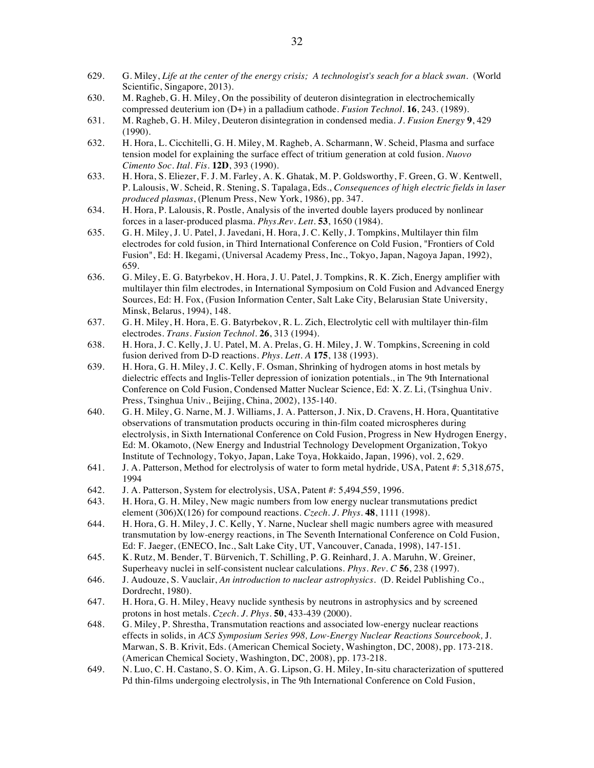629. G. Miley, *Life at the center of the energy crisis; A technologist's seach for a black swan*. (World Scientific, Singapore, 2013).
630. M. Ragheb, G. H. Miley, On the possibility of deuteron disintegration in electrochemically compressed deuterium ion (D+) in a palladium cathode. *Fusion Technol.* **16**, 243. (1989).
631. M. Ragheb, G. H. Miley, Deuteron disintegration in condensed media. *J. Fusion Energy* **9**, 429 (1990).
632. H. Hora, L. Cicchitelli, G. H. Miley, M. Ragheb, A. Scharmann, W. Scheid, Plasma and surface tension model for explaining the surface effect of tritium generation at cold fusion. *Nuovo Cimento Soc. Ital. Fis.* **12D**, 393 (1990).
633. H. Hora, S. Eliezer, F. J. M. Farley, A. K. Ghatak, M. P. Goldsworthy, F. Green, G. W. Kentwell, P. Lalousis, W. Scheid, R. Stening, S. Tapalaga, Eds., *Consequences of high electric fields in laser produced plasmas*, (Plenum Press, New York, 1986), pp. 347.
634. H. Hora, P. Lalousis, R. Postle, Analysis of the inverted double layers produced by nonlinear forces in a laser-produced plasma. *Phys.Rev. Lett.* **53**, 1650 (1984).
635. G. H. Miley, J. U. Patel, J. Javedani, H. Hora, J. C. Kelly, J. Tompkins, Multilayer thin film electrodes for cold fusion, in Third International Conference on Cold Fusion, "Frontiers of Cold Fusion", Ed: H. Ikegami, (Universal Academy Press, Inc., Tokyo, Japan, Nagoya Japan, 1992), 659.
636. G. Miley, E. G. Batyrbekov, H. Hora, J. U. Patel, J. Tompkins, R. K. Zich, Energy amplifier with multilayer thin film electrodes, in International Symposium on Cold Fusion and Advanced Energy Sources, Ed: H. Fox, (Fusion Information Center, Salt Lake City, Belarusian State University, Minsk, Belarus, 1994), 148.
637. G. H. Miley, H. Hora, E. G. Batyrbekov, R. L. Zich, Electrolytic cell with multilayer thin-film electrodes. *Trans. Fusion Technol.* **26**, 313 (1994).
638. H. Hora, J. C. Kelly, J. U. Patel, M. A. Prelas, G. H. Miley, J. W. Tompkins, Screening in cold fusion derived from D-D reactions. *Phys. Lett. A* **175**, 138 (1993).
639. H. Hora, G. H. Miley, J. C. Kelly, F. Osman, Shrinking of hydrogen atoms in host metals by dielectric effects and Inglis-Teller depression of ionization potentials., in The 9th International Conference on Cold Fusion, Condensed Matter Nuclear Science, Ed: X. Z. Li, (Tsinghua Univ. Press, Tsinghua Univ., Beijing, China, 2002), 135-140.
640. G. H. Miley, G. Narne, M. J. Williams, J. A. Patterson, J. Nix, D. Cravens, H. Hora, Quantitative observations of transmutation products occuring in thin-film coated microspheres during electrolysis, in Sixth International Conference on Cold Fusion, Progress in New Hydrogen Energy, Ed: M. Okamoto, (New Energy and Industrial Technology Development Organization, Tokyo Institute of Technology, Tokyo, Japan, Lake Toya, Hokkaido, Japan, 1996), vol. 2, 629.
641. J. A. Patterson, Method for electrolysis of water to form metal hydride, USA, Patent #: 5,318,675, 1994
642. J. A. Patterson, System for electrolysis, USA, Patent #: 5,494,559, 1996.
643. H. Hora, G. H. Miley, New magic numbers from low energy nuclear transmutations predict element (306)X(126) for compound reactions. *Czech. J. Phys.* **48**, 1111 (1998).
644. H. Hora, G. H. Miley, J. C. Kelly, Y. Narne, Nuclear shell magic numbers agree with measured transmutation by low-energy reactions, in The Seventh International Conference on Cold Fusion, Ed: F. Jaeger, (ENECO, Inc., Salt Lake City, UT, Vancouver, Canada, 1998), 147-151.
645. K. Rutz, M. Bender, T. Bürvenich, T. Schilling, P. G. Reinhard, J. A. Maruhn, W. Greiner, Superheavy nuclei in self-consistent nuclear calculations. *Phys. Rev. C* **56**, 238 (1997).
646. J. Audouze, S. Vauclair, *An introduction to nuclear astrophysics*. (D. Reidel Publishing Co., Dordrecht, 1980).
647. H. Hora, G. H. Miley, Heavy nuclide synthesis by neutrons in astrophysics and by screened protons in host metals. *Czech. J. Phys.* **50**, 433-439 (2000).
648. G. Miley, P. Shrestha, Transmutation reactions and associated low-energy nuclear reactions effects in solids, in *ACS Symposium Series 998, Low-Energy Nuclear Reactions Sourcebook,* J. Marwan, S. B. Krivit, Eds. (American Chemical Society, Washington, DC, 2008), pp. 173-218. (American Chemical Society, Washington, DC, 2008), pp. 173-218.
649. N. Luo, C. H. Castano, S. O. Kim, A. G. Lipson, G. H. Miley, In-situ characterization of sputtered Pd thin-films undergoing electrolysis, in The 9th International Conference on Cold Fusion,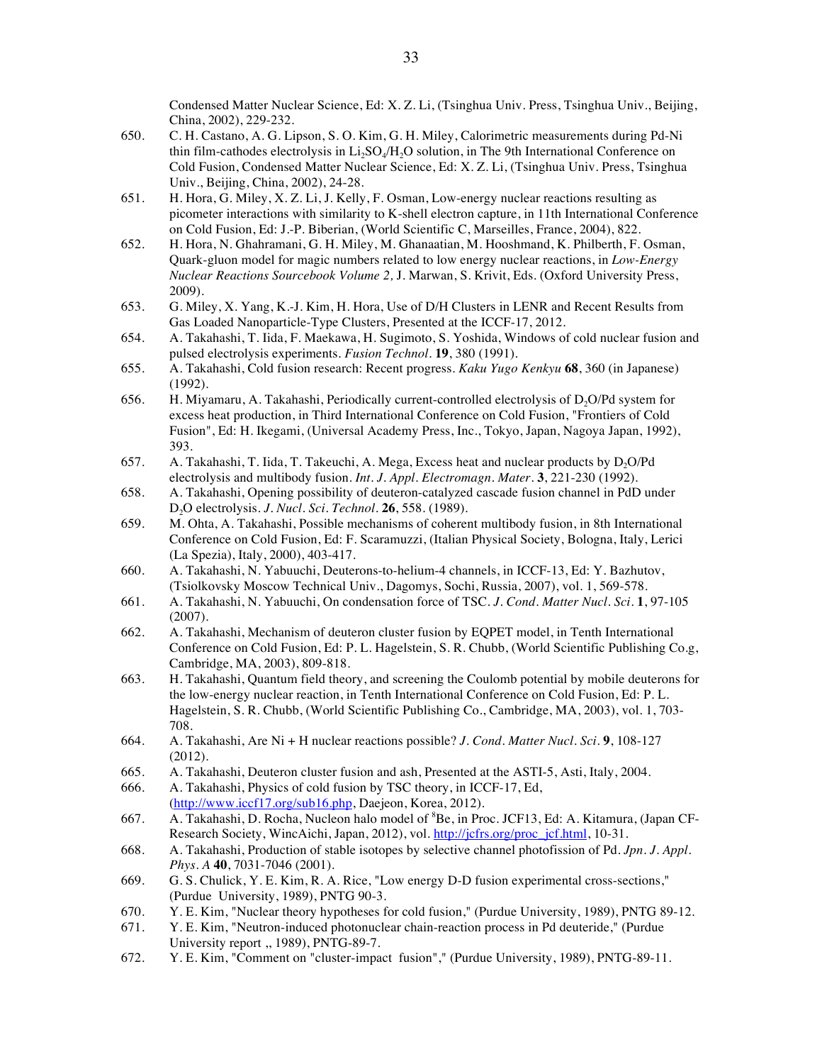Condensed Matter Nuclear Science, Ed: X. Z. Li, (Tsinghua Univ. Press, Tsinghua Univ., Beijing, China, 2002), 229-232.

650. C. H. Castano, A. G. Lipson, S. O. Kim, G. H. Miley, Calorimetric measurements during Pd-Ni thin film-cathodes electrolysis in $Li_2SO_4/H_2O$ solution, in The 9th International Conference on Cold Fusion, Condensed Matter Nuclear Science, Ed: X. Z. Li, (Tsinghua Univ. Press, Tsinghua Univ., Beijing, China, 2002), 24-28.

651. H. Hora, G. Miley, X. Z. Li, J. Kelly, F. Osman, Low-energy nuclear reactions resulting as picometer interactions with similarity to K-shell electron capture, in 11th International Conference on Cold Fusion, Ed: J.-P. Biberian, (World Scientific C, Marseilles, France, 2004), 822.

652. H. Hora, N. Ghahramani, G. H. Miley, M. Ghanaatian, M. Hooshmand, K. Philberth, F. Osman, Quark-gluon model for magic numbers related to low energy nuclear reactions, in *Low-Energy Nuclear Reactions Sourcebook Volume 2,* J. Marwan, S. Krivit, Eds. (Oxford University Press, 2009).

653. G. Miley, X. Yang, K.-J. Kim, H. Hora, Use of D/H Clusters in LENR and Recent Results from Gas Loaded Nanoparticle-Type Clusters, Presented at the ICCF-17, 2012.

654. A. Takahashi, T. Iida, F. Maekawa, H. Sugimoto, S. Yoshida, Windows of cold nuclear fusion and pulsed electrolysis experiments. *Fusion Technol.* **19**, 380 (1991).

655. A. Takahashi, Cold fusion research: Recent progress. *Kaku Yugo Kenkyu* **68**, 360 (in Japanese) (1992).

656. H. Miyamaru, A. Takahashi, Periodically current-controlled electrolysis of $D_2O$/Pd system for excess heat production, in Third International Conference on Cold Fusion, "Frontiers of Cold Fusion", Ed: H. Ikegami, (Universal Academy Press, Inc., Tokyo, Japan, Nagoya Japan, 1992), 393.

657. A. Takahashi, T. Iida, T. Takeuchi, A. Mega, Excess heat and nuclear products by $D_2O$/Pd electrolysis and multibody fusion. *Int. J. Appl. Electromagn. Mater.* **3**, 221-230 (1992).

658. A. Takahashi, Opening possibility of deuteron-catalyzed cascade fusion channel in PdD under $D_2O$ electrolysis. *J. Nucl. Sci. Technol.* **26**, 558. (1989).

659. M. Ohta, A. Takahashi, Possible mechanisms of coherent multibody fusion, in 8th International Conference on Cold Fusion, Ed: F. Scaramuzzi, (Italian Physical Society, Bologna, Italy, Lerici (La Spezia), Italy, 2000), 403-417.

660. A. Takahashi, N. Yabuuchi, Deuterons-to-helium-4 channels, in ICCF-13, Ed: Y. Bazhutov, (Tsiolkovsky Moscow Technical Univ., Dagomys, Sochi, Russia, 2007), vol. 1, 569-578.

661. A. Takahashi, N. Yabuuchi, On condensation force of TSC. *J. Cond. Matter Nucl. Sci.* **1**, 97-105 (2007).

662. A. Takahashi, Mechanism of deuteron cluster fusion by EQPET model, in Tenth International Conference on Cold Fusion, Ed: P. L. Hagelstein, S. R. Chubb, (World Scientific Publishing Co.g, Cambridge, MA, 2003), 809-818.

663. H. Takahashi, Quantum field theory, and screening the Coulomb potential by mobile deuterons for the low-energy nuclear reaction, in Tenth International Conference on Cold Fusion, Ed: P. L. Hagelstein, S. R. Chubb, (World Scientific Publishing Co., Cambridge, MA, 2003), vol. 1, 703-708.

664. A. Takahashi, Are Ni + H nuclear reactions possible? *J. Cond. Matter Nucl. Sci.* **9**, 108-127 (2012).

665. A. Takahashi, Deuteron cluster fusion and ash, Presented at the ASTI-5, Asti, Italy, 2004.

666. A. Takahashi, Physics of cold fusion by TSC theory, in ICCF-17, Ed, (http://www.iccf17.org/sub16.php, Daejeon, Korea, 2012).

667. A. Takahashi, D. Rocha, Nucleon halo model of $^8$Be, in Proc. JCF13, Ed: A. Kitamura, (Japan CF-Research Society, WincAichi, Japan, 2012), vol. http://jcfrs.org/proc_jcf.html, 10-31.

668. A. Takahashi, Production of stable isotopes by selective channel photofission of Pd. *Jpn. J. Appl. Phys. A* **40**, 7031-7046 (2001).

669. G. S. Chulick, Y. E. Kim, R. A. Rice, "Low energy D-D fusion experimental cross-sections," (Purdue University, 1989), PNTG 90-3.

670. Y. E. Kim, "Nuclear theory hypotheses for cold fusion," (Purdue University, 1989), PNTG 89-12.

671. Y. E. Kim, "Neutron-induced photonuclear chain-reaction process in Pd deuteride," (Purdue University report ,, 1989), PNTG-89-7.

672. Y. E. Kim, "Comment on "cluster-impact fusion"," (Purdue University, 1989), PNTG-89-11.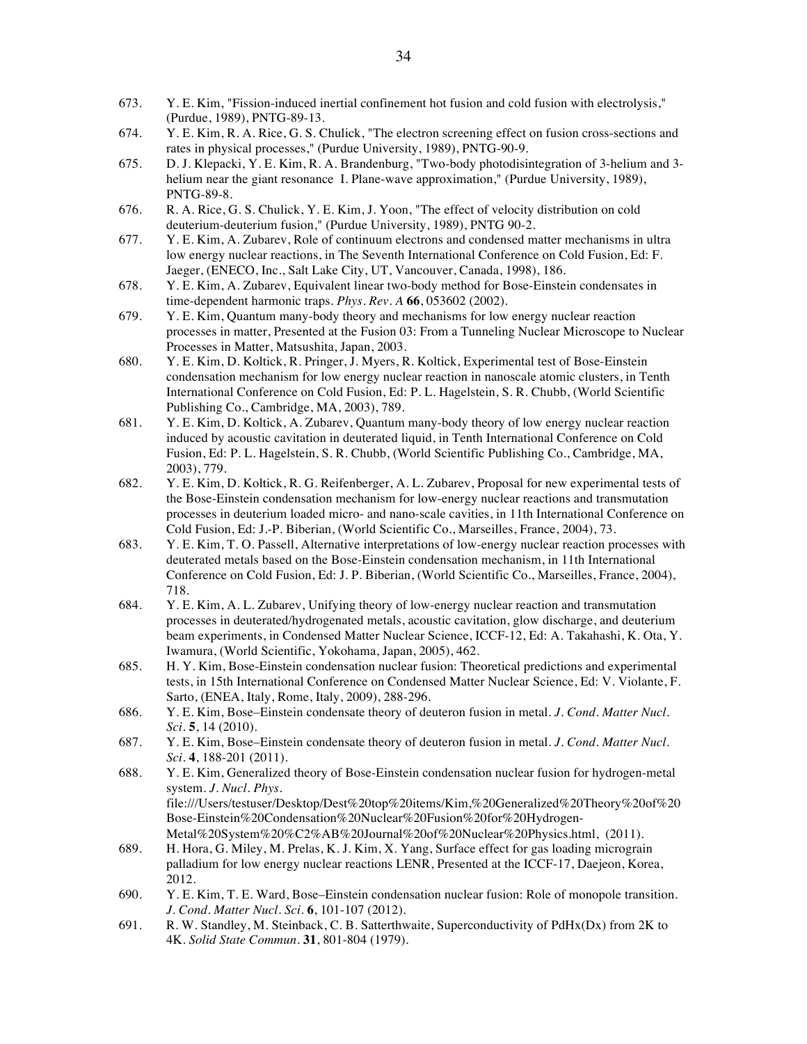673. Y. E. Kim, "Fission-induced inertial confinement hot fusion and cold fusion with electrolysis," (Purdue, 1989), PNTG-89-13.
674. Y. E. Kim, R. A. Rice, G. S. Chulick, "The electron screening effect on fusion cross-sections and rates in physical processes," (Purdue University, 1989), PNTG-90-9.
675. D. J. Klepacki, Y. E. Kim, R. A. Brandenburg, "Two-body photodisintegration of 3-helium and 3-helium near the giant resonance I. Plane-wave approximation," (Purdue University, 1989), PNTG-89-8.
676. R. A. Rice, G. S. Chulick, Y. E. Kim, J. Yoon, "The effect of velocity distribution on cold deuterium-deuterium fusion," (Purdue University, 1989), PNTG 90-2.
677. Y. E. Kim, A. Zubarev, Role of continuum electrons and condensed matter mechanisms in ultra low energy nuclear reactions, in The Seventh International Conference on Cold Fusion, Ed: F. Jaeger, (ENECO, Inc., Salt Lake City, UT, Vancouver, Canada, 1998), 186.
678. Y. E. Kim, A. Zubarev, Equivalent linear two-body method for Bose-Einstein condensates in time-dependent harmonic traps. *Phys. Rev. A* **66**, 053602 (2002).
679. Y. E. Kim, Quantum many-body theory and mechanisms for low energy nuclear reaction processes in matter, Presented at the Fusion 03: From a Tunneling Nuclear Microscope to Nuclear Processes in Matter, Matsushita, Japan, 2003.
680. Y. E. Kim, D. Koltick, R. Pringer, J. Myers, R. Koltick, Experimental test of Bose-Einstein condensation mechanism for low energy nuclear reaction in nanoscale atomic clusters, in Tenth International Conference on Cold Fusion, Ed: P. L. Hagelstein, S. R. Chubb, (World Scientific Publishing Co., Cambridge, MA, 2003), 789.
681. Y. E. Kim, D. Koltick, A. Zubarev, Quantum many-body theory of low energy nuclear reaction induced by acoustic cavitation in deuterated liquid, in Tenth International Conference on Cold Fusion, Ed: P. L. Hagelstein, S. R. Chubb, (World Scientific Publishing Co., Cambridge, MA, 2003), 779.
682. Y. E. Kim, D. Koltick, R. G. Reifenberger, A. L. Zubarev, Proposal for new experimental tests of the Bose-Einstein condensation mechanism for low-energy nuclear reactions and transmutation processes in deuterium loaded micro- and nano-scale cavities, in 11th International Conference on Cold Fusion, Ed: J.-P. Biberian, (World Scientific Co., Marseilles, France, 2004), 73.
683. Y. E. Kim, T. O. Passell, Alternative interpretations of low-energy nuclear reaction processes with deuterated metals based on the Bose-Einstein condensation mechanism, in 11th International Conference on Cold Fusion, Ed: J. P. Biberian, (World Scientific Co., Marseilles, France, 2004), 718.
684. Y. E. Kim, A. L. Zubarev, Unifying theory of low-energy nuclear reaction and transmutation processes in deuterated/hydrogenated metals, acoustic cavitation, glow discharge, and deuterium beam experiments, in Condensed Matter Nuclear Science, ICCF-12, Ed: A. Takahashi, K. Ota, Y. Iwamura, (World Scientific, Yokohama, Japan, 2005), 462.
685. H. Y. Kim, Bose-Einstein condensation nuclear fusion: Theoretical predictions and experimental tests, in 15th International Conference on Condensed Matter Nuclear Science, Ed: V. Violante, F. Sarto, (ENEA, Italy, Rome, Italy, 2009), 288-296.
686. Y. E. Kim, Bose–Einstein condensate theory of deuteron fusion in metal. *J. Cond. Matter Nucl. Sci.* **5**, 14 (2010).
687. Y. E. Kim, Bose–Einstein condensate theory of deuteron fusion in metal. *J. Cond. Matter Nucl. Sci.* **4**, 188-201 (2011).
688. Y. E. Kim, Generalized theory of Bose-Einstein condensation nuclear fusion for hydrogen-metal system. *J. Nucl. Phys.* file:///Users/testuser/Desktop/Dest%20top%20items/Kim,%20Generalized%20Theory%20of%20Bose-Einstein%20Condensation%20Nuclear%20Fusion%20for%20Hydrogen-Metal%20System%20%C2%AB%20Journal%20of%20Nuclear%20Physics.html, (2011).
689. H. Hora, G. Miley, M. Prelas, K. J. Kim, X. Yang, Surface effect for gas loading micrograin palladium for low energy nuclear reactions LENR, Presented at the ICCF-17, Daejeon, Korea, 2012.
690. Y. E. Kim, T. E. Ward, Bose–Einstein condensation nuclear fusion: Role of monopole transition. *J. Cond. Matter Nucl. Sci.* **6**, 101-107 (2012).
691. R. W. Standley, M. Steinback, C. B. Satterthwaite, Superconductivity of PdHx(Dx) from 2K to 4K. *Solid State Commun.* **31**, 801-804 (1979).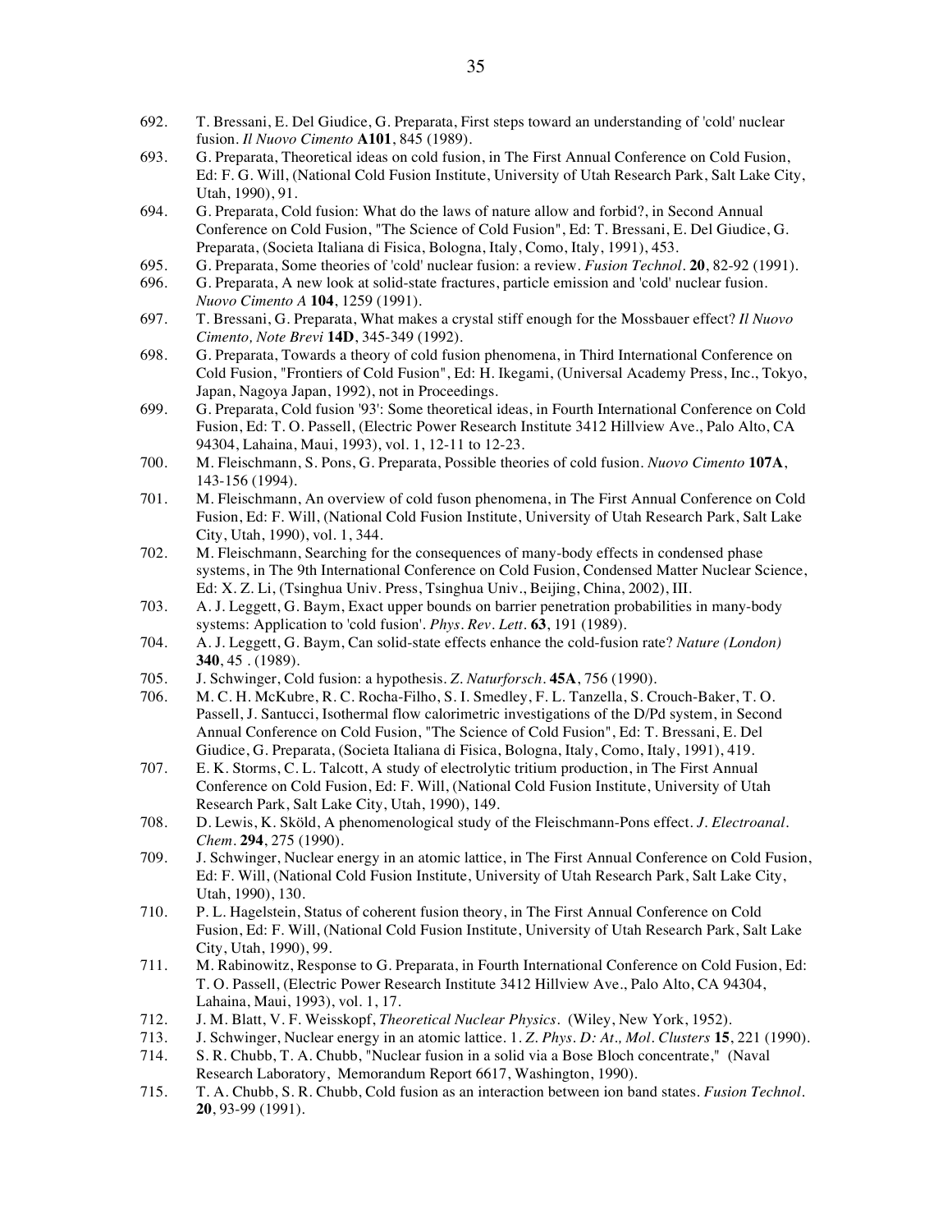692. T. Bressani, E. Del Giudice, G. Preparata, First steps toward an understanding of 'cold' nuclear fusion. *Il Nuovo Cimento* **A101**, 845 (1989).

693. G. Preparata, Theoretical ideas on cold fusion, in The First Annual Conference on Cold Fusion, Ed: F. G. Will, (National Cold Fusion Institute, University of Utah Research Park, Salt Lake City, Utah, 1990), 91.

694. G. Preparata, Cold fusion: What do the laws of nature allow and forbid?, in Second Annual Conference on Cold Fusion, "The Science of Cold Fusion", Ed: T. Bressani, E. Del Giudice, G. Preparata, (Societa Italiana di Fisica, Bologna, Italy, Como, Italy, 1991), 453.

695. G. Preparata, Some theories of 'cold' nuclear fusion: a review. *Fusion Technol.* **20**, 82-92 (1991).

696. G. Preparata, A new look at solid-state fractures, particle emission and 'cold' nuclear fusion. *Nuovo Cimento A* **104**, 1259 (1991).

697. T. Bressani, G. Preparata, What makes a crystal stiff enough for the Mossbauer effect? *Il Nuovo Cimento, Note Brevi* **14D**, 345-349 (1992).

698. G. Preparata, Towards a theory of cold fusion phenomena, in Third International Conference on Cold Fusion, "Frontiers of Cold Fusion", Ed: H. Ikegami, (Universal Academy Press, Inc., Tokyo, Japan, Nagoya Japan, 1992), not in Proceedings.

699. G. Preparata, Cold fusion '93': Some theoretical ideas, in Fourth International Conference on Cold Fusion, Ed: T. O. Passell, (Electric Power Research Institute 3412 Hillview Ave., Palo Alto, CA 94304, Lahaina, Maui, 1993), vol. 1, 12-11 to 12-23.

700. M. Fleischmann, S. Pons, G. Preparata, Possible theories of cold fusion. *Nuovo Cimento* **107A**, 143-156 (1994).

701. M. Fleischmann, An overview of cold fuson phenomena, in The First Annual Conference on Cold Fusion, Ed: F. Will, (National Cold Fusion Institute, University of Utah Research Park, Salt Lake City, Utah, 1990), vol. 1, 344.

702. M. Fleischmann, Searching for the consequences of many-body effects in condensed phase systems, in The 9th International Conference on Cold Fusion, Condensed Matter Nuclear Science, Ed: X. Z. Li, (Tsinghua Univ. Press, Tsinghua Univ., Beijing, China, 2002), III.

703. A. J. Leggett, G. Baym, Exact upper bounds on barrier penetration probabilities in many-body systems: Application to 'cold fusion'. *Phys. Rev. Lett.* **63**, 191 (1989).

704. A. J. Leggett, G. Baym, Can solid-state effects enhance the cold-fusion rate? *Nature (London)* **340**, 45 . (1989).

705. J. Schwinger, Cold fusion: a hypothesis. *Z. Naturforsch.* **45A**, 756 (1990).

706. M. C. H. McKubre, R. C. Rocha-Filho, S. I. Smedley, F. L. Tanzella, S. Crouch-Baker, T. O. Passell, J. Santucci, Isothermal flow calorimetric investigations of the D/Pd system, in Second Annual Conference on Cold Fusion, "The Science of Cold Fusion", Ed: T. Bressani, E. Del Giudice, G. Preparata, (Societa Italiana di Fisica, Bologna, Italy, Como, Italy, 1991), 419.

707. E. K. Storms, C. L. Talcott, A study of electrolytic tritium production, in The First Annual Conference on Cold Fusion, Ed: F. Will, (National Cold Fusion Institute, University of Utah Research Park, Salt Lake City, Utah, 1990), 149.

708. D. Lewis, K. Sköld, A phenomenological study of the Fleischmann-Pons effect. *J. Electroanal. Chem.* **294**, 275 (1990).

709. J. Schwinger, Nuclear energy in an atomic lattice, in The First Annual Conference on Cold Fusion, Ed: F. Will, (National Cold Fusion Institute, University of Utah Research Park, Salt Lake City, Utah, 1990), 130.

710. P. L. Hagelstein, Status of coherent fusion theory, in The First Annual Conference on Cold Fusion, Ed: F. Will, (National Cold Fusion Institute, University of Utah Research Park, Salt Lake City, Utah, 1990), 99.

711. M. Rabinowitz, Response to G. Preparata, in Fourth International Conference on Cold Fusion, Ed: T. O. Passell, (Electric Power Research Institute 3412 Hillview Ave., Palo Alto, CA 94304, Lahaina, Maui, 1993), vol. 1, 17.

712. J. M. Blatt, V. F. Weisskopf, *Theoretical Nuclear Physics*. (Wiley, New York, 1952).

713. J. Schwinger, Nuclear energy in an atomic lattice. 1. *Z. Phys. D: At., Mol. Clusters* **15**, 221 (1990).

714. S. R. Chubb, T. A. Chubb, "Nuclear fusion in a solid via a Bose Bloch concentrate," (Naval Research Laboratory, Memorandum Report 6617, Washington, 1990).

715. T. A. Chubb, S. R. Chubb, Cold fusion as an interaction between ion band states. *Fusion Technol.* **20**, 93-99 (1991).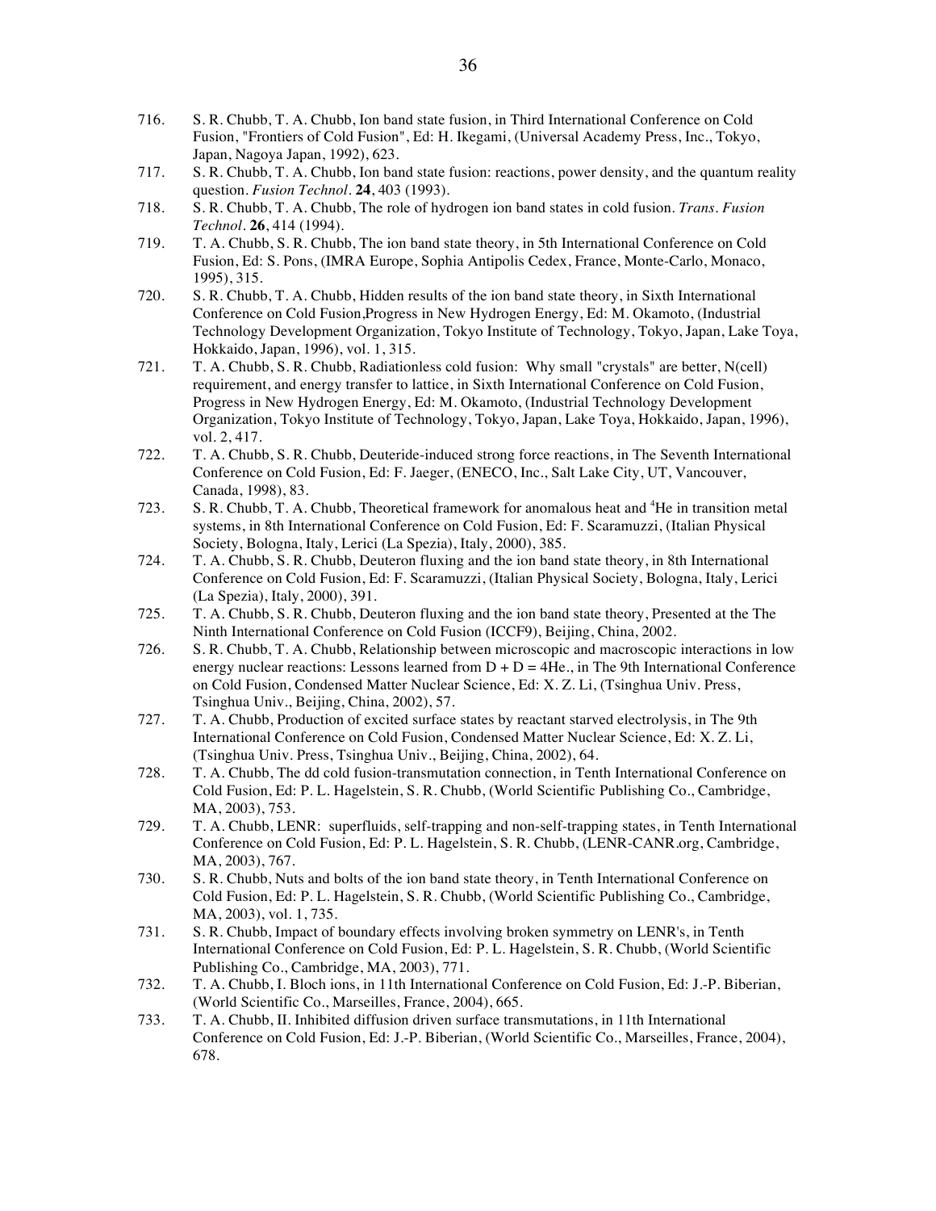716. S. R. Chubb, T. A. Chubb, Ion band state fusion, in Third International Conference on Cold Fusion, "Frontiers of Cold Fusion", Ed: H. Ikegami, (Universal Academy Press, Inc., Tokyo, Japan, Nagoya Japan, 1992), 623.
717. S. R. Chubb, T. A. Chubb, Ion band state fusion: reactions, power density, and the quantum reality question. *Fusion Technol.* **24**, 403 (1993).
718. S. R. Chubb, T. A. Chubb, The role of hydrogen ion band states in cold fusion. *Trans. Fusion Technol.* **26**, 414 (1994).
719. T. A. Chubb, S. R. Chubb, The ion band state theory, in 5th International Conference on Cold Fusion, Ed: S. Pons, (IMRA Europe, Sophia Antipolis Cedex, France, Monte-Carlo, Monaco, 1995), 315.
720. S. R. Chubb, T. A. Chubb, Hidden results of the ion band state theory, in Sixth International Conference on Cold Fusion,Progress in New Hydrogen Energy, Ed: M. Okamoto, (Industrial Technology Development Organization, Tokyo Institute of Technology, Tokyo, Japan, Lake Toya, Hokkaido, Japan, 1996), vol. 1, 315.
721. T. A. Chubb, S. R. Chubb, Radiationless cold fusion: Why small "crystals" are better, N(cell) requirement, and energy transfer to lattice, in Sixth International Conference on Cold Fusion, Progress in New Hydrogen Energy, Ed: M. Okamoto, (Industrial Technology Development Organization, Tokyo Institute of Technology, Tokyo, Japan, Lake Toya, Hokkaido, Japan, 1996), vol. 2, 417.
722. T. A. Chubb, S. R. Chubb, Deuteride-induced strong force reactions, in The Seventh International Conference on Cold Fusion, Ed: F. Jaeger, (ENECO, Inc., Salt Lake City, UT, Vancouver, Canada, 1998), 83.
723. S. R. Chubb, T. A. Chubb, Theoretical framework for anomalous heat and $^4$He in transition metal systems, in 8th International Conference on Cold Fusion, Ed: F. Scaramuzzi, (Italian Physical Society, Bologna, Italy, Lerici (La Spezia), Italy, 2000), 385.
724. T. A. Chubb, S. R. Chubb, Deuteron fluxing and the ion band state theory, in 8th International Conference on Cold Fusion, Ed: F. Scaramuzzi, (Italian Physical Society, Bologna, Italy, Lerici (La Spezia), Italy, 2000), 391.
725. T. A. Chubb, S. R. Chubb, Deuteron fluxing and the ion band state theory, Presented at the The Ninth International Conference on Cold Fusion (ICCF9), Beijing, China, 2002.
726. S. R. Chubb, T. A. Chubb, Relationship between microscopic and macroscopic interactions in low energy nuclear reactions: Lessons learned from D + D = 4He., in The 9th International Conference on Cold Fusion, Condensed Matter Nuclear Science, Ed: X. Z. Li, (Tsinghua Univ. Press, Tsinghua Univ., Beijing, China, 2002), 57.
727. T. A. Chubb, Production of excited surface states by reactant starved electrolysis, in The 9th International Conference on Cold Fusion, Condensed Matter Nuclear Science, Ed: X. Z. Li, (Tsinghua Univ. Press, Tsinghua Univ., Beijing, China, 2002), 64.
728. T. A. Chubb, The dd cold fusion-transmutation connection, in Tenth International Conference on Cold Fusion, Ed: P. L. Hagelstein, S. R. Chubb, (World Scientific Publishing Co., Cambridge, MA, 2003), 753.
729. T. A. Chubb, LENR: superfluids, self-trapping and non-self-trapping states, in Tenth International Conference on Cold Fusion, Ed: P. L. Hagelstein, S. R. Chubb, (LENR-CANR.org, Cambridge, MA, 2003), 767.
730. S. R. Chubb, Nuts and bolts of the ion band state theory, in Tenth International Conference on Cold Fusion, Ed: P. L. Hagelstein, S. R. Chubb, (World Scientific Publishing Co., Cambridge, MA, 2003), vol. 1, 735.
731. S. R. Chubb, Impact of boundary effects involving broken symmetry on LENR's, in Tenth International Conference on Cold Fusion, Ed: P. L. Hagelstein, S. R. Chubb, (World Scientific Publishing Co., Cambridge, MA, 2003), 771.
732. T. A. Chubb, I. Bloch ions, in 11th International Conference on Cold Fusion, Ed: J.-P. Biberian, (World Scientific Co., Marseilles, France, 2004), 665.
733. T. A. Chubb, II. Inhibited diffusion driven surface transmutations, in 11th International Conference on Cold Fusion, Ed: J.-P. Biberian, (World Scientific Co., Marseilles, France, 2004), 678.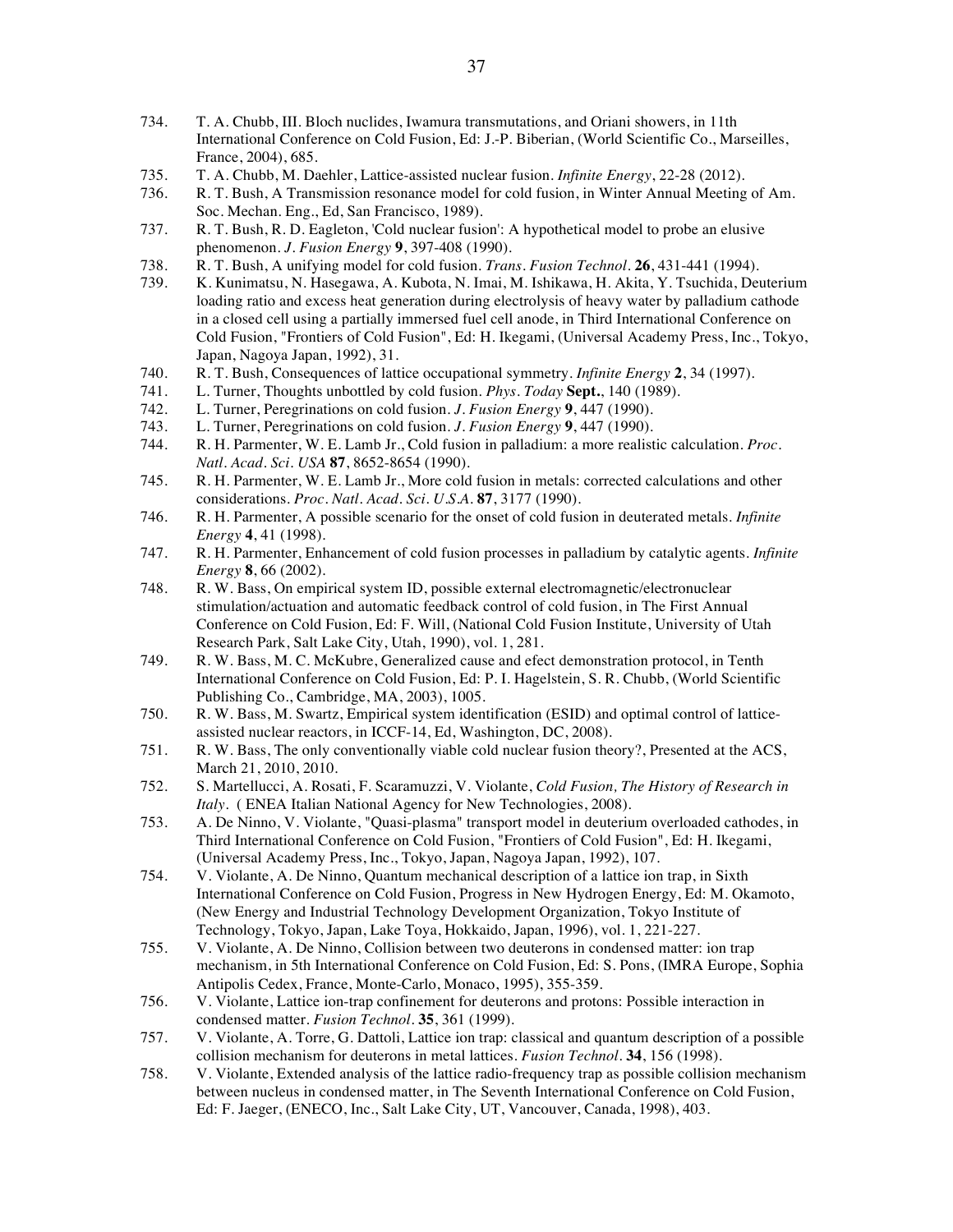734. T. A. Chubb, III. Bloch nuclides, Iwamura transmutations, and Oriani showers, in 11th International Conference on Cold Fusion, Ed: J.-P. Biberian, (World Scientific Co., Marseilles, France, 2004), 685.
735. T. A. Chubb, M. Daehler, Lattice-assisted nuclear fusion. *Infinite Energy*, 22-28 (2012).
736. R. T. Bush, A Transmission resonance model for cold fusion, in Winter Annual Meeting of Am. Soc. Mechan. Eng., Ed, San Francisco, 1989).
737. R. T. Bush, R. D. Eagleton, 'Cold nuclear fusion': A hypothetical model to probe an elusive phenomenon. *J. Fusion Energy* **9**, 397-408 (1990).
738. R. T. Bush, A unifying model for cold fusion. *Trans. Fusion Technol.* **26**, 431-441 (1994).
739. K. Kunimatsu, N. Hasegawa, A. Kubota, N. Imai, M. Ishikawa, H. Akita, Y. Tsuchida, Deuterium loading ratio and excess heat generation during electrolysis of heavy water by palladium cathode in a closed cell using a partially immersed fuel cell anode, in Third International Conference on Cold Fusion, "Frontiers of Cold Fusion", Ed: H. Ikegami, (Universal Academy Press, Inc., Tokyo, Japan, Nagoya Japan, 1992), 31.
740. R. T. Bush, Consequences of lattice occupational symmetry. *Infinite Energy* **2**, 34 (1997).
741. L. Turner, Thoughts unbottled by cold fusion. *Phys. Today* **Sept.**, 140 (1989).
742. L. Turner, Peregrinations on cold fusion. *J. Fusion Energy* **9**, 447 (1990).
743. L. Turner, Peregrinations on cold fusion. *J. Fusion Energy* **9**, 447 (1990).
744. R. H. Parmenter, W. E. Lamb Jr., Cold fusion in palladium: a more realistic calculation. *Proc. Natl. Acad. Sci. USA* **87**, 8652-8654 (1990).
745. R. H. Parmenter, W. E. Lamb Jr., More cold fusion in metals: corrected calculations and other considerations. *Proc. Natl. Acad. Sci. U.S.A.* **87**, 3177 (1990).
746. R. H. Parmenter, A possible scenario for the onset of cold fusion in deuterated metals. *Infinite Energy* **4**, 41 (1998).
747. R. H. Parmenter, Enhancement of cold fusion processes in palladium by catalytic agents. *Infinite Energy* **8**, 66 (2002).
748. R. W. Bass, On empirical system ID, possible external electromagnetic/electronuclear stimulation/actuation and automatic feedback control of cold fusion, in The First Annual Conference on Cold Fusion, Ed: F. Will, (National Cold Fusion Institute, University of Utah Research Park, Salt Lake City, Utah, 1990), vol. 1, 281.
749. R. W. Bass, M. C. McKubre, Generalized cause and efect demonstration protocol, in Tenth International Conference on Cold Fusion, Ed: P. I. Hagelstein, S. R. Chubb, (World Scientific Publishing Co., Cambridge, MA, 2003), 1005.
750. R. W. Bass, M. Swartz, Empirical system identification (ESID) and optimal control of lattice-assisted nuclear reactors, in ICCF-14, Ed, Washington, DC, 2008).
751. R. W. Bass, The only conventionally viable cold nuclear fusion theory?, Presented at the ACS, March 21, 2010, 2010.
752. S. Martellucci, A. Rosati, F. Scaramuzzi, V. Violante, *Cold Fusion, The History of Research in Italy*. ( ENEA Italian National Agency for New Technologies, 2008).
753. A. De Ninno, V. Violante, "Quasi-plasma" transport model in deuterium overloaded cathodes, in Third International Conference on Cold Fusion, "Frontiers of Cold Fusion", Ed: H. Ikegami, (Universal Academy Press, Inc., Tokyo, Japan, Nagoya Japan, 1992), 107.
754. V. Violante, A. De Ninno, Quantum mechanical description of a lattice ion trap, in Sixth International Conference on Cold Fusion, Progress in New Hydrogen Energy, Ed: M. Okamoto, (New Energy and Industrial Technology Development Organization, Tokyo Institute of Technology, Tokyo, Japan, Lake Toya, Hokkaido, Japan, 1996), vol. 1, 221-227.
755. V. Violante, A. De Ninno, Collision between two deuterons in condensed matter: ion trap mechanism, in 5th International Conference on Cold Fusion, Ed: S. Pons, (IMRA Europe, Sophia Antipolis Cedex, France, Monte-Carlo, Monaco, 1995), 355-359.
756. V. Violante, Lattice ion-trap confinement for deuterons and protons: Possible interaction in condensed matter. *Fusion Technol.* **35**, 361 (1999).
757. V. Violante, A. Torre, G. Dattoli, Lattice ion trap: classical and quantum description of a possible collision mechanism for deuterons in metal lattices. *Fusion Technol.* **34**, 156 (1998).
758. V. Violante, Extended analysis of the lattice radio-frequency trap as possible collision mechanism between nucleus in condensed matter, in The Seventh International Conference on Cold Fusion, Ed: F. Jaeger, (ENECO, Inc., Salt Lake City, UT, Vancouver, Canada, 1998), 403.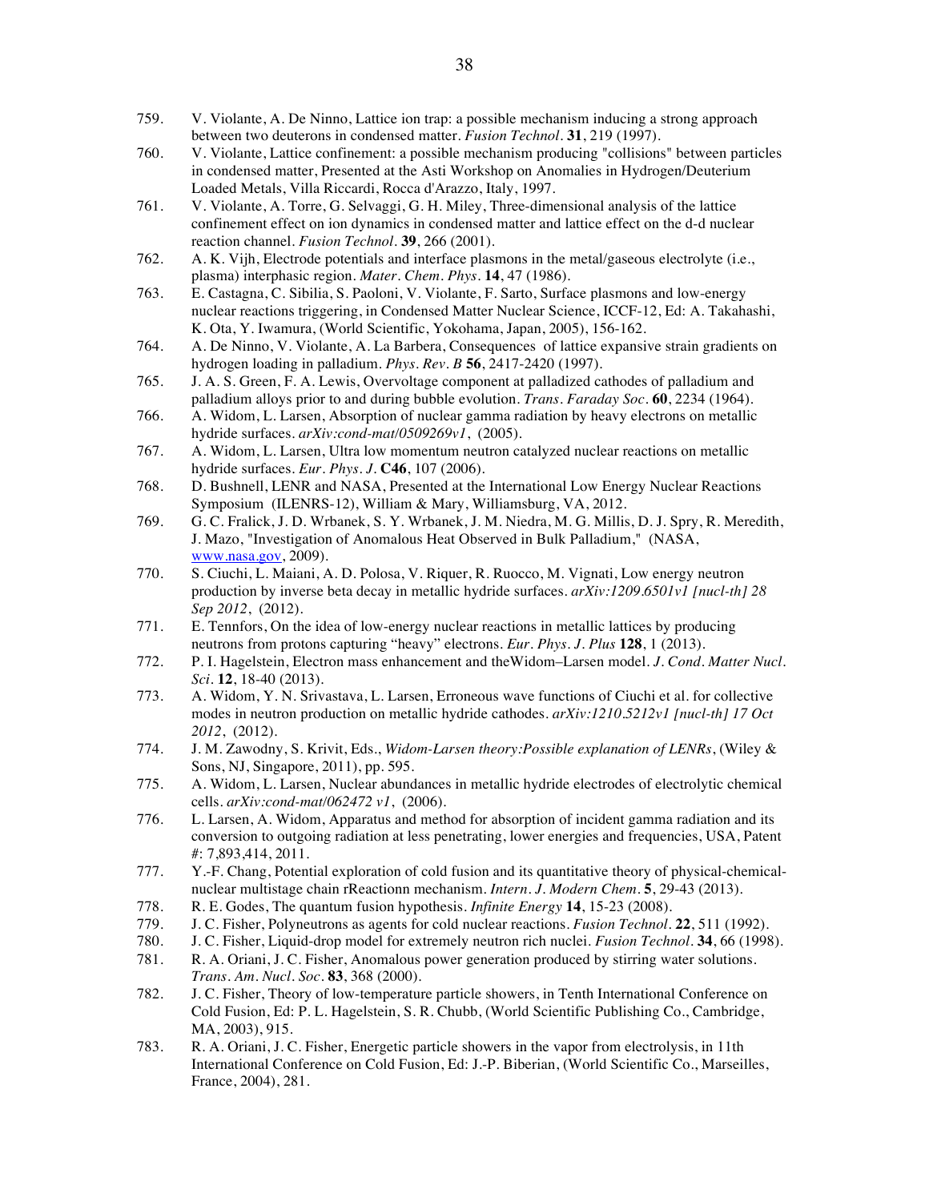759. V. Violante, A. De Ninno, Lattice ion trap: a possible mechanism inducing a strong approach between two deuterons in condensed matter. *Fusion Technol.* **31**, 219 (1997).
760. V. Violante, Lattice confinement: a possible mechanism producing "collisions" between particles in condensed matter, Presented at the Asti Workshop on Anomalies in Hydrogen/Deuterium Loaded Metals, Villa Riccardi, Rocca d'Arazzo, Italy, 1997.
761. V. Violante, A. Torre, G. Selvaggi, G. H. Miley, Three-dimensional analysis of the lattice confinement effect on ion dynamics in condensed matter and lattice effect on the d-d nuclear reaction channel. *Fusion Technol.* **39**, 266 (2001).
762. A. K. Vijh, Electrode potentials and interface plasmons in the metal/gaseous electrolyte (i.e., plasma) interphasic region. *Mater. Chem. Phys.* **14**, 47 (1986).
763. E. Castagna, C. Sibilia, S. Paoloni, V. Violante, F. Sarto, Surface plasmons and low-energy nuclear reactions triggering, in Condensed Matter Nuclear Science, ICCF-12, Ed: A. Takahashi, K. Ota, Y. Iwamura, (World Scientific, Yokohama, Japan, 2005), 156-162.
764. A. De Ninno, V. Violante, A. La Barbera, Consequences of lattice expansive strain gradients on hydrogen loading in palladium. *Phys. Rev. B* **56**, 2417-2420 (1997).
765. J. A. S. Green, F. A. Lewis, Overvoltage component at palladized cathodes of palladium and palladium alloys prior to and during bubble evolution. *Trans. Faraday Soc.* **60**, 2234 (1964).
766. A. Widom, L. Larsen, Absorption of nuclear gamma radiation by heavy electrons on metallic hydride surfaces. *arXiv:cond-mat/0509269v1*, (2005).
767. A. Widom, L. Larsen, Ultra low momentum neutron catalyzed nuclear reactions on metallic hydride surfaces. *Eur. Phys. J.* **C46**, 107 (2006).
768. D. Bushnell, LENR and NASA, Presented at the International Low Energy Nuclear Reactions Symposium (ILENRS-12), William & Mary, Williamsburg, VA, 2012.
769. G. C. Fralick, J. D. Wrbanek, S. Y. Wrbanek, J. M. Niedra, M. G. Millis, D. J. Spry, R. Meredith, J. Mazo, "Investigation of Anomalous Heat Observed in Bulk Palladium," (NASA, www.nasa.gov, 2009).
770. S. Ciuchi, L. Maiani, A. D. Polosa, V. Riquer, R. Ruocco, M. Vignati, Low energy neutron production by inverse beta decay in metallic hydride surfaces. *arXiv:1209.6501v1 [nucl-th] 28 Sep 2012*, (2012).
771. E. Tennfors, On the idea of low-energy nuclear reactions in metallic lattices by producing neutrons from protons capturing "heavy" electrons. *Eur. Phys. J. Plus* **128**, 1 (2013).
772. P. I. Hagelstein, Electron mass enhancement and theWidom–Larsen model. *J. Cond. Matter Nucl. Sci.* **12**, 18-40 (2013).
773. A. Widom, Y. N. Srivastava, L. Larsen, Erroneous wave functions of Ciuchi et al. for collective modes in neutron production on metallic hydride cathodes. *arXiv:1210.5212v1 [nucl-th] 17 Oct 2012*, (2012).
774. J. M. Zawodny, S. Krivit, Eds., *Widom-Larsen theory:Possible explanation of LENRs*, (Wiley & Sons, NJ, Singapore, 2011), pp. 595.
775. A. Widom, L. Larsen, Nuclear abundances in metallic hydride electrodes of electrolytic chemical cells. *arXiv:cond-mat/062472 v1*, (2006).
776. L. Larsen, A. Widom, Apparatus and method for absorption of incident gamma radiation and its conversion to outgoing radiation at less penetrating, lower energies and frequencies, USA, Patent #: 7,893,414, 2011.
777. Y.-F. Chang, Potential exploration of cold fusion and its quantitative theory of physical-chemical-nuclear multistage chain rReactionn mechanism. *Intern. J. Modern Chem.* **5**, 29-43 (2013).
778. R. E. Godes, The quantum fusion hypothesis. *Infinite Energy* **14**, 15-23 (2008).
779. J. C. Fisher, Polyneutrons as agents for cold nuclear reactions. *Fusion Technol.* **22**, 511 (1992).
780. J. C. Fisher, Liquid-drop model for extremely neutron rich nuclei. *Fusion Technol.* **34**, 66 (1998).
781. R. A. Oriani, J. C. Fisher, Anomalous power generation produced by stirring water solutions. *Trans. Am. Nucl. Soc.* **83**, 368 (2000).
782. J. C. Fisher, Theory of low-temperature particle showers, in Tenth International Conference on Cold Fusion, Ed: P. L. Hagelstein, S. R. Chubb, (World Scientific Publishing Co., Cambridge, MA, 2003), 915.
783. R. A. Oriani, J. C. Fisher, Energetic particle showers in the vapor from electrolysis, in 11th International Conference on Cold Fusion, Ed: J.-P. Biberian, (World Scientific Co., Marseilles, France, 2004), 281.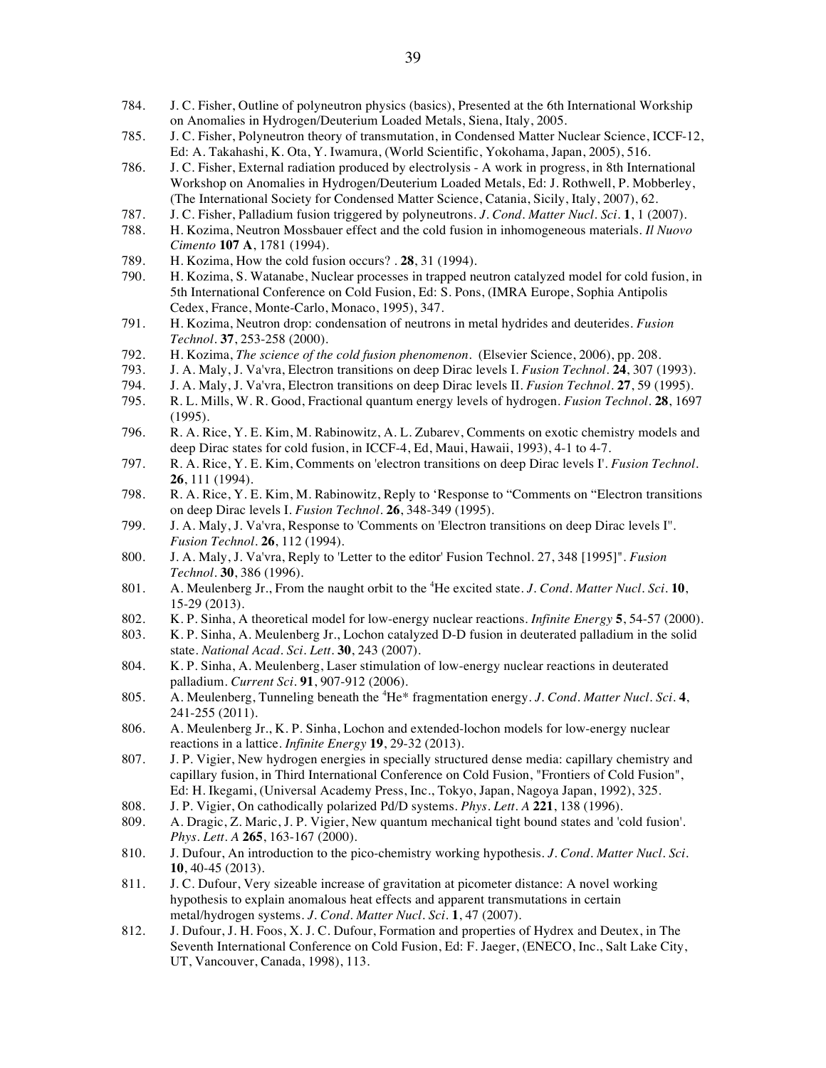784. J. C. Fisher, Outline of polyneutron physics (basics), Presented at the 6th International Workshop on Anomalies in Hydrogen/Deuterium Loaded Metals, Siena, Italy, 2005.
785. J. C. Fisher, Polyneutron theory of transmutation, in Condensed Matter Nuclear Science, ICCF-12, Ed: A. Takahashi, K. Ota, Y. Iwamura, (World Scientific, Yokohama, Japan, 2005), 516.
786. J. C. Fisher, External radiation produced by electrolysis - A work in progress, in 8th International Workshop on Anomalies in Hydrogen/Deuterium Loaded Metals, Ed: J. Rothwell, P. Mobberley, (The International Society for Condensed Matter Science, Catania, Sicily, Italy, 2007), 62.
787. J. C. Fisher, Palladium fusion triggered by polyneutrons. *J. Cond. Matter Nucl. Sci.* **1**, 1 (2007).
788. H. Kozima, Neutron Mossbauer effect and the cold fusion in inhomogeneous materials. *Il Nuovo Cimento* **107 A**, 1781 (1994).
789. H. Kozima, How the cold fusion occurs? . **28**, 31 (1994).
790. H. Kozima, S. Watanabe, Nuclear processes in trapped neutron catalyzed model for cold fusion, in 5th International Conference on Cold Fusion, Ed: S. Pons, (IMRA Europe, Sophia Antipolis Cedex, France, Monte-Carlo, Monaco, 1995), 347.
791. H. Kozima, Neutron drop: condensation of neutrons in metal hydrides and deuterides. *Fusion Technol.* **37**, 253-258 (2000).
792. H. Kozima, *The science of the cold fusion phenomenon*. (Elsevier Science, 2006), pp. 208.
793. J. A. Maly, J. Va'vra, Electron transitions on deep Dirac levels I. *Fusion Technol.* **24**, 307 (1993).
794. J. A. Maly, J. Va'vra, Electron transitions on deep Dirac levels II. *Fusion Technol.* **27**, 59 (1995).
795. R. L. Mills, W. R. Good, Fractional quantum energy levels of hydrogen. *Fusion Technol.* **28**, 1697 (1995).
796. R. A. Rice, Y. E. Kim, M. Rabinowitz, A. L. Zubarev, Comments on exotic chemistry models and deep Dirac states for cold fusion, in ICCF-4, Ed, Maui, Hawaii, 1993), 4-1 to 4-7.
797. R. A. Rice, Y. E. Kim, Comments on 'electron transitions on deep Dirac levels I'. *Fusion Technol.* **26**, 111 (1994).
798. R. A. Rice, Y. E. Kim, M. Rabinowitz, Reply to 'Response to "Comments on "Electron transitions on deep Dirac levels I. *Fusion Technol.* **26**, 348-349 (1995).
799. J. A. Maly, J. Va'vra, Response to 'Comments on 'Electron transitions on deep Dirac levels I". *Fusion Technol.* **26**, 112 (1994).
800. J. A. Maly, J. Va'vra, Reply to 'Letter to the editor' Fusion Technol. 27, 348 [1995]". *Fusion Technol.* **30**, 386 (1996).
801. A. Meulenberg Jr., From the naught orbit to the $^4$He excited state. *J. Cond. Matter Nucl. Sci.* **10**, 15-29 (2013).
802. K. P. Sinha, A theoretical model for low-energy nuclear reactions. *Infinite Energy* **5**, 54-57 (2000).
803. K. P. Sinha, A. Meulenberg Jr., Lochon catalyzed D-D fusion in deuterated palladium in the solid state. *National Acad. Sci. Lett.* **30**, 243 (2007).
804. K. P. Sinha, A. Meulenberg, Laser stimulation of low-energy nuclear reactions in deuterated palladium. *Current Sci.* **91**, 907-912 (2006).
805. A. Meulenberg, Tunneling beneath the $^4$He* fragmentation energy. *J. Cond. Matter Nucl. Sci.* **4**, 241-255 (2011).
806. A. Meulenberg Jr., K. P. Sinha, Lochon and extended-lochon models for low-energy nuclear reactions in a lattice. *Infinite Energy* **19**, 29-32 (2013).
807. J. P. Vigier, New hydrogen energies in specially structured dense media: capillary chemistry and capillary fusion, in Third International Conference on Cold Fusion, "Frontiers of Cold Fusion", Ed: H. Ikegami, (Universal Academy Press, Inc., Tokyo, Japan, Nagoya Japan, 1992), 325.
808. J. P. Vigier, On cathodically polarized Pd/D systems. *Phys. Lett. A* **221**, 138 (1996).
809. A. Dragic, Z. Maric, J. P. Vigier, New quantum mechanical tight bound states and 'cold fusion'. *Phys. Lett. A* **265**, 163-167 (2000).
810. J. Dufour, An introduction to the pico-chemistry working hypothesis. *J. Cond. Matter Nucl. Sci.* **10**, 40-45 (2013).
811. J. C. Dufour, Very sizeable increase of gravitation at picometer distance: A novel working hypothesis to explain anomalous heat effects and apparent transmutations in certain metal/hydrogen systems. *J. Cond. Matter Nucl. Sci.* **1**, 47 (2007).
812. J. Dufour, J. H. Foos, X. J. C. Dufour, Formation and properties of Hydrex and Deutex, in The Seventh International Conference on Cold Fusion, Ed: F. Jaeger, (ENECO, Inc., Salt Lake City, UT, Vancouver, Canada, 1998), 113.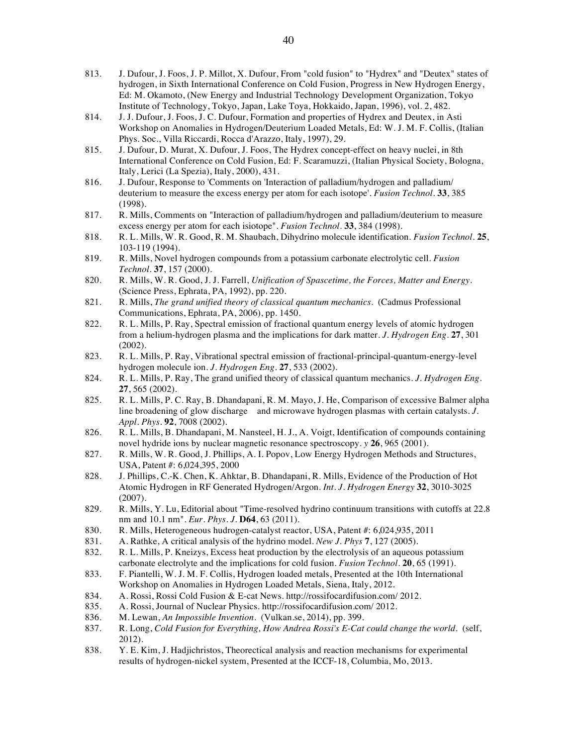813. J. Dufour, J. Foos, J. P. Millot, X. Dufour, From "cold fusion" to "Hydrex" and "Deutex" states of hydrogen, in Sixth International Conference on Cold Fusion, Progress in New Hydrogen Energy, Ed: M. Okamoto, (New Energy and Industrial Technology Development Organization, Tokyo Institute of Technology, Tokyo, Japan, Lake Toya, Hokkaido, Japan, 1996), vol. 2, 482.
814. J. J. Dufour, J. Foos, J. C. Dufour, Formation and properties of Hydrex and Deutex, in Asti Workshop on Anomalies in Hydrogen/Deuterium Loaded Metals, Ed: W. J. M. F. Collis, (Italian Phys. Soc., Villa Riccardi, Rocca d'Arazzo, Italy, 1997), 29.
815. J. Dufour, D. Murat, X. Dufour, J. Foos, The Hydrex concept-effect on heavy nuclei, in 8th International Conference on Cold Fusion, Ed: F. Scaramuzzi, (Italian Physical Society, Bologna, Italy, Lerici (La Spezia), Italy, 2000), 431.
816. J. Dufour, Response to 'Comments on 'Interaction of palladium/hydrogen and palladium/ deuterium to measure the excess energy per atom for each isotope'. *Fusion Technol.* **33**, 385 (1998).
817. R. Mills, Comments on "Interaction of palladium/hydrogen and palladium/deuterium to measure excess energy per atom for each isiotope". *Fusion Technol.* **33**, 384 (1998).
818. R. L. Mills, W. R. Good, R. M. Shaubach, Dihydrino molecule identification. *Fusion Technol.* **25**, 103-119 (1994).
819. R. Mills, Novel hydrogen compounds from a potassium carbonate electrolytic cell. *Fusion Technol.* **37**, 157 (2000).
820. R. Mills, W. R. Good, J. J. Farrell, *Unification of Spascetime, the Forces, Matter and Energy.* (Science Press, Ephrata, PA, 1992), pp. 220.
821. R. Mills, *The grand unified theory of classical quantum mechanics.* (Cadmus Professional Communications, Ephrata, PA, 2006), pp. 1450.
822. R. L. Mills, P. Ray, Spectral emission of fractional quantum energy levels of atomic hydrogen from a helium-hydrogen plasma and the implications for dark matter. *J. Hydrogen Eng.* **27**, 301 (2002).
823. R. L. Mills, P. Ray, Vibrational spectral emission of fractional-principal-quantum-energy-level hydrogen molecule ion. *J. Hydrogen Eng.* **27**, 533 (2002).
824. R. L. Mills, P. Ray, The grand unified theory of classical quantum mechanics. *J. Hydrogen Eng.* **27**, 565 (2002).
825. R. L. Mills, P. C. Ray, B. Dhandapani, R. M. Mayo, J. He, Comparison of excessive Balmer alpha line broadening of glow discharge and microwave hydrogen plasmas with certain catalysts. *J. Appl. Phys.* **92**, 7008 (2002).
826. R. L. Mills, B. Dhandapani, M. Nansteel, H. J., A. Voigt, Identification of compounds containing novel hydride ions by nuclear magnetic resonance spectroscopy. *y* **26**, 965 (2001).
827. R. Mills, W. R. Good, J. Phillips, A. I. Popov, Low Energy Hydrogen Methods and Structures, USA, Patent #: 6,024,395, 2000
828. J. Phillips, C.-K. Chen, K. Ahktar, B. Dhandapani, R. Mills, Evidence of the Production of Hot Atomic Hydrogen in RF Generated Hydrogen/Argon. *Int. J. Hydrogen Energy* **32**, 3010-3025 (2007).
829. R. Mills, Y. Lu, Editorial about "Time-resolved hydrino continuum transitions with cutoffs at 22.8 nm and 10.1 nm". *Eur. Phys. J.* **D64**, 63 (2011).
830. R. Mills, Heterogeneous hudrogen-catalyst reactor, USA, Patent #: 6,024,935, 2011
831. A. Rathke, A critical analysis of the hydrino model. *New J. Phys* **7**, 127 (2005).
832. R. L. Mills, P. Kneizys, Excess heat production by the electrolysis of an aqueous potassium carbonate electrolyte and the implications for cold fusion. *Fusion Technol.* **20**, 65 (1991).
833. F. Piantelli, W. J. M. F. Collis, Hydrogen loaded metals, Presented at the 10th International Workshop on Anomalies in Hydrogen Loaded Metals, Siena, Italy, 2012.
834. A. Rossi, Rossi Cold Fusion & E-cat News. http://rossifocardifusion.com/ 2012.
835. A. Rossi, Journal of Nuclear Physics. http://rossifocardifusion.com/ 2012.
836. M. Lewan, *An Impossible Invention.* (Vulkan.se, 2014), pp. 399.
837. R. Long, *Cold Fusion for Everything, How Andrea Rossi's E-Cat could change the world.* (self, 2012).
838. Y. E. Kim, J. Hadjichristos, Theorectical analysis and reaction mechanisms for experimental results of hydrogen-nickel system, Presented at the ICCF-18, Columbia, Mo, 2013.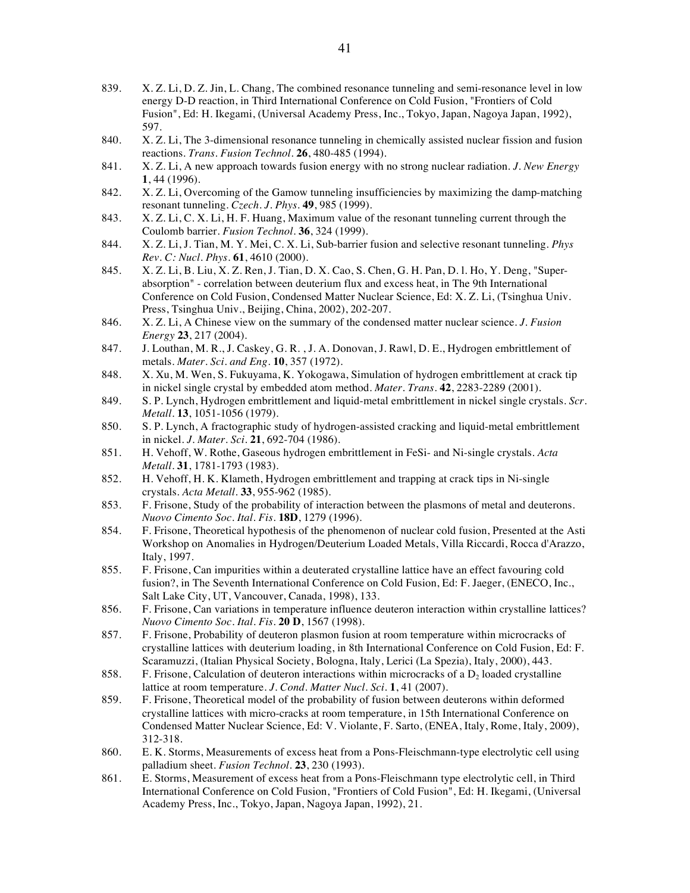839. X. Z. Li, D. Z. Jin, L. Chang, The combined resonance tunneling and semi-resonance level in low energy D-D reaction, in Third International Conference on Cold Fusion, "Frontiers of Cold Fusion", Ed: H. Ikegami, (Universal Academy Press, Inc., Tokyo, Japan, Nagoya Japan, 1992), 597.

840. X. Z. Li, The 3-dimensional resonance tunneling in chemically assisted nuclear fission and fusion reactions. *Trans. Fusion Technol.* **26**, 480-485 (1994).

841. X. Z. Li, A new approach towards fusion energy with no strong nuclear radiation. *J. New Energy* **1**, 44 (1996).

842. X. Z. Li, Overcoming of the Gamow tunneling insufficiencies by maximizing the damp-matching resonant tunneling. *Czech. J. Phys.* **49**, 985 (1999).

843. X. Z. Li, C. X. Li, H. F. Huang, Maximum value of the resonant tunneling current through the Coulomb barrier. *Fusion Technol.* **36**, 324 (1999).

844. X. Z. Li, J. Tian, M. Y. Mei, C. X. Li, Sub-barrier fusion and selective resonant tunneling. *Phys Rev. C: Nucl. Phys.* **61**, 4610 (2000).

845. X. Z. Li, B. Liu, X. Z. Ren, J. Tian, D. X. Cao, S. Chen, G. H. Pan, D. l. Ho, Y. Deng, "Super-absorption" - correlation between deuterium flux and excess heat, in The 9th International Conference on Cold Fusion, Condensed Matter Nuclear Science, Ed: X. Z. Li, (Tsinghua Univ. Press, Tsinghua Univ., Beijing, China, 2002), 202-207.

846. X. Z. Li, A Chinese view on the summary of the condensed matter nuclear science. *J. Fusion Energy* **23**, 217 (2004).

847. J. Louthan, M. R., J. Caskey, G. R. , J. A. Donovan, J. Rawl, D. E., Hydrogen embrittlement of metals. *Mater. Sci. and Eng.* **10**, 357 (1972).

848. X. Xu, M. Wen, S. Fukuyama, K. Yokogawa, Simulation of hydrogen embrittlement at crack tip in nickel single crystal by embedded atom method. *Mater. Trans.* **42**, 2283-2289 (2001).

849. S. P. Lynch, Hydrogen embrittlement and liquid-metal embrittlement in nickel single crystals. *Scr. Metall.* **13**, 1051-1056 (1979).

850. S. P. Lynch, A fractographic study of hydrogen-assisted cracking and liquid-metal embrittlement in nickel. *J. Mater. Sci.* **21**, 692-704 (1986).

851. H. Vehoff, W. Rothe, Gaseous hydrogen embrittlement in FeSi- and Ni-single crystals. *Acta Metall.* **31**, 1781-1793 (1983).

852. H. Vehoff, H. K. Klameth, Hydrogen embrittlement and trapping at crack tips in Ni-single crystals. *Acta Metall.* **33**, 955-962 (1985).

853. F. Frisone, Study of the probability of interaction between the plasmons of metal and deuterons. *Nuovo Cimento Soc. Ital. Fis.* **18D**, 1279 (1996).

854. F. Frisone, Theoretical hypothesis of the phenomenon of nuclear cold fusion, Presented at the Asti Workshop on Anomalies in Hydrogen/Deuterium Loaded Metals, Villa Riccardi, Rocca d'Arazzo, Italy, 1997.

855. F. Frisone, Can impurities within a deuterated crystalline lattice have an effect favouring cold fusion?, in The Seventh International Conference on Cold Fusion, Ed: F. Jaeger, (ENECO, Inc., Salt Lake City, UT, Vancouver, Canada, 1998), 133.

856. F. Frisone, Can variations in temperature influence deuteron interaction within crystalline lattices? *Nuovo Cimento Soc. Ital. Fis.* **20 D**, 1567 (1998).

857. F. Frisone, Probability of deuteron plasmon fusion at room temperature within microcracks of crystalline lattices with deuterium loading, in 8th International Conference on Cold Fusion, Ed: F. Scaramuzzi, (Italian Physical Society, Bologna, Italy, Lerici (La Spezia), Italy, 2000), 443.

858. F. Frisone, Calculation of deuteron interactions within microcracks of a $D_2$ loaded crystalline lattice at room temperature. *J. Cond. Matter Nucl. Sci.* **1**, 41 (2007).

859. F. Frisone, Theoretical model of the probability of fusion between deuterons within deformed crystalline lattices with micro-cracks at room temperature, in 15th International Conference on Condensed Matter Nuclear Science, Ed: V. Violante, F. Sarto, (ENEA, Italy, Rome, Italy, 2009), 312-318.

860. E. K. Storms, Measurements of excess heat from a Pons-Fleischmann-type electrolytic cell using palladium sheet. *Fusion Technol.* **23**, 230 (1993).

861. E. Storms, Measurement of excess heat from a Pons-Fleischmann type electrolytic cell, in Third International Conference on Cold Fusion, "Frontiers of Cold Fusion", Ed: H. Ikegami, (Universal Academy Press, Inc., Tokyo, Japan, Nagoya Japan, 1992), 21.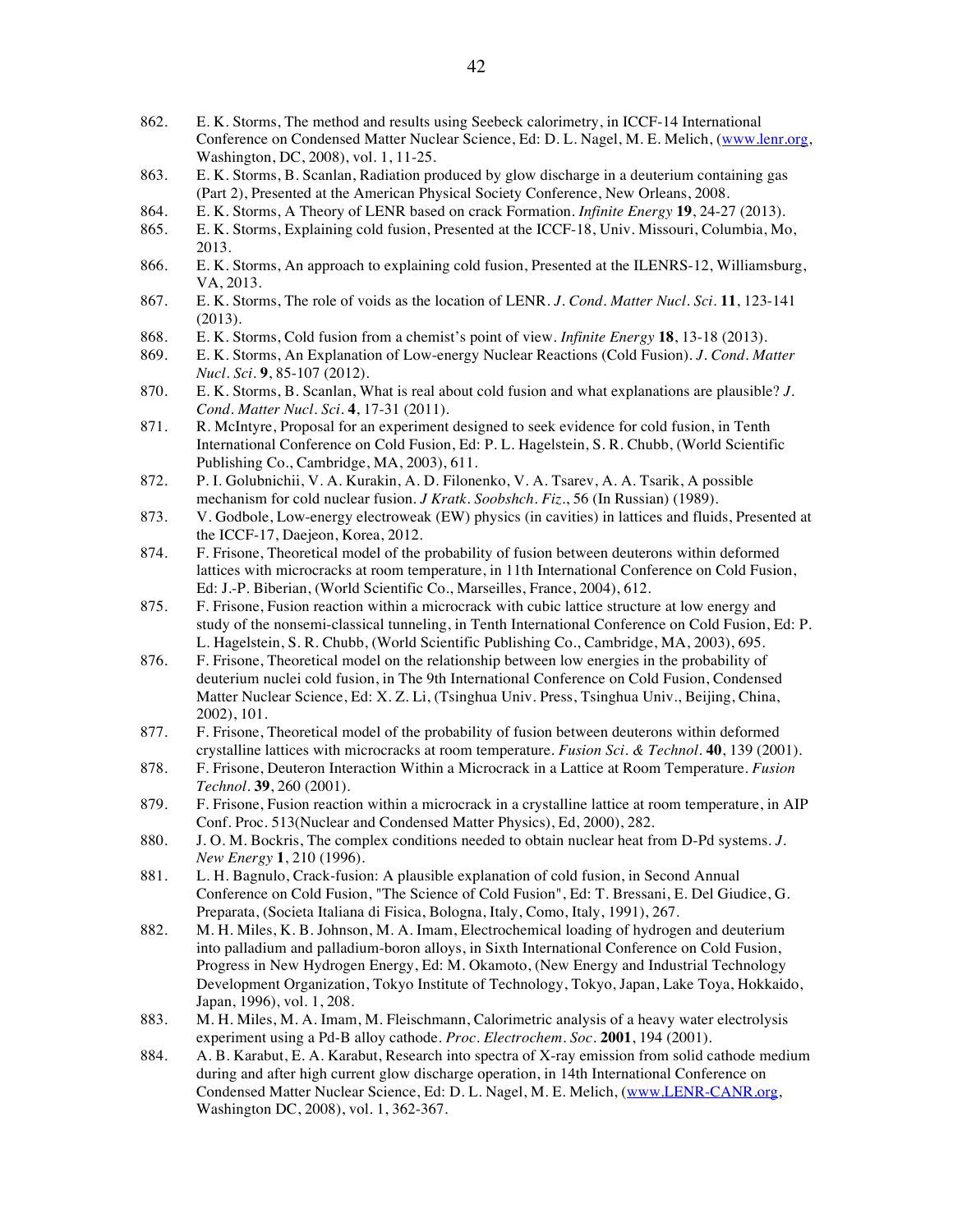862. E. K. Storms, The method and results using Seebeck calorimetry, in ICCF-14 International Conference on Condensed Matter Nuclear Science, Ed: D. L. Nagel, M. E. Melich, (www.lenr.org, Washington, DC, 2008), vol. 1, 11-25.

863. E. K. Storms, B. Scanlan, Radiation produced by glow discharge in a deuterium containing gas (Part 2), Presented at the American Physical Society Conference, New Orleans, 2008.

864. E. K. Storms, A Theory of LENR based on crack Formation. *Infinite Energy* **19**, 24-27 (2013).

865. E. K. Storms, Explaining cold fusion, Presented at the ICCF-18, Univ. Missouri, Columbia, Mo, 2013.

866. E. K. Storms, An approach to explaining cold fusion, Presented at the ILENRS-12, Williamsburg, VA, 2013.

867. E. K. Storms, The role of voids as the location of LENR. *J. Cond. Matter Nucl. Sci.* **11**, 123-141 (2013).

868. E. K. Storms, Cold fusion from a chemist's point of view. *Infinite Energy* **18**, 13-18 (2013).

869. E. K. Storms, An Explanation of Low-energy Nuclear Reactions (Cold Fusion). *J. Cond. Matter Nucl. Sci.* **9**, 85-107 (2012).

870. E. K. Storms, B. Scanlan, What is real about cold fusion and what explanations are plausible? *J. Cond. Matter Nucl. Sci.* **4**, 17-31 (2011).

871. R. McIntyre, Proposal for an experiment designed to seek evidence for cold fusion, in Tenth International Conference on Cold Fusion, Ed: P. L. Hagelstein, S. R. Chubb, (World Scientific Publishing Co., Cambridge, MA, 2003), 611.

872. P. I. Golubnichii, V. A. Kurakin, A. D. Filonenko, V. A. Tsarev, A. A. Tsarik, A possible mechanism for cold nuclear fusion. *J Kratk. Soobshch. Fiz.*, 56 (In Russian) (1989).

873. V. Godbole, Low-energy electroweak (EW) physics (in cavities) in lattices and fluids, Presented at the ICCF-17, Daejeon, Korea, 2012.

874. F. Frisone, Theoretical model of the probability of fusion between deuterons within deformed lattices with microcracks at room temperature, in 11th International Conference on Cold Fusion, Ed: J.-P. Biberian, (World Scientific Co., Marseilles, France, 2004), 612.

875. F. Frisone, Fusion reaction within a microcrack with cubic lattice structure at low energy and study of the nonsemi-classical tunneling, in Tenth International Conference on Cold Fusion, Ed: P. L. Hagelstein, S. R. Chubb, (World Scientific Publishing Co., Cambridge, MA, 2003), 695.

876. F. Frisone, Theoretical model on the relationship between low energies in the probability of deuterium nuclei cold fusion, in The 9th International Conference on Cold Fusion, Condensed Matter Nuclear Science, Ed: X. Z. Li, (Tsinghua Univ. Press, Tsinghua Univ., Beijing, China, 2002), 101.

877. F. Frisone, Theoretical model of the probability of fusion between deuterons within deformed crystalline lattices with microcracks at room temperature. *Fusion Sci. & Technol.* **40**, 139 (2001).

878. F. Frisone, Deuteron Interaction Within a Microcrack in a Lattice at Room Temperature. *Fusion Technol.* **39**, 260 (2001).

879. F. Frisone, Fusion reaction within a microcrack in a crystalline lattice at room temperature, in AIP Conf. Proc. 513(Nuclear and Condensed Matter Physics), Ed, 2000), 282.

880. J. O. M. Bockris, The complex conditions needed to obtain nuclear heat from D-Pd systems. *J. New Energy* **1**, 210 (1996).

881. L. H. Bagnulo, Crack-fusion: A plausible explanation of cold fusion, in Second Annual Conference on Cold Fusion, "The Science of Cold Fusion", Ed: T. Bressani, E. Del Giudice, G. Preparata, (Societa Italiana di Fisica, Bologna, Italy, Como, Italy, 1991), 267.

882. M. H. Miles, K. B. Johnson, M. A. Imam, Electrochemical loading of hydrogen and deuterium into palladium and palladium-boron alloys, in Sixth International Conference on Cold Fusion, Progress in New Hydrogen Energy, Ed: M. Okamoto, (New Energy and Industrial Technology Development Organization, Tokyo Institute of Technology, Tokyo, Japan, Lake Toya, Hokkaido, Japan, 1996), vol. 1, 208.

883. M. H. Miles, M. A. Imam, M. Fleischmann, Calorimetric analysis of a heavy water electrolysis experiment using a Pd-B alloy cathode. *Proc. Electrochem. Soc.* **2001**, 194 (2001).

884. A. B. Karabut, E. A. Karabut, Research into spectra of X-ray emission from solid cathode medium during and after high current glow discharge operation, in 14th International Conference on Condensed Matter Nuclear Science, Ed: D. L. Nagel, M. E. Melich, (www.LENR-CANR.org, Washington DC, 2008), vol. 1, 362-367.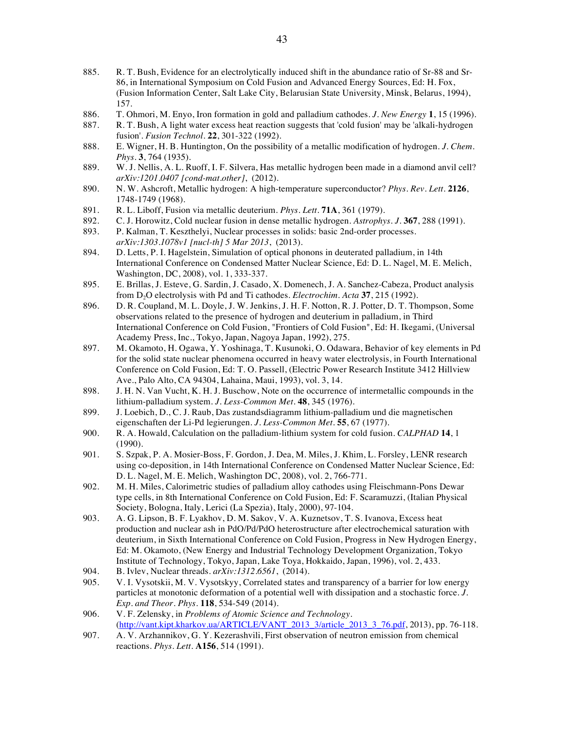885. R. T. Bush, Evidence for an electrolytically induced shift in the abundance ratio of Sr-88 and Sr-86, in International Symposium on Cold Fusion and Advanced Energy Sources, Ed: H. Fox, (Fusion Information Center, Salt Lake City, Belarusian State University, Minsk, Belarus, 1994), 157.

886. T. Ohmori, M. Enyo, Iron formation in gold and palladium cathodes. *J. New Energy* **1**, 15 (1996).

887. R. T. Bush, A light water excess heat reaction suggests that 'cold fusion' may be 'alkali-hydrogen fusion'. *Fusion Technol.* **22**, 301-322 (1992).

888. E. Wigner, H. B. Huntington, On the possibility of a metallic modification of hydrogen. *J. Chem. Phys.* **3**, 764 (1935).

889. W. J. Nellis, A. L. Ruoff, I. F. Silvera, Has metallic hydrogen been made in a diamond anvil cell? *arXiv:1201.0407 [cond-mat.other]*, (2012).

890. N. W. Ashcroft, Metallic hydrogen: A high-temperature superconductor? *Phys. Rev. Lett.* **2126**, 1748-1749 (1968).

891. R. L. Liboff, Fusion via metallic deuterium. *Phys. Lett.* **71A**, 361 (1979).

892. C. J. Horowitz, Cold nuclear fusion in dense metallic hydrogen. *Astrophys. J.* **367**, 288 (1991).

893. P. Kalman, T. Keszthelyi, Nuclear processes in solids: basic 2nd-order processes. *arXiv:1303.1078v1 [nucl-th] 5 Mar 2013*, (2013).

894. D. Letts, P. I. Hagelstein, Simulation of optical phonons in deuterated palladium, in 14th International Conference on Condensed Matter Nuclear Science, Ed: D. L. Nagel, M. E. Melich, Washington, DC, 2008), vol. 1, 333-337.

895. E. Brillas, J. Esteve, G. Sardin, J. Casado, X. Domenech, J. A. Sanchez-Cabeza, Product analysis from $D_2O$ electrolysis with Pd and Ti cathodes. *Electrochim. Acta* **37**, 215 (1992).

896. D. R. Coupland, M. L. Doyle, J. W. Jenkins, J. H. F. Notton, R. J. Potter, D. T. Thompson, Some observations related to the presence of hydrogen and deuterium in palladium, in Third International Conference on Cold Fusion, "Frontiers of Cold Fusion", Ed: H. Ikegami, (Universal Academy Press, Inc., Tokyo, Japan, Nagoya Japan, 1992), 275.

897. M. Okamoto, H. Ogawa, Y. Yoshinaga, T. Kusunoki, O. Odawara, Behavior of key elements in Pd for the solid state nuclear phenomena occurred in heavy water electrolysis, in Fourth International Conference on Cold Fusion, Ed: T. O. Passell, (Electric Power Research Institute 3412 Hillview Ave., Palo Alto, CA 94304, Lahaina, Maui, 1993), vol. 3, 14.

898. J. H. N. Van Vucht, K. H. J. Buschow, Note on the occurrence of intermetallic compounds in the lithium-palladium system. *J. Less-Common Met.* **48**, 345 (1976).

899. J. Loebich, D., C. J. Raub, Das zustandsdiagramm lithium-palladium und die magnetischen eigenschaften der Li-Pd legierungen. *J. Less-Common Met.* **55**, 67 (1977).

900. R. A. Howald, Calculation on the palladium-lithium system for cold fusion. *CALPHAD* **14**, 1 (1990).

901. S. Szpak, P. A. Mosier-Boss, F. Gordon, J. Dea, M. Miles, J. Khim, L. Forsley, LENR research using co-deposition, in 14th International Conference on Condensed Matter Nuclear Science, Ed: D. L. Nagel, M. E. Melich, Washington DC, 2008), vol. 2, 766-771.

902. M. H. Miles, Calorimetric studies of palladium alloy cathodes using Fleischmann-Pons Dewar type cells, in 8th International Conference on Cold Fusion, Ed: F. Scaramuzzi, (Italian Physical Society, Bologna, Italy, Lerici (La Spezia), Italy, 2000), 97-104.

903. A. G. Lipson, B. F. Lyakhov, D. M. Sakov, V. A. Kuznetsov, T. S. Ivanova, Excess heat production and nuclear ash in PdO/Pd/PdO heterostructure after electrochemical saturation with deuterium, in Sixth International Conference on Cold Fusion, Progress in New Hydrogen Energy, Ed: M. Okamoto, (New Energy and Industrial Technology Development Organization, Tokyo Institute of Technology, Tokyo, Japan, Lake Toya, Hokkaido, Japan, 1996), vol. 2, 433.

904. B. Ivlev, Nuclear threads. *arXiv:1312.6561*, (2014).

905. V. I. Vysotskii, M. V. Vysotskyy, Correlated states and transparency of a barrier for low energy particles at monotonic deformation of a potential well with dissipation and a stochastic force. *J. Exp. and Theor. Phys.* **118**, 534-549 (2014).

906. V. F. Zelensky, in *Problems of Atomic Science and Technology*. (http://vant.kipt.kharkov.ua/ARTICLE/VANT_2013_3/article_2013_3_76.pdf, 2013), pp. 76-118.

907. A. V. Arzhannikov, G. Y. Kezerashvili, First observation of neutron emission from chemical reactions. *Phys. Lett.* **A156**, 514 (1991).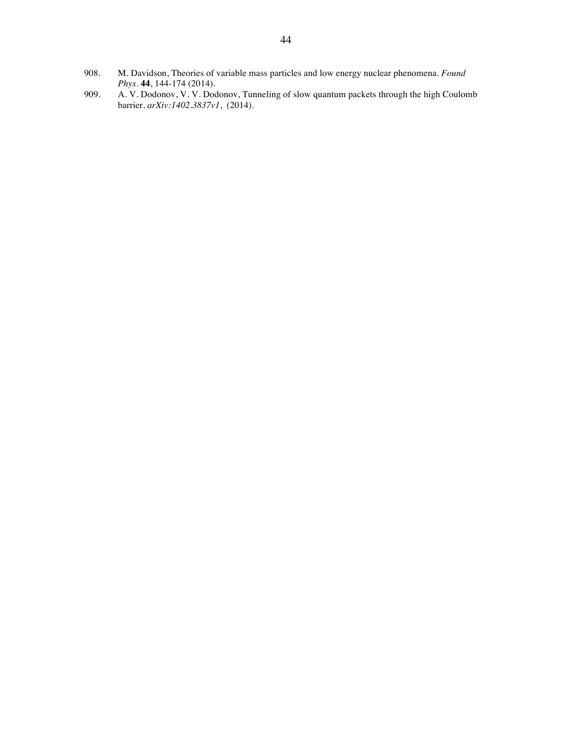908. M. Davidson, Theories of variable mass particles and low energy nuclear phenomena. *Found Phys.* **44**, 144-174 (2014).
909. A. V. Dodonov, V. V. Dodonov, Tunneling of slow quantum packets through the high Coulomb barrier. *arXiv:1402.3837v1*, (2014).